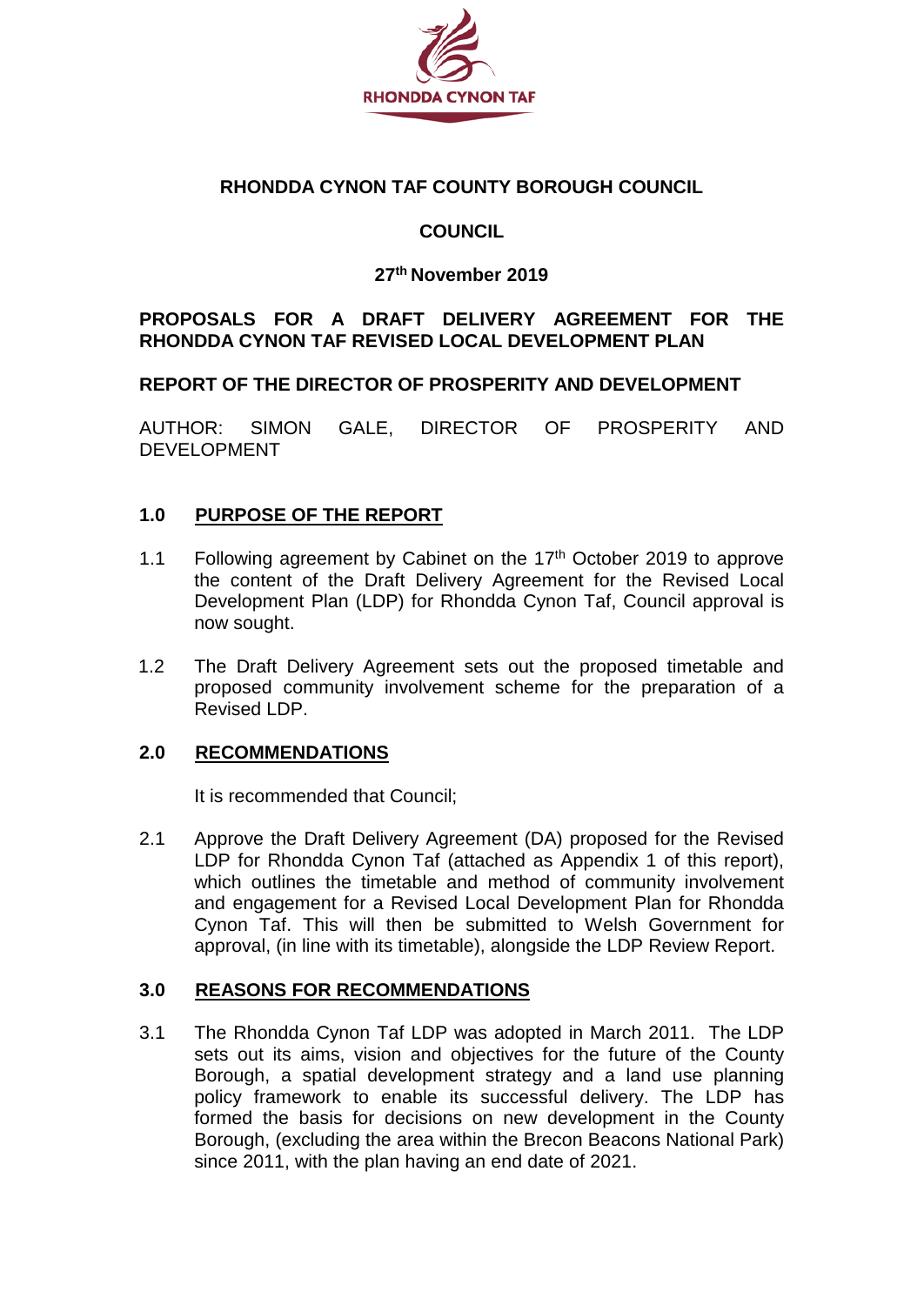RHONDDA CYNON TAF

**RHONDDA CYNON TAF COUNTY BOROUGH COUNCIL**

**COUNCIL**

**27th November 2019**

**PROPOSALS FOR A DRAFT DELIVERY AGREEMENT FOR THE RHONDDA CYNON TAF REVISED LOCAL DEVELOPMENT PLAN**

**REPORT OF THE DIRECTOR OF PROSPERITY AND DEVELOPMENT**

AUTHOR: SIMON GALE, DIRECTOR OF PROSPERITY AND DEVELOPMENT

## 1.0 PURPOSE OF THE REPORT

1.1 Following agreement by Cabinet on the 17th October 2019 to approve the content of the Draft Delivery Agreement for the Revised Local Development Plan (LDP) for Rhondda Cynon Taf, Council approval is now sought.

1.2 The Draft Delivery Agreement sets out the proposed timetable and proposed community involvement scheme for the preparation of a Revised LDP.

## 2.0 RECOMMENDATIONS

It is recommended that Council;

2.1 Approve the Draft Delivery Agreement (DA) proposed for the Revised LDP for Rhondda Cynon Taf (attached as Appendix 1 of this report), which outlines the timetable and method of community involvement and engagement for a Revised Local Development Plan for Rhondda Cynon Taf. This will then be submitted to Welsh Government for approval, (in line with its timetable), alongside the LDP Review Report.

## 3.0 REASONS FOR RECOMMENDATIONS

3.1 The Rhondda Cynon Taf LDP was adopted in March 2011. The LDP sets out its aims, vision and objectives for the future of the County Borough, a spatial development strategy and a land use planning policy framework to enable its successful delivery. The LDP has formed the basis for decisions on new development in the County Borough, (excluding the area within the Brecon Beacons National Park) since 2011, with the plan having an end date of 2021.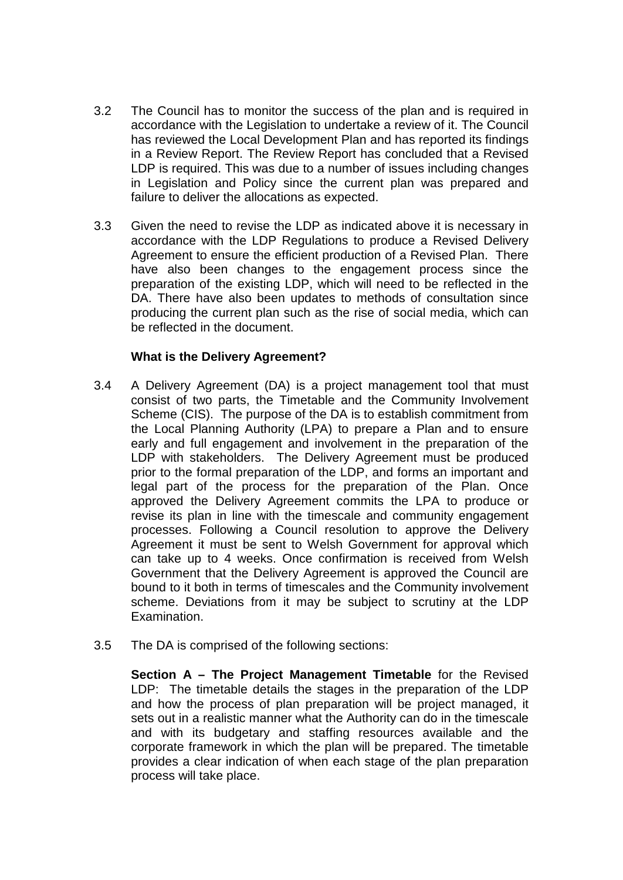3.2 The Council has to monitor the success of the plan and is required in accordance with the Legislation to undertake a review of it. The Council has reviewed the Local Development Plan and has reported its findings in a Review Report. The Review Report has concluded that a Revised LDP is required. This was due to a number of issues including changes in Legislation and Policy since the current plan was prepared and failure to deliver the allocations as expected.

3.3 Given the need to revise the LDP as indicated above it is necessary in accordance with the LDP Regulations to produce a Revised Delivery Agreement to ensure the efficient production of a Revised Plan. There have also been changes to the engagement process since the preparation of the existing LDP, which will need to be reflected in the DA. There have also been updates to methods of consultation since producing the current plan such as the rise of social media, which can be reflected in the document.

**What is the Delivery Agreement?**

3.4 A Delivery Agreement (DA) is a project management tool that must consist of two parts, the Timetable and the Community Involvement Scheme (CIS). The purpose of the DA is to establish commitment from the Local Planning Authority (LPA) to prepare a Plan and to ensure early and full engagement and involvement in the preparation of the LDP with stakeholders. The Delivery Agreement must be produced prior to the formal preparation of the LDP, and forms an important and legal part of the process for the preparation of the Plan. Once approved the Delivery Agreement commits the LPA to produce or revise its plan in line with the timescale and community engagement processes. Following a Council resolution to approve the Delivery Agreement it must be sent to Welsh Government for approval which can take up to 4 weeks. Once confirmation is received from Welsh Government that the Delivery Agreement is approved the Council are bound to it both in terms of timescales and the Community involvement scheme. Deviations from it may be subject to scrutiny at the LDP Examination.

3.5 The DA is comprised of the following sections:

**Section A – The Project Management Timetable** for the Revised LDP: The timetable details the stages in the preparation of the LDP and how the process of plan preparation will be project managed, it sets out in a realistic manner what the Authority can do in the timescale and with its budgetary and staffing resources available and the corporate framework in which the plan will be prepared. The timetable provides a clear indication of when each stage of the plan preparation process will take place.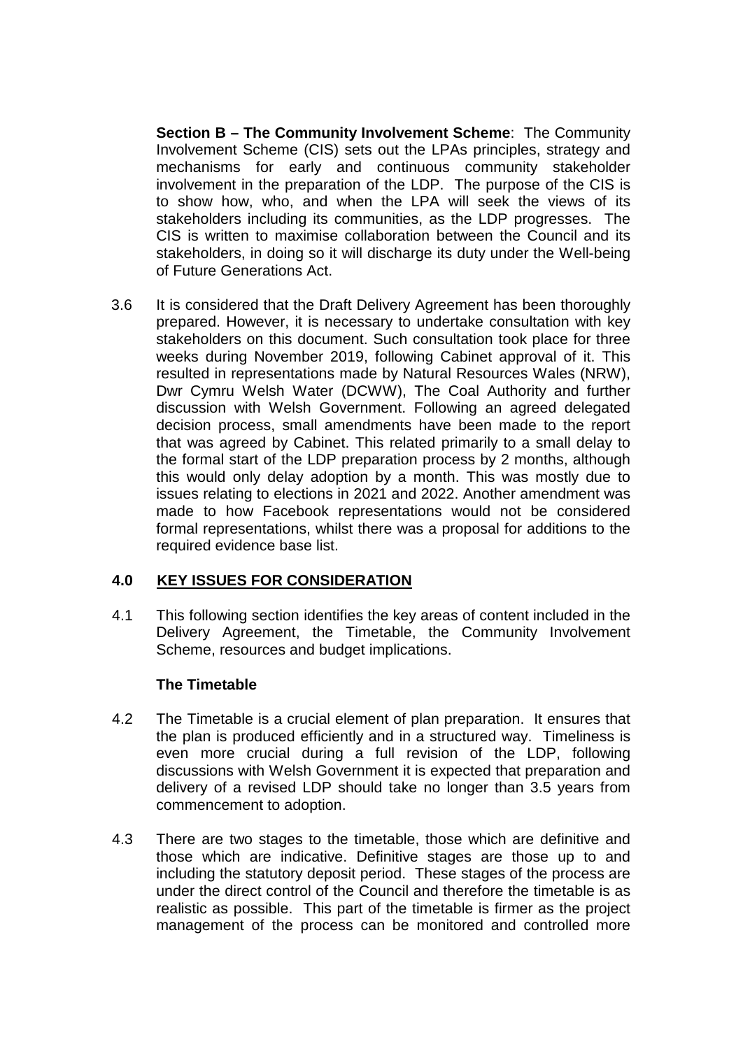**Section B – The Community Involvement Scheme**: The Community Involvement Scheme (CIS) sets out the LPAs principles, strategy and mechanisms for early and continuous community stakeholder involvement in the preparation of the LDP. The purpose of the CIS is to show how, who, and when the LPA will seek the views of its stakeholders including its communities, as the LDP progresses. The CIS is written to maximise collaboration between the Council and its stakeholders, in doing so it will discharge its duty under the Well-being of Future Generations Act.

3.6 It is considered that the Draft Delivery Agreement has been thoroughly prepared. However, it is necessary to undertake consultation with key stakeholders on this document. Such consultation took place for three weeks during November 2019, following Cabinet approval of it. This resulted in representations made by Natural Resources Wales (NRW), Dwr Cymru Welsh Water (DCWW), The Coal Authority and further discussion with Welsh Government. Following an agreed delegated decision process, small amendments have been made to the report that was agreed by Cabinet. This related primarily to a small delay to the formal start of the LDP preparation process by 2 months, although this would only delay adoption by a month. This was mostly due to issues relating to elections in 2021 and 2022. Another amendment was made to how Facebook representations would not be considered formal representations, whilst there was a proposal for additions to the required evidence base list.

## 4.0 KEY ISSUES FOR CONSIDERATION

4.1 This following section identifies the key areas of content included in the Delivery Agreement, the Timetable, the Community Involvement Scheme, resources and budget implications.

### The Timetable

4.2 The Timetable is a crucial element of plan preparation. It ensures that the plan is produced efficiently and in a structured way. Timeliness is even more crucial during a full revision of the LDP, following discussions with Welsh Government it is expected that preparation and delivery of a revised LDP should take no longer than 3.5 years from commencement to adoption.

4.3 There are two stages to the timetable, those which are definitive and those which are indicative. Definitive stages are those up to and including the statutory deposit period. These stages of the process are under the direct control of the Council and therefore the timetable is as realistic as possible. This part of the timetable is firmer as the project management of the process can be monitored and controlled more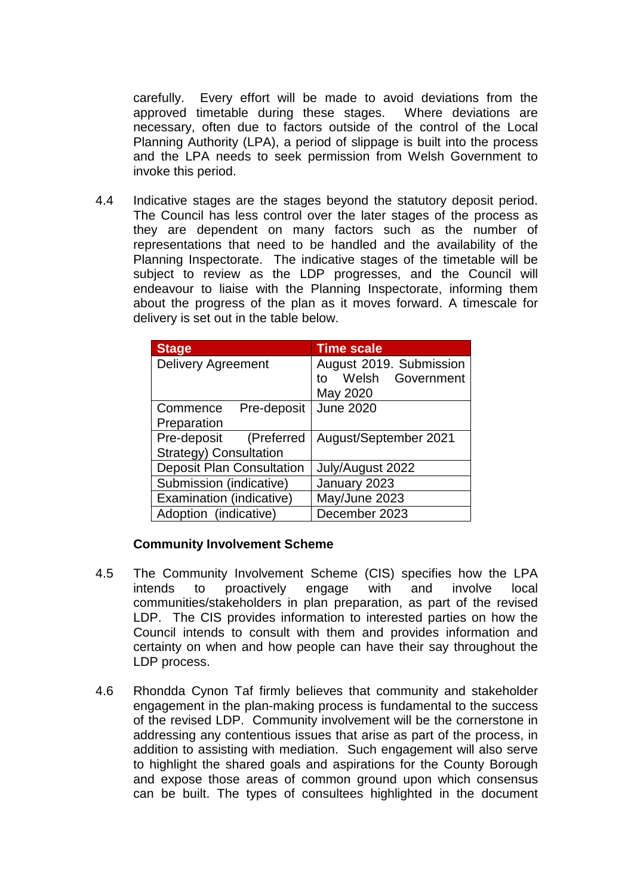carefully. Every effort will be made to avoid deviations from the approved timetable during these stages. Where deviations are necessary, often due to factors outside of the control of the Local Planning Authority (LPA), a period of slippage is built into the process and the LPA needs to seek permission from Welsh Government to invoke this period.

4.4 Indicative stages are the stages beyond the statutory deposit period. The Council has less control over the later stages of the process as they are dependent on many factors such as the number of representations that need to be handled and the availability of the Planning Inspectorate. The indicative stages of the timetable will be subject to review as the LDP progresses, and the Council will endeavour to liaise with the Planning Inspectorate, informing them about the progress of the plan as it moves forward. A timescale for delivery is set out in the table below.

| Stage | Time scale |
|---|---|
| Delivery Agreement | August 2019. Submission to Welsh Government May 2020 |
| Commence Pre-deposit Preparation | June 2020 |
| Pre-deposit (Preferred Strategy) Consultation | August/September 2021 |
| Deposit Plan Consultation | July/August 2022 |
| Submission (indicative) | January 2023 |
| Examination (indicative) | May/June 2023 |
| Adoption (indicative) | December 2023 |

**Community Involvement Scheme**

4.5 The Community Involvement Scheme (CIS) specifies how the LPA intends to proactively engage with and involve local communities/stakeholders in plan preparation, as part of the revised LDP. The CIS provides information to interested parties on how the Council intends to consult with them and provides information and certainty on when and how people can have their say throughout the LDP process.

4.6 Rhondda Cynon Taf firmly believes that community and stakeholder engagement in the plan-making process is fundamental to the success of the revised LDP. Community involvement will be the cornerstone in addressing any contentious issues that arise as part of the process, in addition to assisting with mediation. Such engagement will also serve to highlight the shared goals and aspirations for the County Borough and expose those areas of common ground upon which consensus can be built. The types of consultees highlighted in the document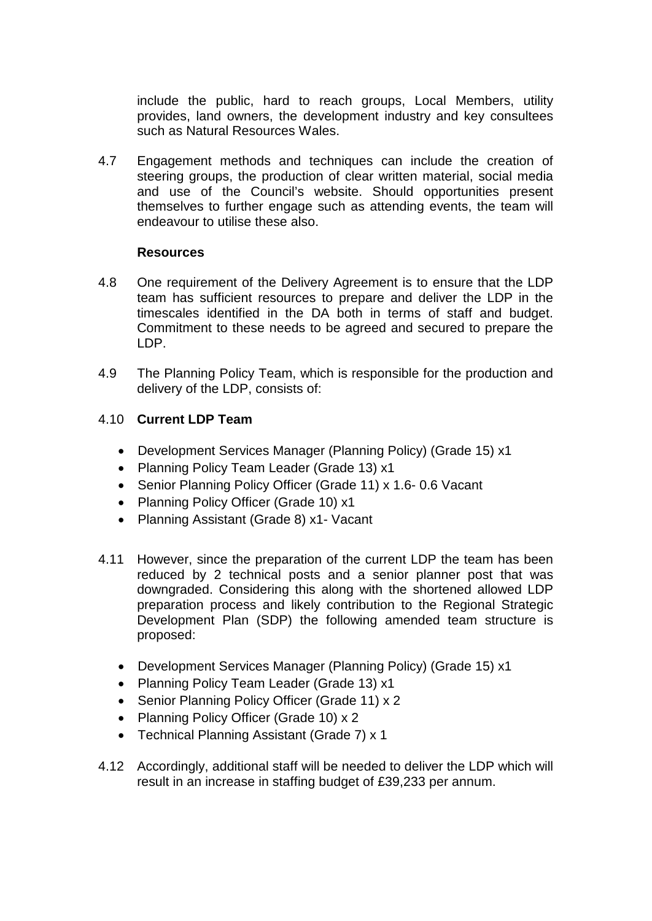include the public, hard to reach groups, Local Members, utility provides, land owners, the development industry and key consultees such as Natural Resources Wales.

4.7 Engagement methods and techniques can include the creation of steering groups, the production of clear written material, social media and use of the Council's website. Should opportunities present themselves to further engage such as attending events, the team will endeavour to utilise these also.

**Resources**

4.8 One requirement of the Delivery Agreement is to ensure that the LDP team has sufficient resources to prepare and deliver the LDP in the timescales identified in the DA both in terms of staff and budget. Commitment to these needs to be agreed and secured to prepare the LDP.

4.9 The Planning Policy Team, which is responsible for the production and delivery of the LDP, consists of:

4.10 **Current LDP Team**

- Development Services Manager (Planning Policy) (Grade 15) x1
- Planning Policy Team Leader (Grade 13) x1
- Senior Planning Policy Officer (Grade 11) x 1.6- 0.6 Vacant
- Planning Policy Officer (Grade 10) x1
- Planning Assistant (Grade 8) x1- Vacant

4.11 However, since the preparation of the current LDP the team has been reduced by 2 technical posts and a senior planner post that was downgraded. Considering this along with the shortened allowed LDP preparation process and likely contribution to the Regional Strategic Development Plan (SDP) the following amended team structure is proposed:

- Development Services Manager (Planning Policy) (Grade 15) x1
- Planning Policy Team Leader (Grade 13) x1
- Senior Planning Policy Officer (Grade 11) x 2
- Planning Policy Officer (Grade 10) x 2
- Technical Planning Assistant (Grade 7) x 1

4.12 Accordingly, additional staff will be needed to deliver the LDP which will result in an increase in staffing budget of £39,233 per annum.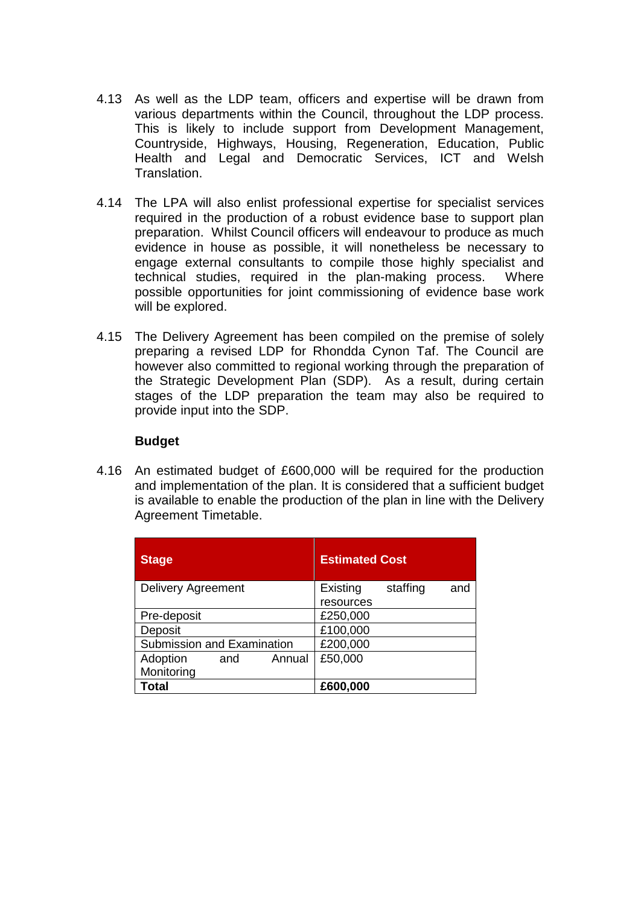4.13 As well as the LDP team, officers and expertise will be drawn from various departments within the Council, throughout the LDP process. This is likely to include support from Development Management, Countryside, Highways, Housing, Regeneration, Education, Public Health and Legal and Democratic Services, ICT and Welsh Translation.

4.14 The LPA will also enlist professional expertise for specialist services required in the production of a robust evidence base to support plan preparation. Whilst Council officers will endeavour to produce as much evidence in house as possible, it will nonetheless be necessary to engage external consultants to compile those highly specialist and technical studies, required in the plan-making process. Where possible opportunities for joint commissioning of evidence base work will be explored.

4.15 The Delivery Agreement has been compiled on the premise of solely preparing a revised LDP for Rhondda Cynon Taf. The Council are however also committed to regional working through the preparation of the Strategic Development Plan (SDP). As a result, during certain stages of the LDP preparation the team may also be required to provide input into the SDP.

**Budget**

4.16 An estimated budget of £600,000 will be required for the production and implementation of the plan. It is considered that a sufficient budget is available to enable the production of the plan in line with the Delivery Agreement Timetable.

| Stage | Estimated Cost |
|---|---|
| Delivery Agreement | Existing staffing and resources |
| Pre-deposit | £250,000 |
| Deposit | £100,000 |
| Submission and Examination | £200,000 |
| Adoption and Annual Monitoring | £50,000 |
| **Total** | **£600,000** |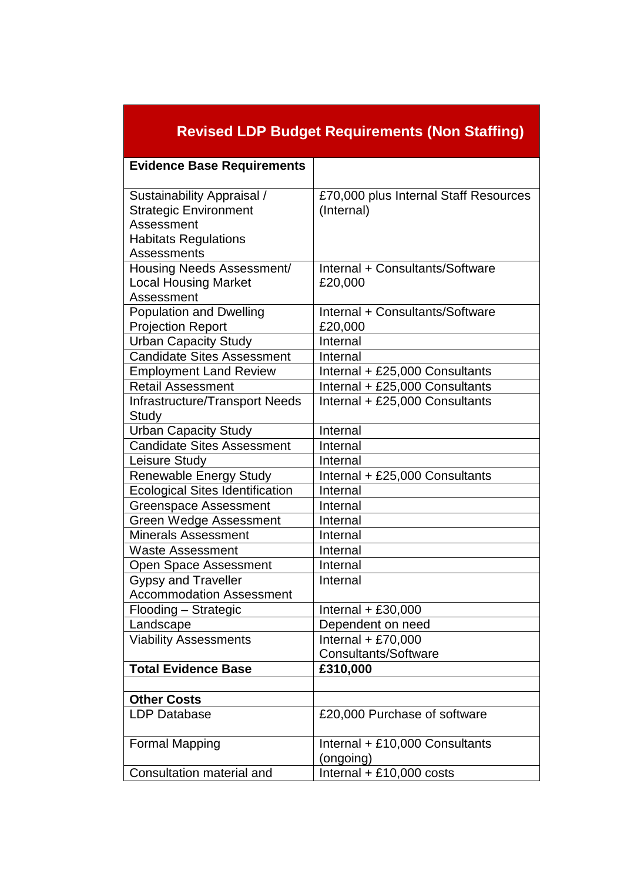| Revised LDP Budget Requirements (Non Staffing) | |
|---|---|
| **Evidence Base Requirements** | |
| Sustainability Appraisal / Strategic Environment Assessment Habitats Regulations Assessments | £70,000 plus Internal Staff Resources (Internal) |
| Housing Needs Assessment/ Local Housing Market Assessment | Internal + Consultants/Software £20,000 |
| Population and Dwelling Projection Report | Internal + Consultants/Software £20,000 |
| Urban Capacity Study | Internal |
| Candidate Sites Assessment | Internal |
| Employment Land Review | Internal + £25,000 Consultants |
| Retail Assessment | Internal + £25,000 Consultants |
| Infrastructure/Transport Needs Study | Internal + £25,000 Consultants |
| Urban Capacity Study | Internal |
| Candidate Sites Assessment | Internal |
| Leisure Study | Internal |
| Renewable Energy Study | Internal + £25,000 Consultants |
| Ecological Sites Identification | Internal |
| Greenspace Assessment | Internal |
| Green Wedge Assessment | Internal |
| Minerals Assessment | Internal |
| Waste Assessment | Internal |
| Open Space Assessment | Internal |
| Gypsy and Traveller Accommodation Assessment | Internal |
| Flooding – Strategic | Internal + £30,000 |
| Landscape | Dependent on need |
| Viability Assessments | Internal + £70,000 Consultants/Software |
| **Total Evidence Base** | **£310,000** |
| | |
| **Other Costs** | |
| LDP Database | £20,000 Purchase of software |
| Formal Mapping | Internal + £10,000 Consultants (ongoing) |
| Consultation material and | Internal + £10,000 costs |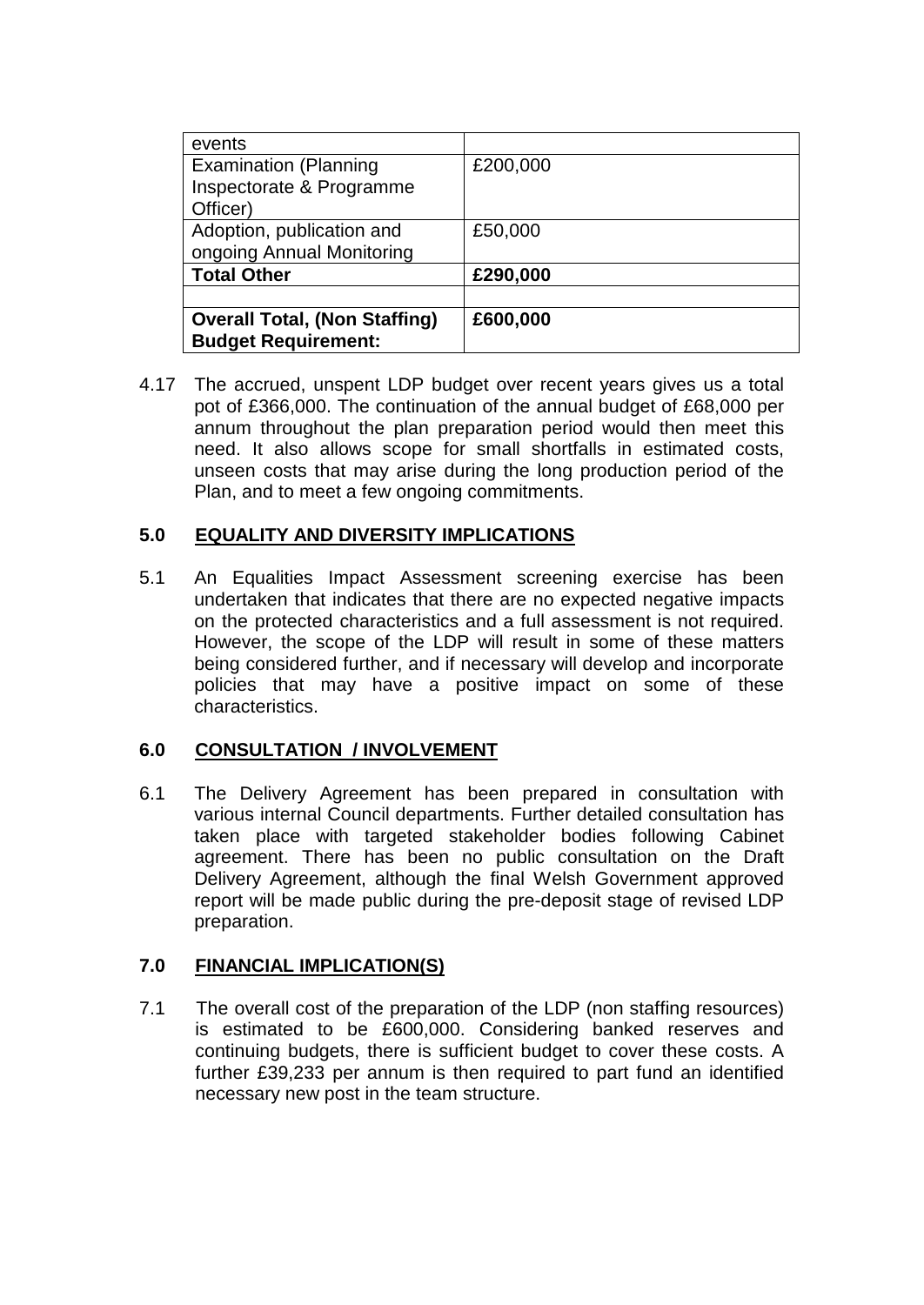| events | |
|---|---|
| Examination (Planning Inspectorate & Programme Officer) | £200,000 |
| Adoption, publication and ongoing Annual Monitoring | £50,000 |
| **Total Other** | **£290,000** |
| | |
| **Overall Total, (Non Staffing) Budget Requirement:** | **£600,000** |

4.17 The accrued, unspent LDP budget over recent years gives us a total pot of £366,000. The continuation of the annual budget of £68,000 per annum throughout the plan preparation period would then meet this need. It also allows scope for small shortfalls in estimated costs, unseen costs that may arise during the long production period of the Plan, and to meet a few ongoing commitments.

## 5.0 EQUALITY AND DIVERSITY IMPLICATIONS

5.1 An Equalities Impact Assessment screening exercise has been undertaken that indicates that there are no expected negative impacts on the protected characteristics and a full assessment is not required. However, the scope of the LDP will result in some of these matters being considered further, and if necessary will develop and incorporate policies that may have a positive impact on some of these characteristics.

## 6.0 CONSULTATION / INVOLVEMENT

6.1 The Delivery Agreement has been prepared in consultation with various internal Council departments. Further detailed consultation has taken place with targeted stakeholder bodies following Cabinet agreement. There has been no public consultation on the Draft Delivery Agreement, although the final Welsh Government approved report will be made public during the pre-deposit stage of revised LDP preparation.

## 7.0 FINANCIAL IMPLICATION(S)

7.1 The overall cost of the preparation of the LDP (non staffing resources) is estimated to be £600,000. Considering banked reserves and continuing budgets, there is sufficient budget to cover these costs. A further £39,233 per annum is then required to part fund an identified necessary new post in the team structure.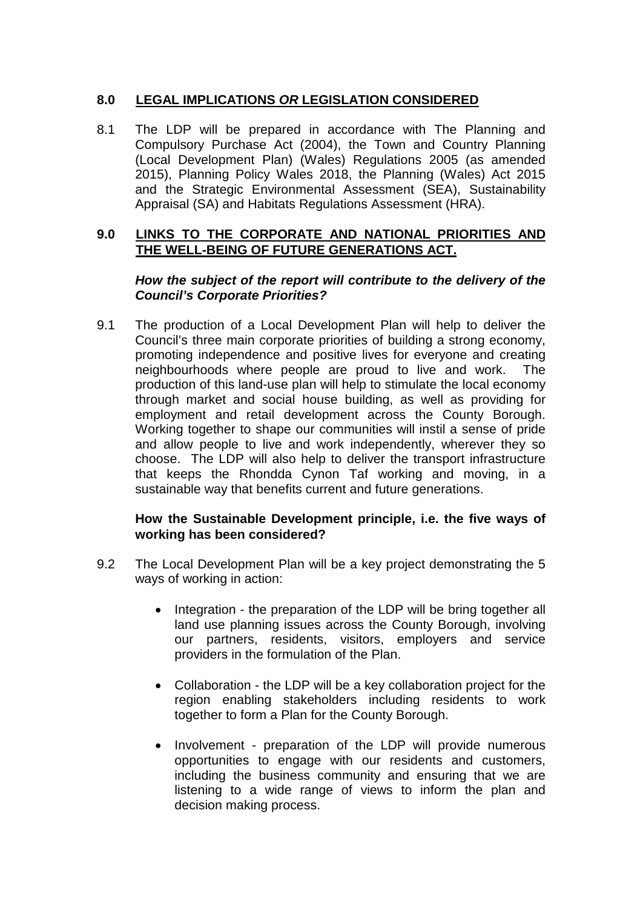## 8.0 LEGAL IMPLICATIONS *OR* LEGISLATION CONSIDERED

8.1 The LDP will be prepared in accordance with The Planning and Compulsory Purchase Act (2004), the Town and Country Planning (Local Development Plan) (Wales) Regulations 2005 (as amended 2015), Planning Policy Wales 2018, the Planning (Wales) Act 2015 and the Strategic Environmental Assessment (SEA), Sustainability Appraisal (SA) and Habitats Regulations Assessment (HRA).

## 9.0 LINKS TO THE CORPORATE AND NATIONAL PRIORITIES AND THE WELL-BEING OF FUTURE GENERATIONS ACT.

***How the subject of the report will contribute to the delivery of the Council's Corporate Priorities?***

9.1 The production of a Local Development Plan will help to deliver the Council's three main corporate priorities of building a strong economy, promoting independence and positive lives for everyone and creating neighbourhoods where people are proud to live and work. The production of this land-use plan will help to stimulate the local economy through market and social house building, as well as providing for employment and retail development across the County Borough. Working together to shape our communities will instil a sense of pride and allow people to live and work independently, wherever they so choose. The LDP will also help to deliver the transport infrastructure that keeps the Rhondda Cynon Taf working and moving, in a sustainable way that benefits current and future generations.

**How the Sustainable Development principle, i.e. the five ways of working has been considered?**

9.2 The Local Development Plan will be a key project demonstrating the 5 ways of working in action:

- Integration - the preparation of the LDP will be bring together all land use planning issues across the County Borough, involving our partners, residents, visitors, employers and service providers in the formulation of the Plan.
- Collaboration - the LDP will be a key collaboration project for the region enabling stakeholders including residents to work together to form a Plan for the County Borough.
- Involvement - preparation of the LDP will provide numerous opportunities to engage with our residents and customers, including the business community and ensuring that we are listening to a wide range of views to inform the plan and decision making process.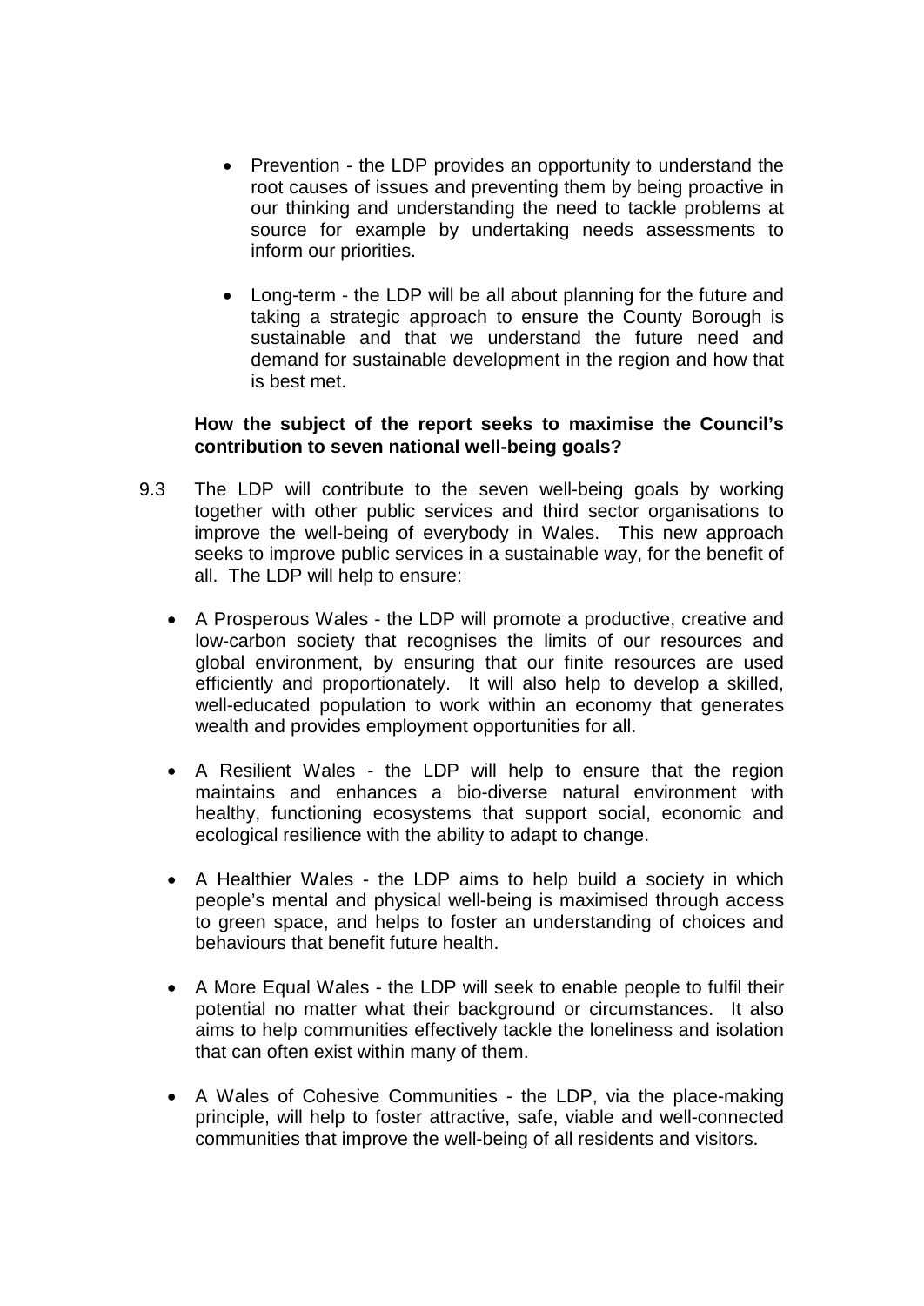- Prevention - the LDP provides an opportunity to understand the root causes of issues and preventing them by being proactive in our thinking and understanding the need to tackle problems at source for example by undertaking needs assessments to inform our priorities.

- Long-term - the LDP will be all about planning for the future and taking a strategic approach to ensure the County Borough is sustainable and that we understand the future need and demand for sustainable development in the region and how that is best met.

**How the subject of the report seeks to maximise the Council's contribution to seven national well-being goals?**

9.3 The LDP will contribute to the seven well-being goals by working together with other public services and third sector organisations to improve the well-being of everybody in Wales. This new approach seeks to improve public services in a sustainable way, for the benefit of all. The LDP will help to ensure:

- A Prosperous Wales - the LDP will promote a productive, creative and low-carbon society that recognises the limits of our resources and global environment, by ensuring that our finite resources are used efficiently and proportionately. It will also help to develop a skilled, well-educated population to work within an economy that generates wealth and provides employment opportunities for all.

- A Resilient Wales - the LDP will help to ensure that the region maintains and enhances a bio-diverse natural environment with healthy, functioning ecosystems that support social, economic and ecological resilience with the ability to adapt to change.

- A Healthier Wales - the LDP aims to help build a society in which people's mental and physical well-being is maximised through access to green space, and helps to foster an understanding of choices and behaviours that benefit future health.

- A More Equal Wales - the LDP will seek to enable people to fulfil their potential no matter what their background or circumstances. It also aims to help communities effectively tackle the loneliness and isolation that can often exist within many of them.

- A Wales of Cohesive Communities - the LDP, via the place-making principle, will help to foster attractive, safe, viable and well-connected communities that improve the well-being of all residents and visitors.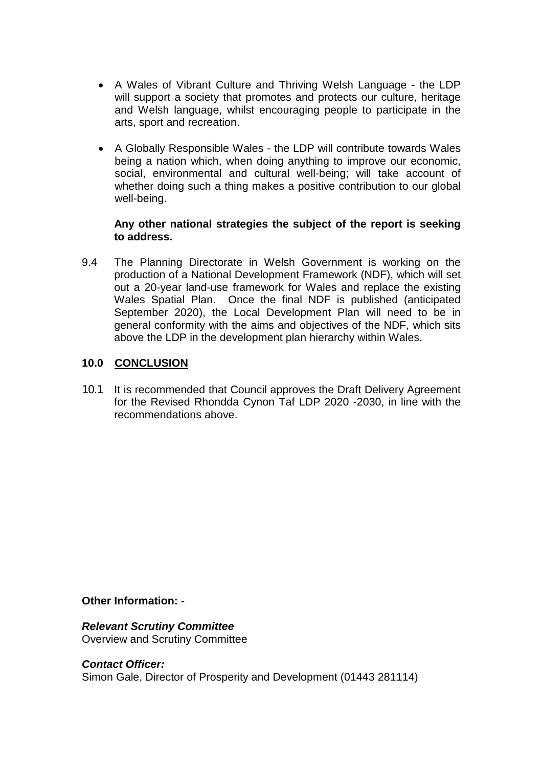- A Wales of Vibrant Culture and Thriving Welsh Language - the LDP will support a society that promotes and protects our culture, heritage and Welsh language, whilst encouraging people to participate in the arts, sport and recreation.

- A Globally Responsible Wales - the LDP will contribute towards Wales being a nation which, when doing anything to improve our economic, social, environmental and cultural well-being; will take account of whether doing such a thing makes a positive contribution to our global well-being.

**Any other national strategies the subject of the report is seeking to address.**

9.4 The Planning Directorate in Welsh Government is working on the production of a National Development Framework (NDF), which will set out a 20-year land-use framework for Wales and replace the existing Wales Spatial Plan. Once the final NDF is published (anticipated September 2020), the Local Development Plan will need to be in general conformity with the aims and objectives of the NDF, which sits above the LDP in the development plan hierarchy within Wales.

## 10.0 CONCLUSION

10.1 It is recommended that Council approves the Draft Delivery Agreement for the Revised Rhondda Cynon Taf LDP 2020 -2030, in line with the recommendations above.

**Other Information: -**

***Relevant Scrutiny Committee***
Overview and Scrutiny Committee

***Contact Officer:***
Simon Gale, Director of Prosperity and Development (01443 281114)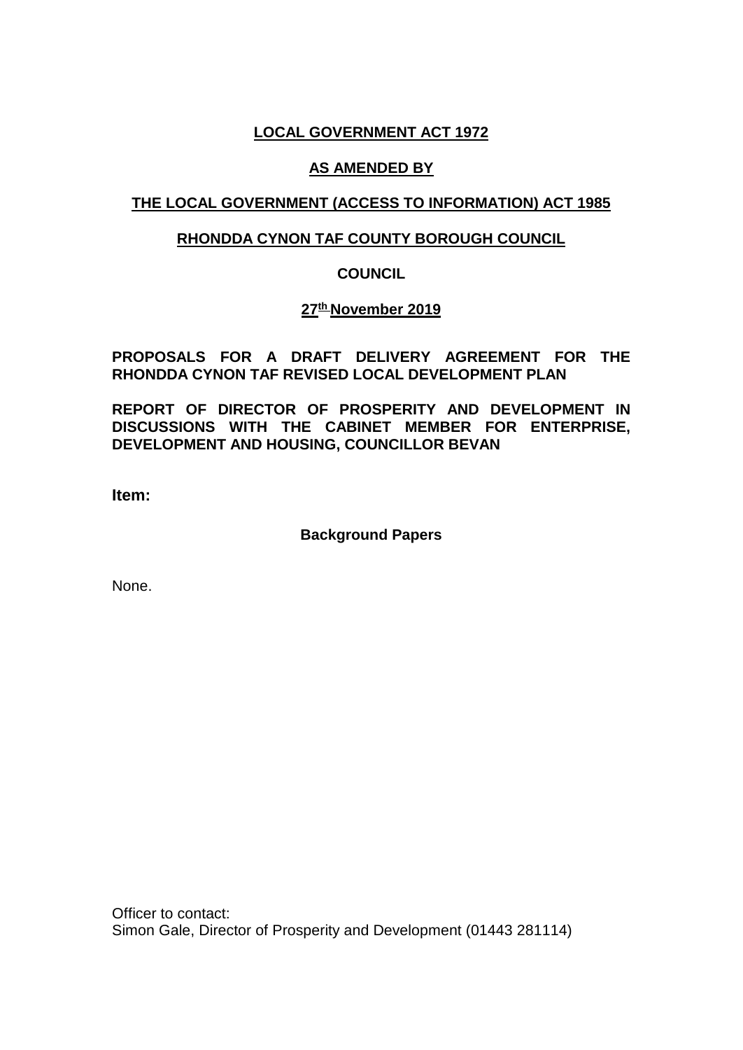**LOCAL GOVERNMENT ACT 1972**

**AS AMENDED BY**

**THE LOCAL GOVERNMENT (ACCESS TO INFORMATION) ACT 1985**

**RHONDDA CYNON TAF COUNTY BOROUGH COUNCIL**

**COUNCIL**

**27th November 2019**

**PROPOSALS FOR A DRAFT DELIVERY AGREEMENT FOR THE RHONDDA CYNON TAF REVISED LOCAL DEVELOPMENT PLAN**

**REPORT OF DIRECTOR OF PROSPERITY AND DEVELOPMENT IN DISCUSSIONS WITH THE CABINET MEMBER FOR ENTERPRISE, DEVELOPMENT AND HOUSING, COUNCILLOR BEVAN**

**Item:**

**Background Papers**

None.

Officer to contact:
Simon Gale, Director of Prosperity and Development (01443 281114)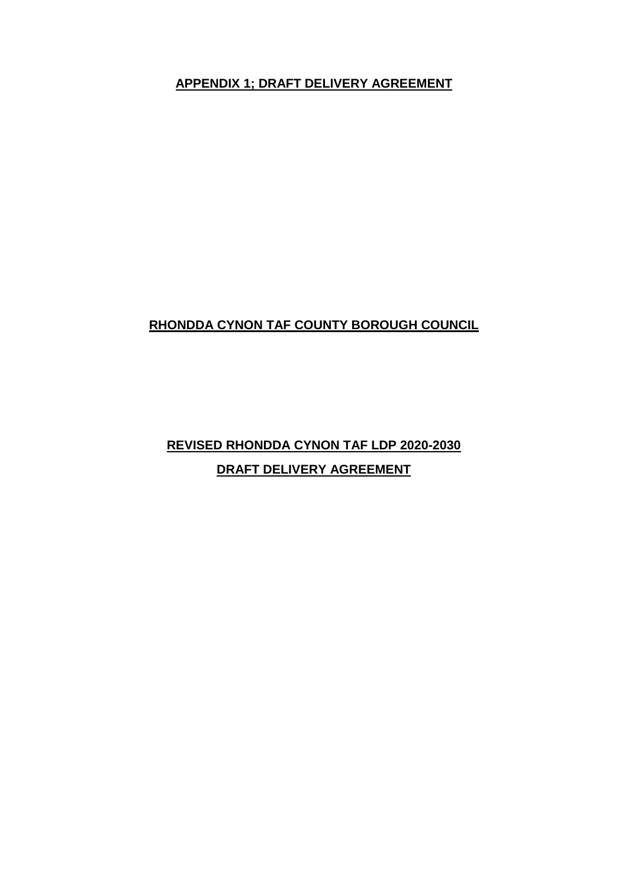**APPENDIX 1; DRAFT DELIVERY AGREEMENT**

**RHONDDA CYNON TAF COUNTY BOROUGH COUNCIL**

**REVISED RHONDDA CYNON TAF LDP 2020-2030**

**DRAFT DELIVERY AGREEMENT**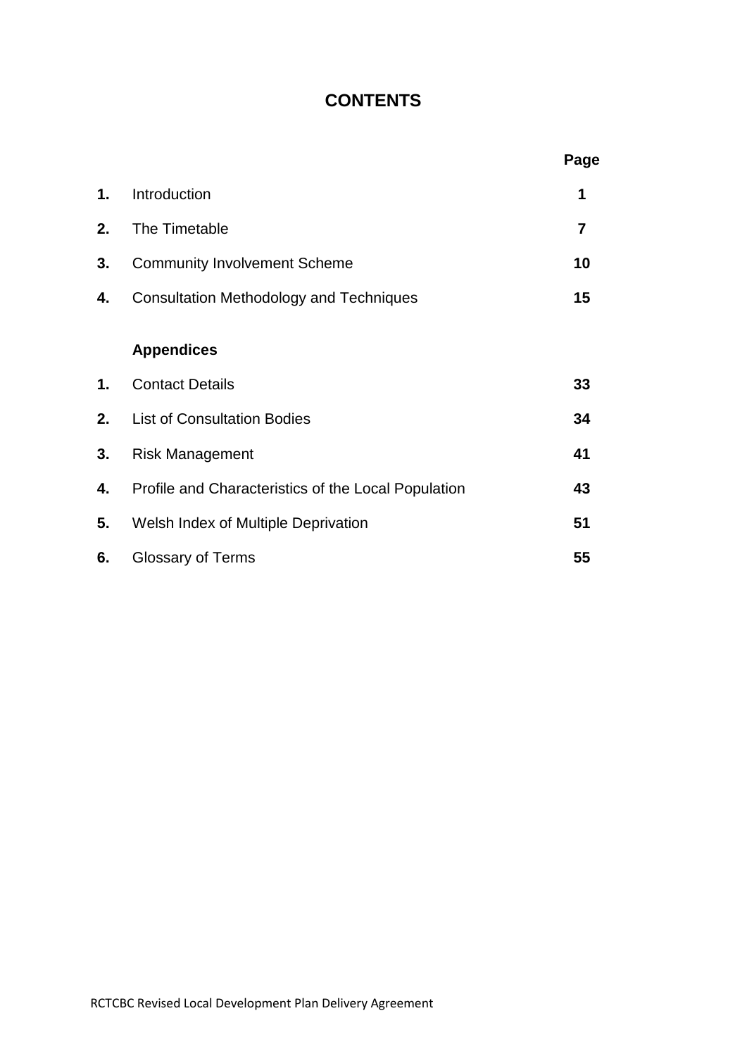# CONTENTS

| | | Page |
|---|---|---|
| **1.** | Introduction | **1** |
| **2.** | The Timetable | **7** |
| **3.** | Community Involvement Scheme | **10** |
| **4.** | Consultation Methodology and Techniques | **15** |
| | **Appendices** | |
| **1.** | Contact Details | **33** |
| **2.** | List of Consultation Bodies | **34** |
| **3.** | Risk Management | **41** |
| **4.** | Profile and Characteristics of the Local Population | **43** |
| **5.** | Welsh Index of Multiple Deprivation | **51** |
| **6.** | Glossary of Terms | **55** |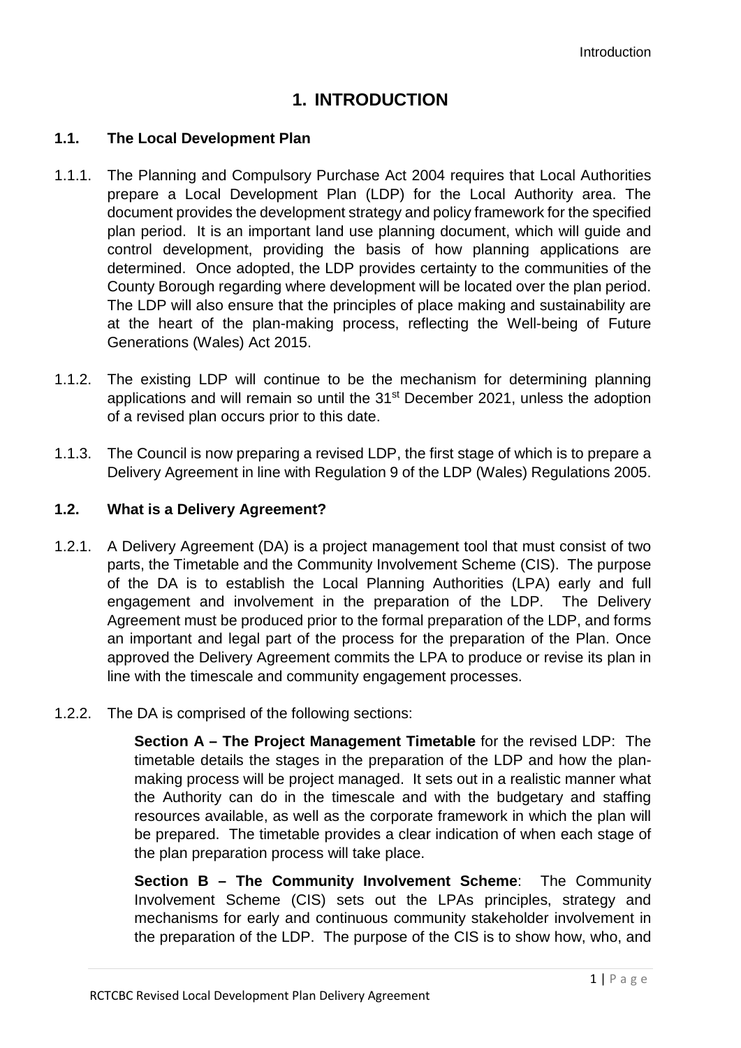# 1. INTRODUCTION

## 1.1. The Local Development Plan

1.1.1. The Planning and Compulsory Purchase Act 2004 requires that Local Authorities prepare a Local Development Plan (LDP) for the Local Authority area. The document provides the development strategy and policy framework for the specified plan period. It is an important land use planning document, which will guide and control development, providing the basis of how planning applications are determined. Once adopted, the LDP provides certainty to the communities of the County Borough regarding where development will be located over the plan period. The LDP will also ensure that the principles of place making and sustainability are at the heart of the plan-making process, reflecting the Well-being of Future Generations (Wales) Act 2015.

1.1.2. The existing LDP will continue to be the mechanism for determining planning applications and will remain so until the 31st December 2021, unless the adoption of a revised plan occurs prior to this date.

1.1.3. The Council is now preparing a revised LDP, the first stage of which is to prepare a Delivery Agreement in line with Regulation 9 of the LDP (Wales) Regulations 2005.

## 1.2. What is a Delivery Agreement?

1.2.1. A Delivery Agreement (DA) is a project management tool that must consist of two parts, the Timetable and the Community Involvement Scheme (CIS). The purpose of the DA is to establish the Local Planning Authorities (LPA) early and full engagement and involvement in the preparation of the LDP. The Delivery Agreement must be produced prior to the formal preparation of the LDP, and forms an important and legal part of the process for the preparation of the Plan. Once approved the Delivery Agreement commits the LPA to produce or revise its plan in line with the timescale and community engagement processes.

1.2.2. The DA is comprised of the following sections:

**Section A – The Project Management Timetable** for the revised LDP: The timetable details the stages in the preparation of the LDP and how the plan-making process will be project managed. It sets out in a realistic manner what the Authority can do in the timescale and with the budgetary and staffing resources available, as well as the corporate framework in which the plan will be prepared. The timetable provides a clear indication of when each stage of the plan preparation process will take place.

**Section B – The Community Involvement Scheme**: The Community Involvement Scheme (CIS) sets out the LPAs principles, strategy and mechanisms for early and continuous community stakeholder involvement in the preparation of the LDP. The purpose of the CIS is to show how, who, and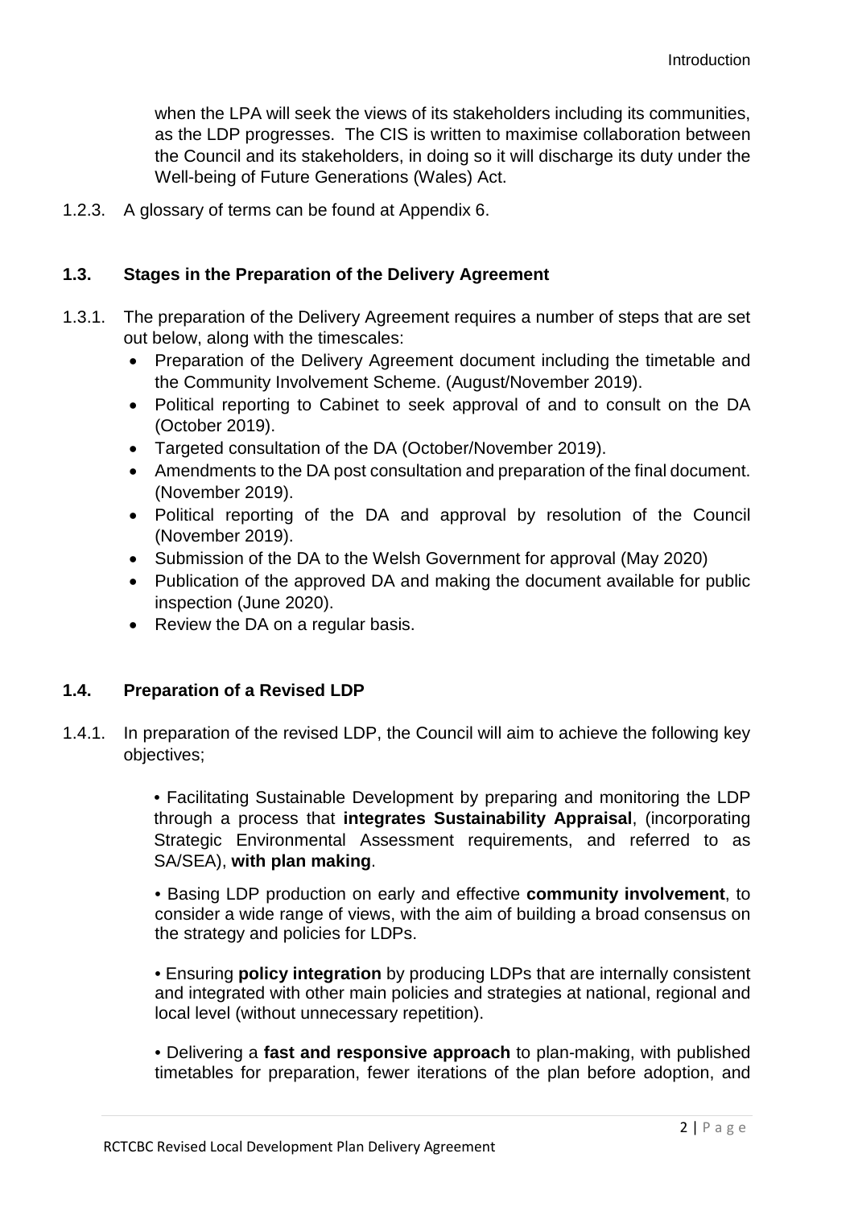when the LPA will seek the views of its stakeholders including its communities, as the LDP progresses. The CIS is written to maximise collaboration between the Council and its stakeholders, in doing so it will discharge its duty under the Well-being of Future Generations (Wales) Act.

1.2.3. A glossary of terms can be found at Appendix 6.

### 1.3. Stages in the Preparation of the Delivery Agreement

1.3.1. The preparation of the Delivery Agreement requires a number of steps that are set out below, along with the timescales:

- Preparation of the Delivery Agreement document including the timetable and the Community Involvement Scheme. (August/November 2019).
- Political reporting to Cabinet to seek approval of and to consult on the DA (October 2019).
- Targeted consultation of the DA (October/November 2019).
- Amendments to the DA post consultation and preparation of the final document. (November 2019).
- Political reporting of the DA and approval by resolution of the Council (November 2019).
- Submission of the DA to the Welsh Government for approval (May 2020)
- Publication of the approved DA and making the document available for public inspection (June 2020).
- Review the DA on a regular basis.

### 1.4. Preparation of a Revised LDP

1.4.1. In preparation of the revised LDP, the Council will aim to achieve the following key objectives;

• Facilitating Sustainable Development by preparing and monitoring the LDP through a process that **integrates Sustainability Appraisal**, (incorporating Strategic Environmental Assessment requirements, and referred to as SA/SEA), **with plan making**.

• Basing LDP production on early and effective **community involvement**, to consider a wide range of views, with the aim of building a broad consensus on the strategy and policies for LDPs.

• Ensuring **policy integration** by producing LDPs that are internally consistent and integrated with other main policies and strategies at national, regional and local level (without unnecessary repetition).

• Delivering a **fast and responsive approach** to plan-making, with published timetables for preparation, fewer iterations of the plan before adoption, and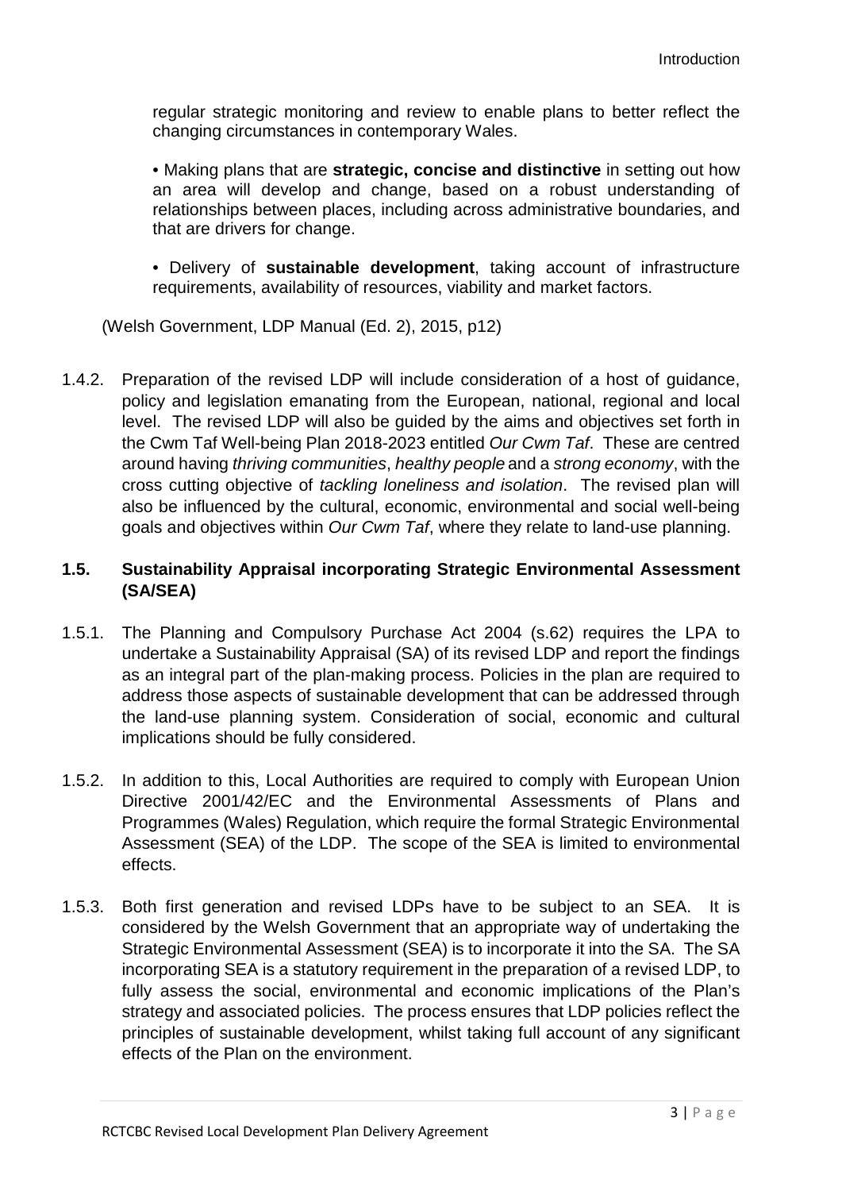regular strategic monitoring and review to enable plans to better reflect the changing circumstances in contemporary Wales.

• Making plans that are **strategic, concise and distinctive** in setting out how an area will develop and change, based on a robust understanding of relationships between places, including across administrative boundaries, and that are drivers for change.

• Delivery of **sustainable development**, taking account of infrastructure requirements, availability of resources, viability and market factors.

(Welsh Government, LDP Manual (Ed. 2), 2015, p12)

1.4.2. Preparation of the revised LDP will include consideration of a host of guidance, policy and legislation emanating from the European, national, regional and local level. The revised LDP will also be guided by the aims and objectives set forth in the Cwm Taf Well-being Plan 2018-2023 entitled *Our Cwm Taf*. These are centred around having *thriving communities*, *healthy people* and a *strong economy*, with the cross cutting objective of *tackling loneliness and isolation*. The revised plan will also be influenced by the cultural, economic, environmental and social well-being goals and objectives within *Our Cwm Taf*, where they relate to land-use planning.

## 1.5. Sustainability Appraisal incorporating Strategic Environmental Assessment (SA/SEA)

1.5.1. The Planning and Compulsory Purchase Act 2004 (s.62) requires the LPA to undertake a Sustainability Appraisal (SA) of its revised LDP and report the findings as an integral part of the plan-making process. Policies in the plan are required to address those aspects of sustainable development that can be addressed through the land-use planning system. Consideration of social, economic and cultural implications should be fully considered.

1.5.2. In addition to this, Local Authorities are required to comply with European Union Directive 2001/42/EC and the Environmental Assessments of Plans and Programmes (Wales) Regulation, which require the formal Strategic Environmental Assessment (SEA) of the LDP. The scope of the SEA is limited to environmental effects.

1.5.3. Both first generation and revised LDPs have to be subject to an SEA. It is considered by the Welsh Government that an appropriate way of undertaking the Strategic Environmental Assessment (SEA) is to incorporate it into the SA. The SA incorporating SEA is a statutory requirement in the preparation of a revised LDP, to fully assess the social, environmental and economic implications of the Plan's strategy and associated policies. The process ensures that LDP policies reflect the principles of sustainable development, whilst taking full account of any significant effects of the Plan on the environment.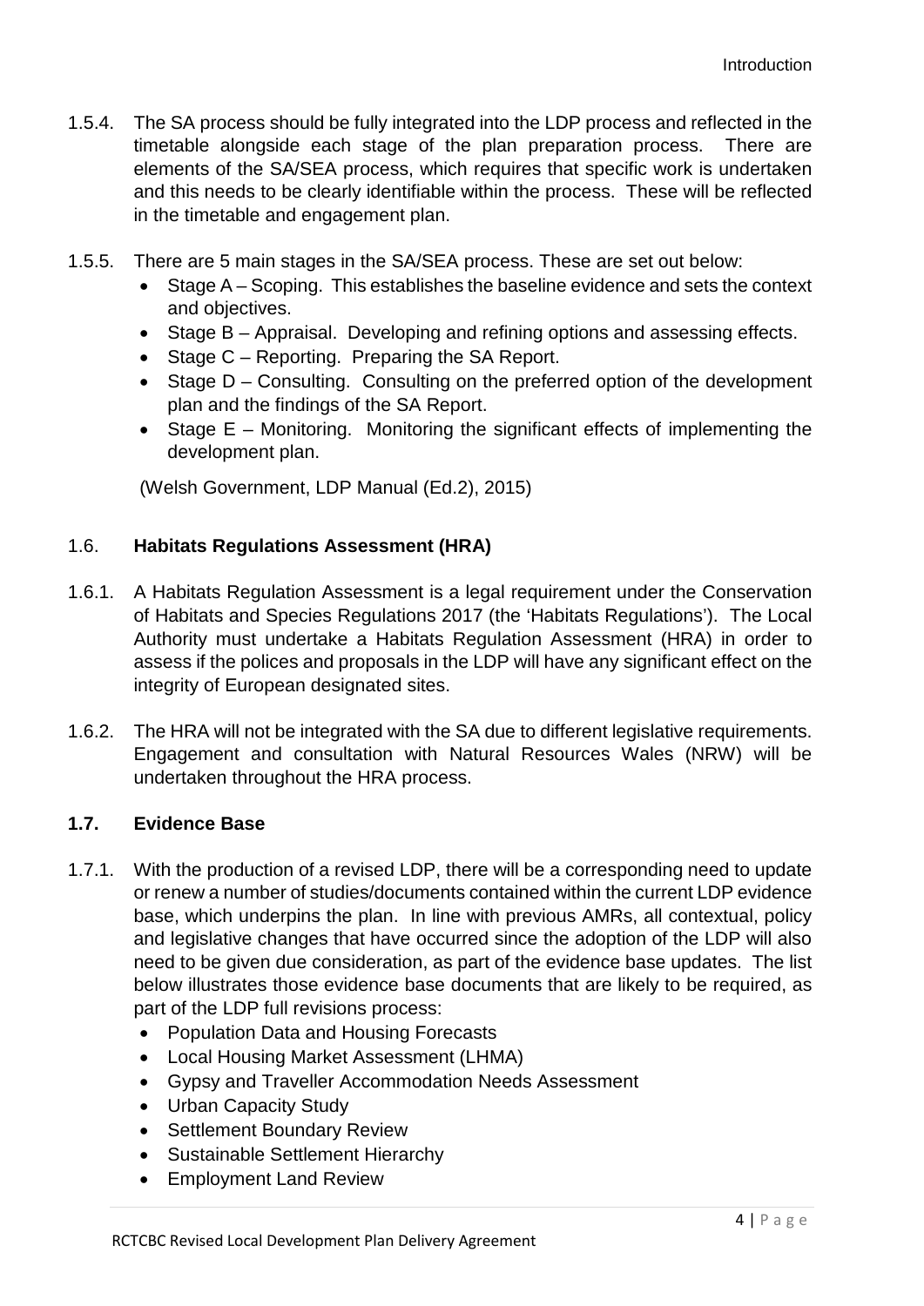1.5.4. The SA process should be fully integrated into the LDP process and reflected in the timetable alongside each stage of the plan preparation process. There are elements of the SA/SEA process, which requires that specific work is undertaken and this needs to be clearly identifiable within the process. These will be reflected in the timetable and engagement plan.

1.5.5. There are 5 main stages in the SA/SEA process. These are set out below:

- Stage A – Scoping. This establishes the baseline evidence and sets the context and objectives.
- Stage B – Appraisal. Developing and refining options and assessing effects.
- Stage C – Reporting. Preparing the SA Report.
- Stage D – Consulting. Consulting on the preferred option of the development plan and the findings of the SA Report.
- Stage E – Monitoring. Monitoring the significant effects of implementing the development plan.

(Welsh Government, LDP Manual (Ed.2), 2015)

## 1.6. Habitats Regulations Assessment (HRA)

1.6.1. A Habitats Regulation Assessment is a legal requirement under the Conservation of Habitats and Species Regulations 2017 (the 'Habitats Regulations'). The Local Authority must undertake a Habitats Regulation Assessment (HRA) in order to assess if the polices and proposals in the LDP will have any significant effect on the integrity of European designated sites.

1.6.2. The HRA will not be integrated with the SA due to different legislative requirements. Engagement and consultation with Natural Resources Wales (NRW) will be undertaken throughout the HRA process.

## 1.7. Evidence Base

1.7.1. With the production of a revised LDP, there will be a corresponding need to update or renew a number of studies/documents contained within the current LDP evidence base, which underpins the plan. In line with previous AMRs, all contextual, policy and legislative changes that have occurred since the adoption of the LDP will also need to be given due consideration, as part of the evidence base updates. The list below illustrates those evidence base documents that are likely to be required, as part of the LDP full revisions process:

- Population Data and Housing Forecasts
- Local Housing Market Assessment (LHMA)
- Gypsy and Traveller Accommodation Needs Assessment
- Urban Capacity Study
- Settlement Boundary Review
- Sustainable Settlement Hierarchy
- Employment Land Review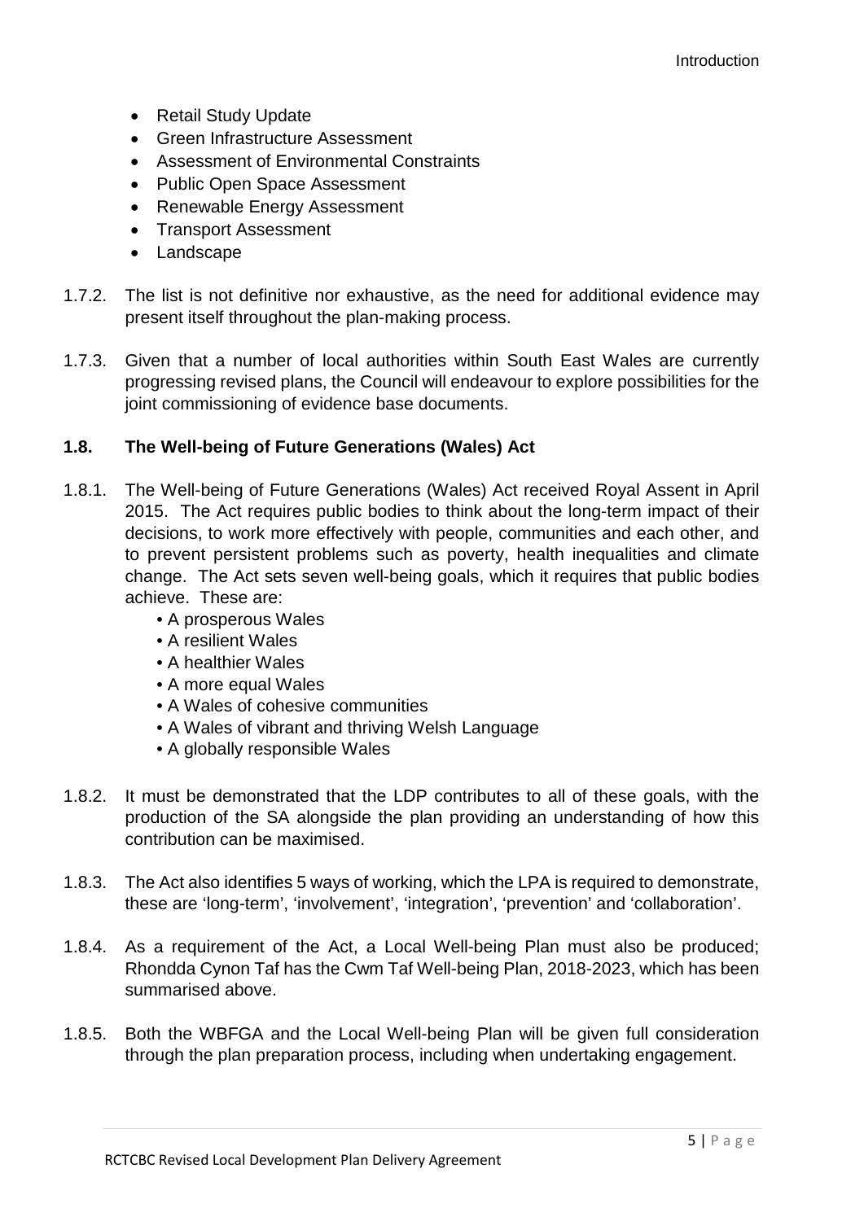- Retail Study Update
- Green Infrastructure Assessment
- Assessment of Environmental Constraints
- Public Open Space Assessment
- Renewable Energy Assessment
- Transport Assessment
- Landscape

1.7.2. The list is not definitive nor exhaustive, as the need for additional evidence may present itself throughout the plan-making process.

1.7.3. Given that a number of local authorities within South East Wales are currently progressing revised plans, the Council will endeavour to explore possibilities for the joint commissioning of evidence base documents.

### 1.8. The Well-being of Future Generations (Wales) Act

1.8.1. The Well-being of Future Generations (Wales) Act received Royal Assent in April 2015. The Act requires public bodies to think about the long-term impact of their decisions, to work more effectively with people, communities and each other, and to prevent persistent problems such as poverty, health inequalities and climate change. The Act sets seven well-being goals, which it requires that public bodies achieve. These are:

- A prosperous Wales
- A resilient Wales
- A healthier Wales
- A more equal Wales
- A Wales of cohesive communities
- A Wales of vibrant and thriving Welsh Language
- A globally responsible Wales

1.8.2. It must be demonstrated that the LDP contributes to all of these goals, with the production of the SA alongside the plan providing an understanding of how this contribution can be maximised.

1.8.3. The Act also identifies 5 ways of working, which the LPA is required to demonstrate, these are 'long-term', 'involvement', 'integration', 'prevention' and 'collaboration'.

1.8.4. As a requirement of the Act, a Local Well-being Plan must also be produced; Rhondda Cynon Taf has the Cwm Taf Well-being Plan, 2018-2023, which has been summarised above.

1.8.5. Both the WBFGA and the Local Well-being Plan will be given full consideration through the plan preparation process, including when undertaking engagement.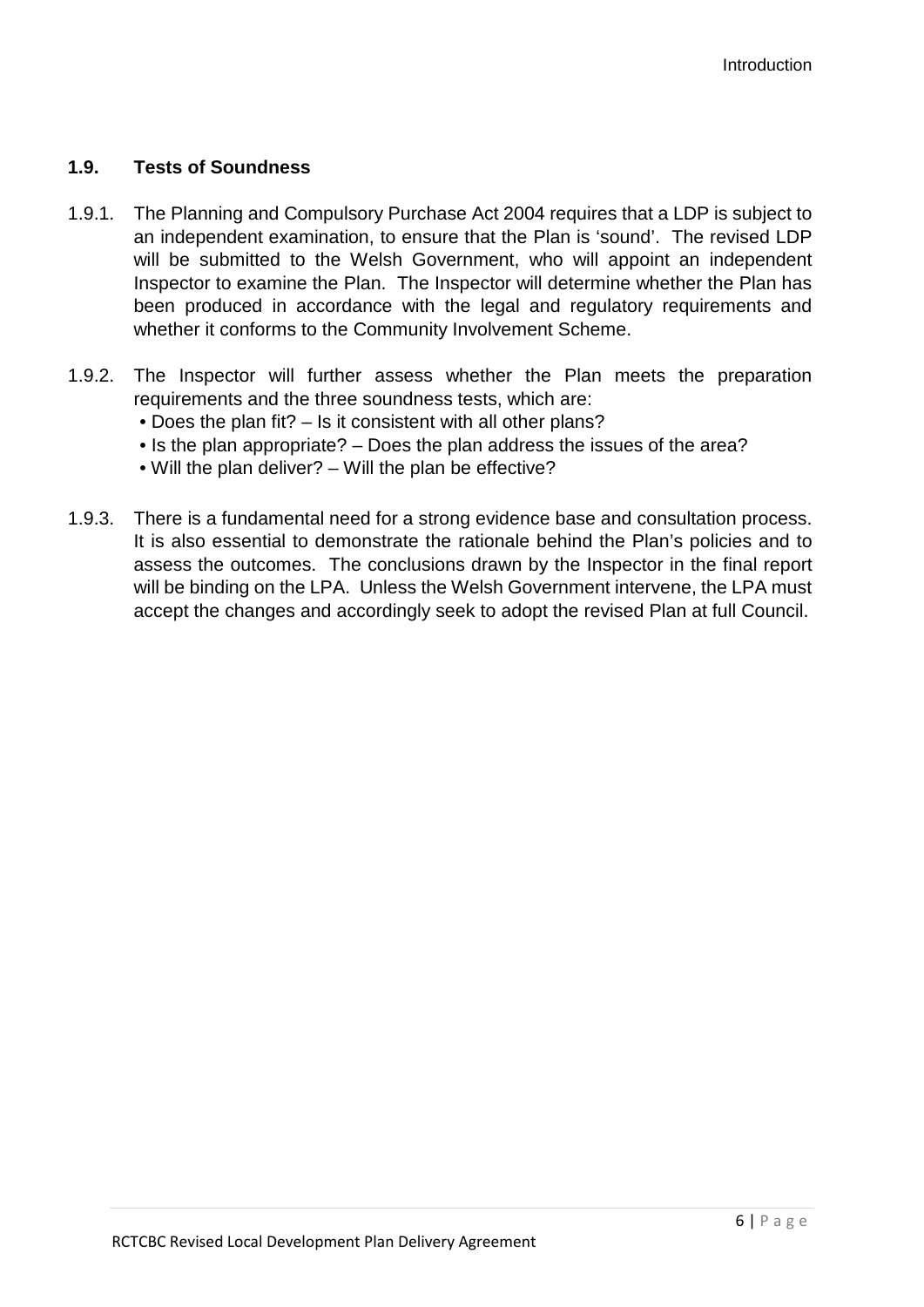## 1.9. Tests of Soundness

1.9.1. The Planning and Compulsory Purchase Act 2004 requires that a LDP is subject to an independent examination, to ensure that the Plan is 'sound'. The revised LDP will be submitted to the Welsh Government, who will appoint an independent Inspector to examine the Plan. The Inspector will determine whether the Plan has been produced in accordance with the legal and regulatory requirements and whether it conforms to the Community Involvement Scheme.

1.9.2. The Inspector will further assess whether the Plan meets the preparation requirements and the three soundness tests, which are:

- Does the plan fit? – Is it consistent with all other plans?
- Is the plan appropriate? – Does the plan address the issues of the area?
- Will the plan deliver? – Will the plan be effective?

1.9.3. There is a fundamental need for a strong evidence base and consultation process. It is also essential to demonstrate the rationale behind the Plan's policies and to assess the outcomes. The conclusions drawn by the Inspector in the final report will be binding on the LPA. Unless the Welsh Government intervene, the LPA must accept the changes and accordingly seek to adopt the revised Plan at full Council.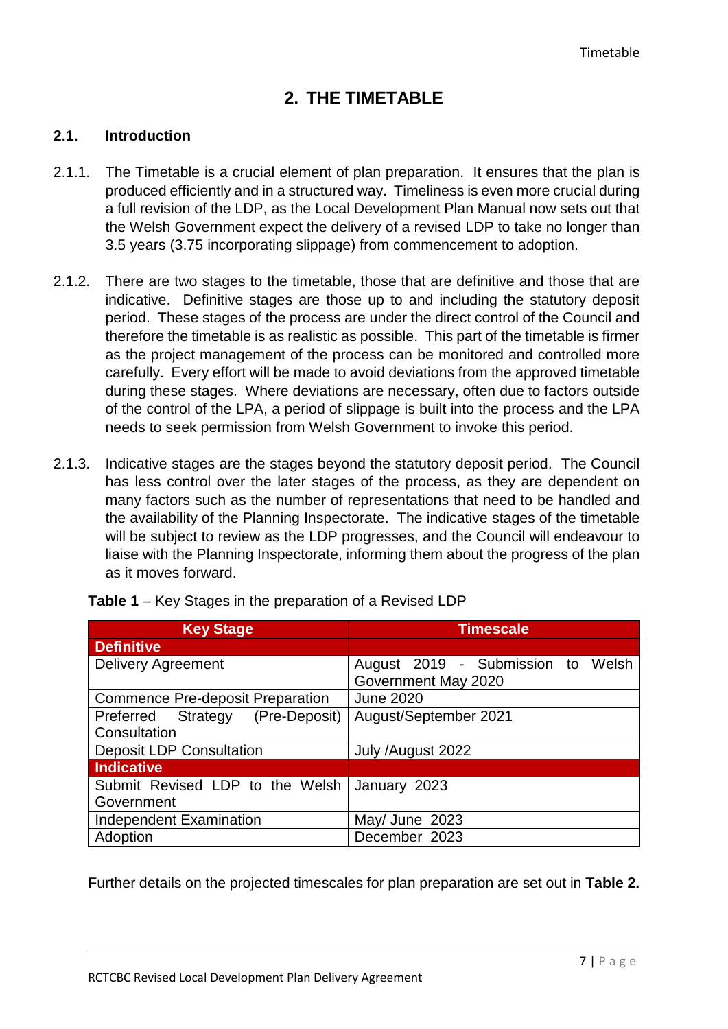## 2. THE TIMETABLE

### 2.1. Introduction

2.1.1. The Timetable is a crucial element of plan preparation. It ensures that the plan is produced efficiently and in a structured way. Timeliness is even more crucial during a full revision of the LDP, as the Local Development Plan Manual now sets out that the Welsh Government expect the delivery of a revised LDP to take no longer than 3.5 years (3.75 incorporating slippage) from commencement to adoption.

2.1.2. There are two stages to the timetable, those that are definitive and those that are indicative. Definitive stages are those up to and including the statutory deposit period. These stages of the process are under the direct control of the Council and therefore the timetable is as realistic as possible. This part of the timetable is firmer as the project management of the process can be monitored and controlled more carefully. Every effort will be made to avoid deviations from the approved timetable during these stages. Where deviations are necessary, often due to factors outside of the control of the LPA, a period of slippage is built into the process and the LPA needs to seek permission from Welsh Government to invoke this period.

2.1.3. Indicative stages are the stages beyond the statutory deposit period. The Council has less control over the later stages of the process, as they are dependent on many factors such as the number of representations that need to be handled and the availability of the Planning Inspectorate. The indicative stages of the timetable will be subject to review as the LDP progresses, and the Council will endeavour to liaise with the Planning Inspectorate, informing them about the progress of the plan as it moves forward.

**Table 1** – Key Stages in the preparation of a Revised LDP

| Key Stage | Timescale |
|---|---|
| **Definitive** | |
| Delivery Agreement | August 2019 - Submission to Welsh Government May 2020 |
| Commence Pre-deposit Preparation | June 2020 |
| Preferred Strategy (Pre-Deposit) Consultation | August/September 2021 |
| Deposit LDP Consultation | July /August 2022 |
| **Indicative** | |
| Submit Revised LDP to the Welsh Government | January 2023 |
| Independent Examination | May/ June 2023 |
| Adoption | December 2023 |

Further details on the projected timescales for plan preparation are set out in **Table 2.**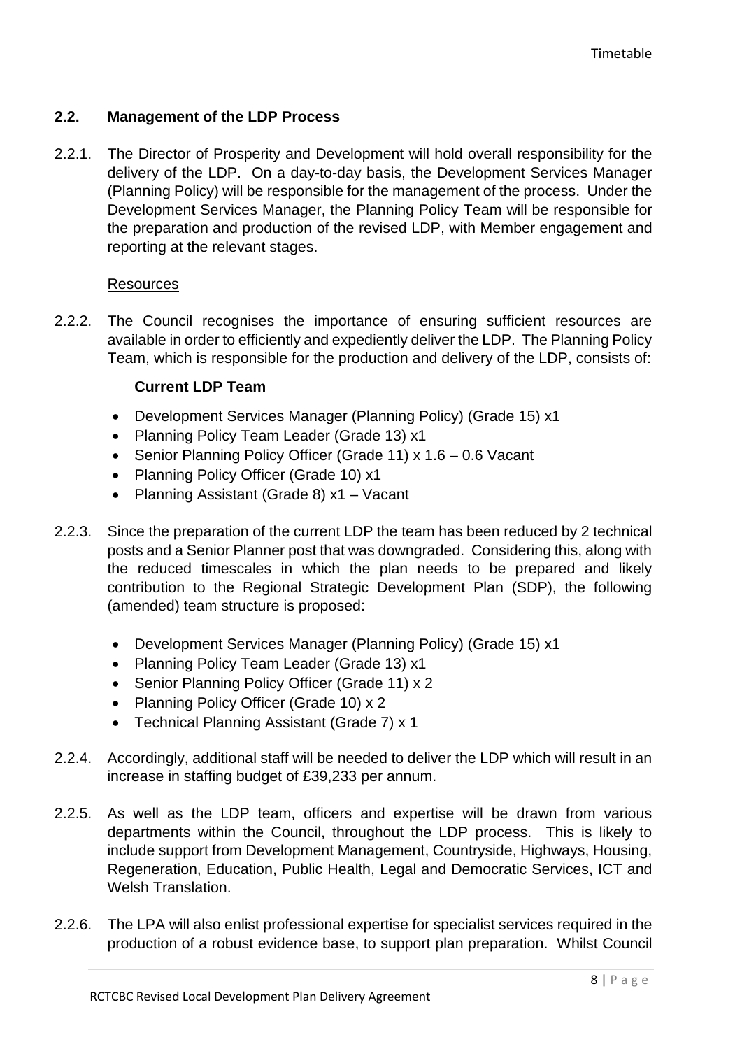## 2.2. Management of the LDP Process

2.2.1. The Director of Prosperity and Development will hold overall responsibility for the delivery of the LDP. On a day-to-day basis, the Development Services Manager (Planning Policy) will be responsible for the management of the process. Under the Development Services Manager, the Planning Policy Team will be responsible for the preparation and production of the revised LDP, with Member engagement and reporting at the relevant stages.

Resources

2.2.2. The Council recognises the importance of ensuring sufficient resources are available in order to efficiently and expediently deliver the LDP. The Planning Policy Team, which is responsible for the production and delivery of the LDP, consists of:

**Current LDP Team**

- Development Services Manager (Planning Policy) (Grade 15) x1
- Planning Policy Team Leader (Grade 13) x1
- Senior Planning Policy Officer (Grade 11) x 1.6 – 0.6 Vacant
- Planning Policy Officer (Grade 10) x1
- Planning Assistant (Grade 8) x1 – Vacant

2.2.3. Since the preparation of the current LDP the team has been reduced by 2 technical posts and a Senior Planner post that was downgraded. Considering this, along with the reduced timescales in which the plan needs to be prepared and likely contribution to the Regional Strategic Development Plan (SDP), the following (amended) team structure is proposed:

- Development Services Manager (Planning Policy) (Grade 15) x1
- Planning Policy Team Leader (Grade 13) x1
- Senior Planning Policy Officer (Grade 11) x 2
- Planning Policy Officer (Grade 10) x 2
- Technical Planning Assistant (Grade 7) x 1

2.2.4. Accordingly, additional staff will be needed to deliver the LDP which will result in an increase in staffing budget of £39,233 per annum.

2.2.5. As well as the LDP team, officers and expertise will be drawn from various departments within the Council, throughout the LDP process. This is likely to include support from Development Management, Countryside, Highways, Housing, Regeneration, Education, Public Health, Legal and Democratic Services, ICT and Welsh Translation.

2.2.6. The LPA will also enlist professional expertise for specialist services required in the production of a robust evidence base, to support plan preparation. Whilst Council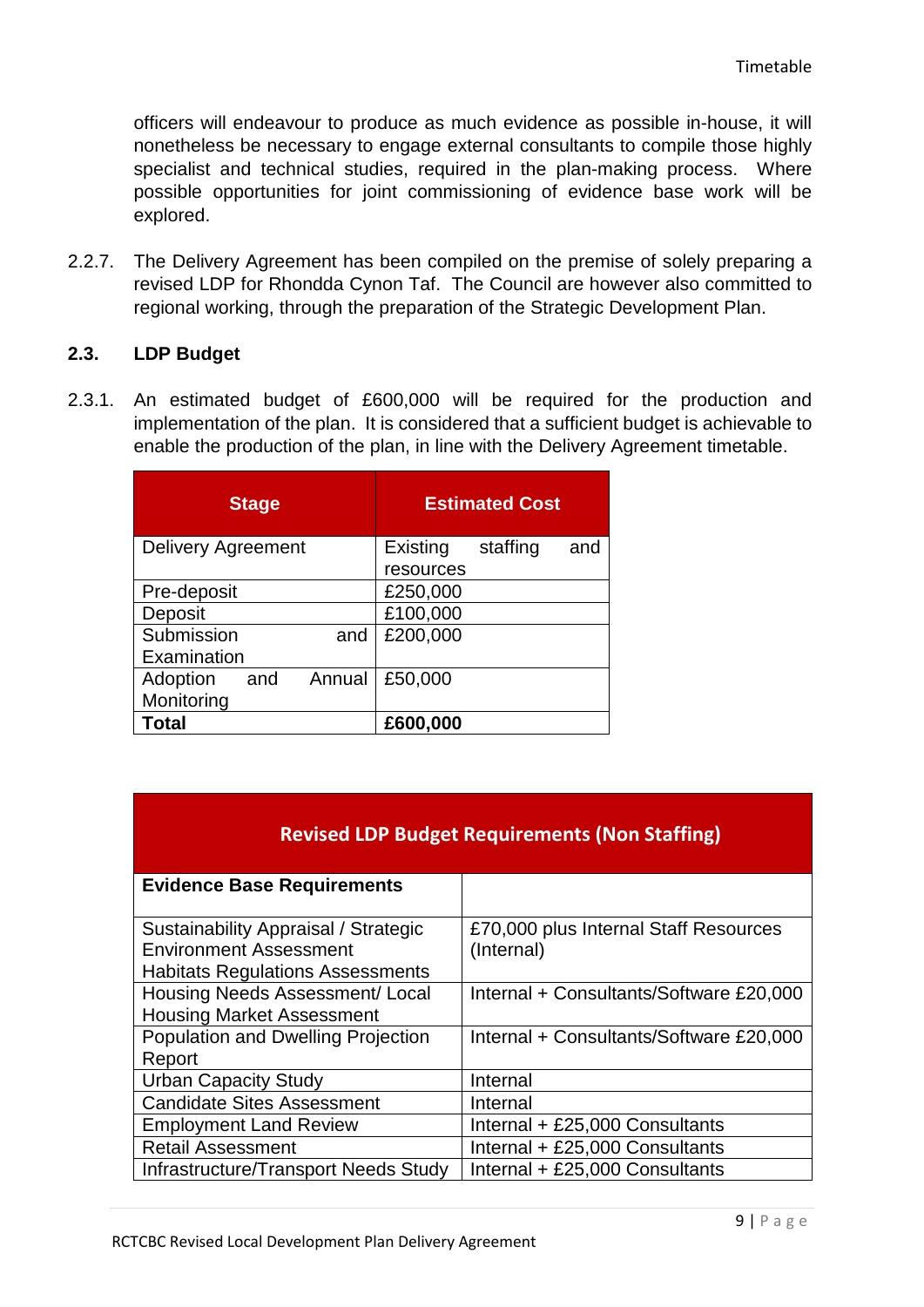officers will endeavour to produce as much evidence as possible in-house, it will nonetheless be necessary to engage external consultants to compile those highly specialist and technical studies, required in the plan-making process. Where possible opportunities for joint commissioning of evidence base work will be explored.

2.2.7. The Delivery Agreement has been compiled on the premise of solely preparing a revised LDP for Rhondda Cynon Taf. The Council are however also committed to regional working, through the preparation of the Strategic Development Plan.

## 2.3. LDP Budget

2.3.1. An estimated budget of £600,000 will be required for the production and implementation of the plan. It is considered that a sufficient budget is achievable to enable the production of the plan, in line with the Delivery Agreement timetable.

| Stage | Estimated Cost |
|---|---|
| Delivery Agreement | Existing staffing and resources |
| Pre-deposit | £250,000 |
| Deposit | £100,000 |
| Submission and Examination | £200,000 |
| Adoption and Annual Monitoring | £50,000 |
| **Total** | **£600,000** |

| Revised LDP Budget Requirements (Non Staffing) | |
|---|---|
| **Evidence Base Requirements** | |
| Sustainability Appraisal / Strategic Environment Assessment Habitats Regulations Assessments | £70,000 plus Internal Staff Resources (Internal) |
| Housing Needs Assessment/ Local Housing Market Assessment | Internal + Consultants/Software £20,000 |
| Population and Dwelling Projection Report | Internal + Consultants/Software £20,000 |
| Urban Capacity Study | Internal |
| Candidate Sites Assessment | Internal |
| Employment Land Review | Internal + £25,000 Consultants |
| Retail Assessment | Internal + £25,000 Consultants |
| Infrastructure/Transport Needs Study | Internal + £25,000 Consultants |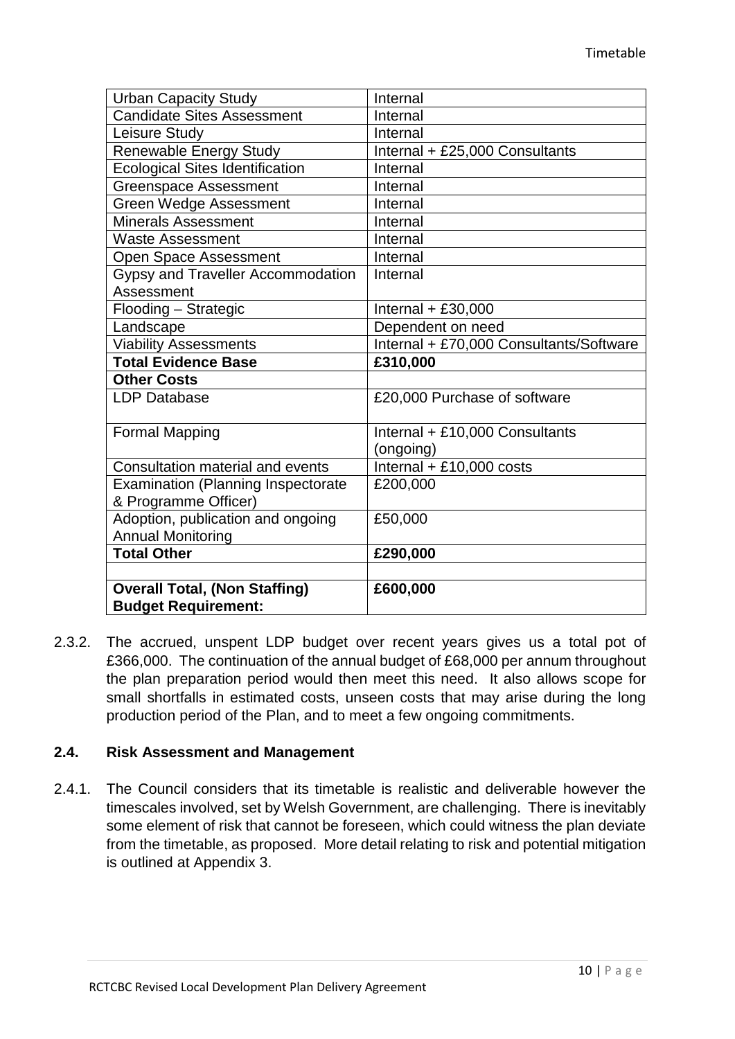| Urban Capacity Study | Internal |
|---|---|
| Candidate Sites Assessment | Internal |
| Leisure Study | Internal |
| Renewable Energy Study | Internal + £25,000 Consultants |
| Ecological Sites Identification | Internal |
| Greenspace Assessment | Internal |
| Green Wedge Assessment | Internal |
| Minerals Assessment | Internal |
| Waste Assessment | Internal |
| Open Space Assessment | Internal |
| Gypsy and Traveller Accommodation Assessment | Internal |
| Flooding – Strategic | Internal + £30,000 |
| Landscape | Dependent on need |
| Viability Assessments | Internal + £70,000 Consultants/Software |
| **Total Evidence Base** | **£310,000** |
| **Other Costs** | |
| LDP Database | £20,000 Purchase of software |
| Formal Mapping | Internal + £10,000 Consultants (ongoing) |
| Consultation material and events | Internal + £10,000 costs |
| Examination (Planning Inspectorate & Programme Officer) | £200,000 |
| Adoption, publication and ongoing Annual Monitoring | £50,000 |
| **Total Other** | **£290,000** |
| | |
| **Overall Total, (Non Staffing) Budget Requirement:** | **£600,000** |

2.3.2. The accrued, unspent LDP budget over recent years gives us a total pot of £366,000. The continuation of the annual budget of £68,000 per annum throughout the plan preparation period would then meet this need. It also allows scope for small shortfalls in estimated costs, unseen costs that may arise during the long production period of the Plan, and to meet a few ongoing commitments.

### 2.4. Risk Assessment and Management

2.4.1. The Council considers that its timetable is realistic and deliverable however the timescales involved, set by Welsh Government, are challenging. There is inevitably some element of risk that cannot be foreseen, which could witness the plan deviate from the timetable, as proposed. More detail relating to risk and potential mitigation is outlined at Appendix 3.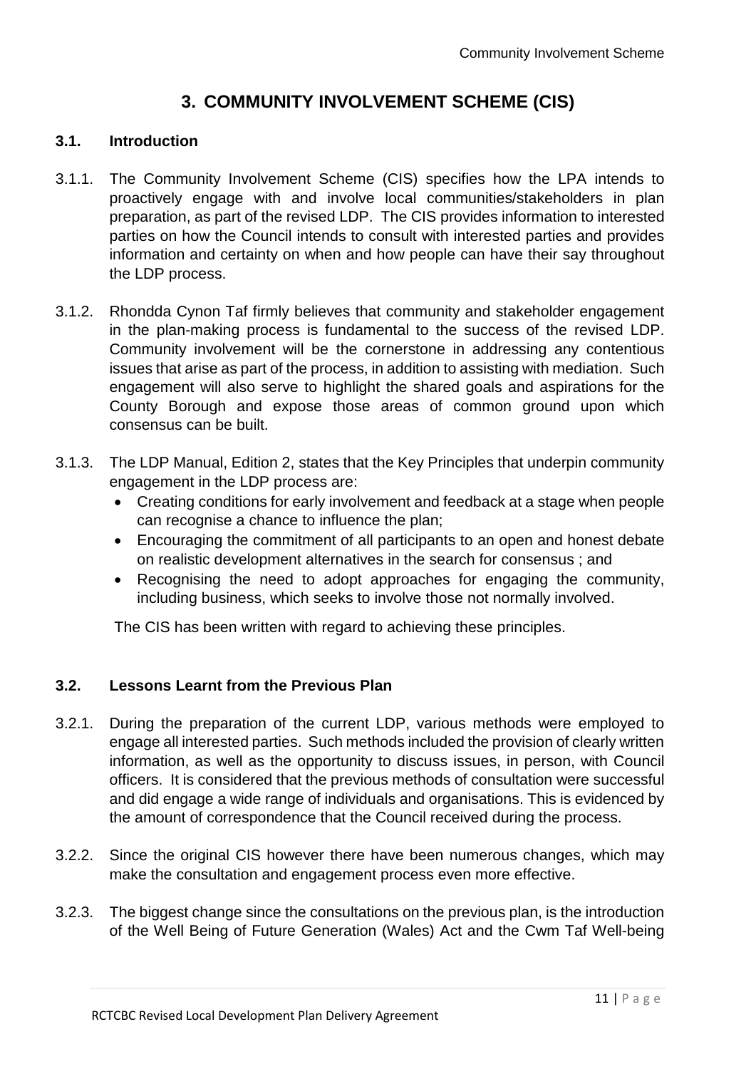# 3. COMMUNITY INVOLVEMENT SCHEME (CIS)

## 3.1. Introduction

3.1.1. The Community Involvement Scheme (CIS) specifies how the LPA intends to proactively engage with and involve local communities/stakeholders in plan preparation, as part of the revised LDP. The CIS provides information to interested parties on how the Council intends to consult with interested parties and provides information and certainty on when and how people can have their say throughout the LDP process.

3.1.2. Rhondda Cynon Taf firmly believes that community and stakeholder engagement in the plan-making process is fundamental to the success of the revised LDP. Community involvement will be the cornerstone in addressing any contentious issues that arise as part of the process, in addition to assisting with mediation. Such engagement will also serve to highlight the shared goals and aspirations for the County Borough and expose those areas of common ground upon which consensus can be built.

3.1.3. The LDP Manual, Edition 2, states that the Key Principles that underpin community engagement in the LDP process are:

- Creating conditions for early involvement and feedback at a stage when people can recognise a chance to influence the plan;
- Encouraging the commitment of all participants to an open and honest debate on realistic development alternatives in the search for consensus ; and
- Recognising the need to adopt approaches for engaging the community, including business, which seeks to involve those not normally involved.

The CIS has been written with regard to achieving these principles.

## 3.2. Lessons Learnt from the Previous Plan

3.2.1. During the preparation of the current LDP, various methods were employed to engage all interested parties. Such methods included the provision of clearly written information, as well as the opportunity to discuss issues, in person, with Council officers. It is considered that the previous methods of consultation were successful and did engage a wide range of individuals and organisations. This is evidenced by the amount of correspondence that the Council received during the process.

3.2.2. Since the original CIS however there have been numerous changes, which may make the consultation and engagement process even more effective.

3.2.3. The biggest change since the consultations on the previous plan, is the introduction of the Well Being of Future Generation (Wales) Act and the Cwm Taf Well-being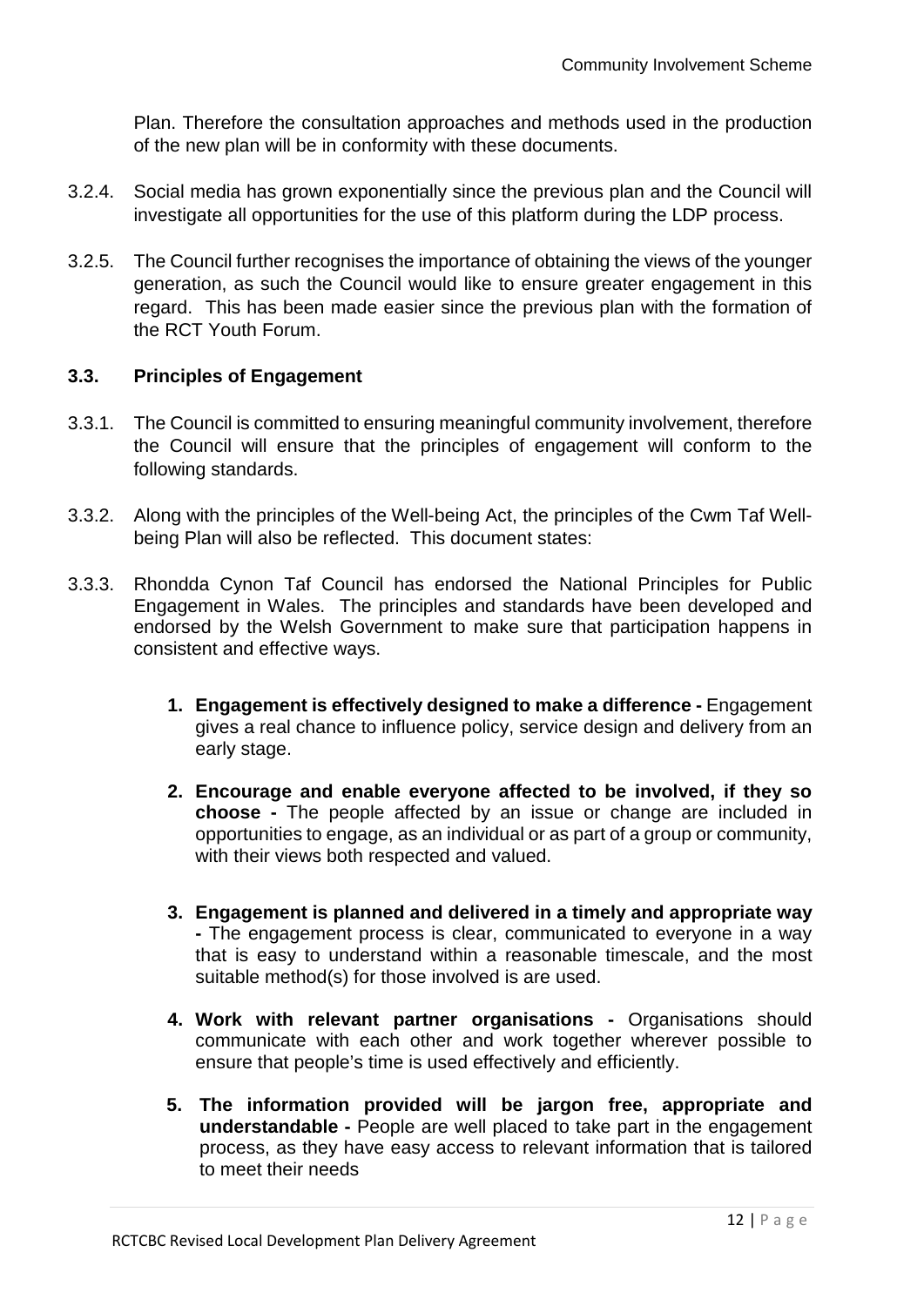Plan. Therefore the consultation approaches and methods used in the production of the new plan will be in conformity with these documents.

3.2.4. Social media has grown exponentially since the previous plan and the Council will investigate all opportunities for the use of this platform during the LDP process.

3.2.5. The Council further recognises the importance of obtaining the views of the younger generation, as such the Council would like to ensure greater engagement in this regard. This has been made easier since the previous plan with the formation of the RCT Youth Forum.

### 3.3. Principles of Engagement

3.3.1. The Council is committed to ensuring meaningful community involvement, therefore the Council will ensure that the principles of engagement will conform to the following standards.

3.3.2. Along with the principles of the Well-being Act, the principles of the Cwm Taf Well-being Plan will also be reflected. This document states:

3.3.3. Rhondda Cynon Taf Council has endorsed the National Principles for Public Engagement in Wales. The principles and standards have been developed and endorsed by the Welsh Government to make sure that participation happens in consistent and effective ways.

1. **Engagement is effectively designed to make a difference -** Engagement gives a real chance to influence policy, service design and delivery from an early stage.

2. **Encourage and enable everyone affected to be involved, if they so choose -** The people affected by an issue or change are included in opportunities to engage, as an individual or as part of a group or community, with their views both respected and valued.

3. **Engagement is planned and delivered in a timely and appropriate way -** The engagement process is clear, communicated to everyone in a way that is easy to understand within a reasonable timescale, and the most suitable method(s) for those involved is are used.

4. **Work with relevant partner organisations -** Organisations should communicate with each other and work together wherever possible to ensure that people's time is used effectively and efficiently.

5. **The information provided will be jargon free, appropriate and understandable -** People are well placed to take part in the engagement process, as they have easy access to relevant information that is tailored to meet their needs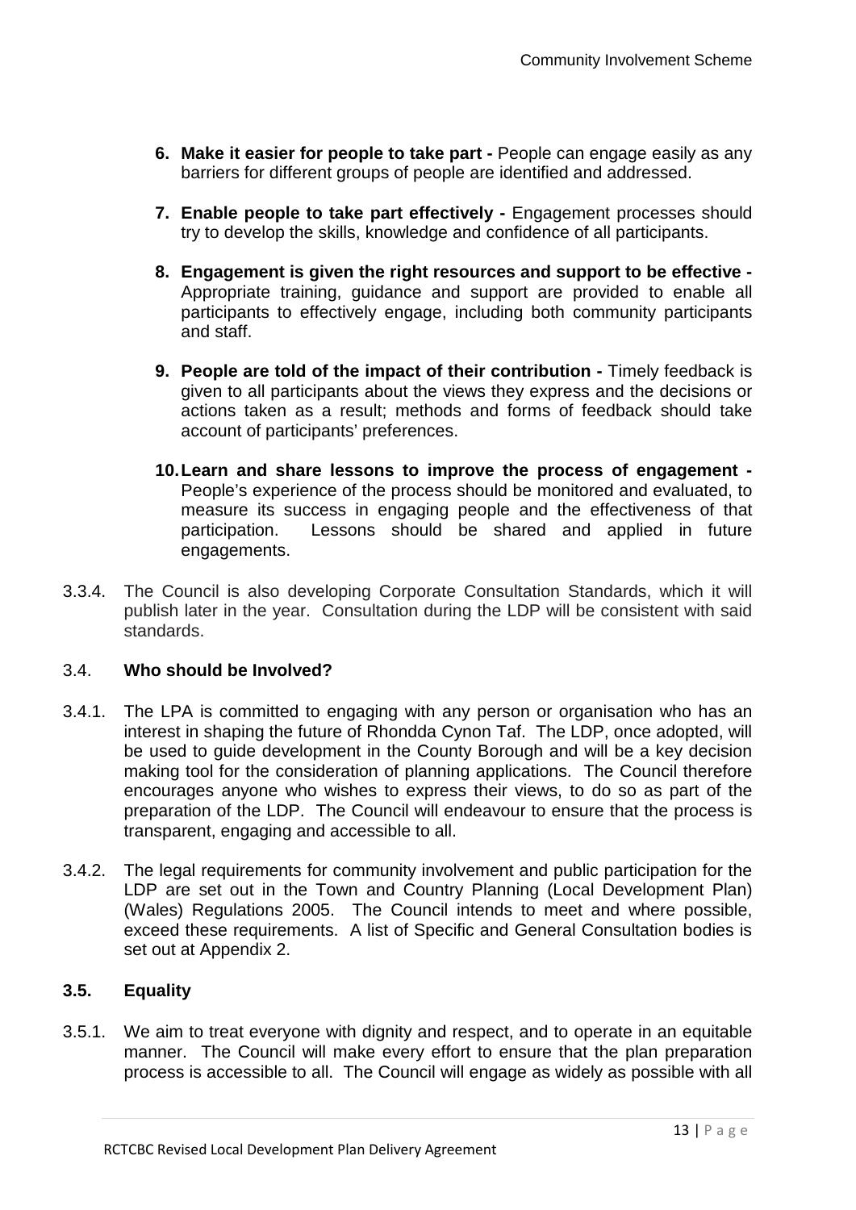6. **Make it easier for people to take part -** People can engage easily as any barriers for different groups of people are identified and addressed.

7. **Enable people to take part effectively -** Engagement processes should try to develop the skills, knowledge and confidence of all participants.

8. **Engagement is given the right resources and support to be effective -** Appropriate training, guidance and support are provided to enable all participants to effectively engage, including both community participants and staff.

9. **People are told of the impact of their contribution -** Timely feedback is given to all participants about the views they express and the decisions or actions taken as a result; methods and forms of feedback should take account of participants' preferences.

10. **Learn and share lessons to improve the process of engagement -** People's experience of the process should be monitored and evaluated, to measure its success in engaging people and the effectiveness of that participation. Lessons should be shared and applied in future engagements.

3.3.4. The Council is also developing Corporate Consultation Standards, which it will publish later in the year. Consultation during the LDP will be consistent with said standards.

### 3.4. Who should be Involved?

3.4.1. The LPA is committed to engaging with any person or organisation who has an interest in shaping the future of Rhondda Cynon Taf. The LDP, once adopted, will be used to guide development in the County Borough and will be a key decision making tool for the consideration of planning applications. The Council therefore encourages anyone who wishes to express their views, to do so as part of the preparation of the LDP. The Council will endeavour to ensure that the process is transparent, engaging and accessible to all.

3.4.2. The legal requirements for community involvement and public participation for the LDP are set out in the Town and Country Planning (Local Development Plan) (Wales) Regulations 2005. The Council intends to meet and where possible, exceed these requirements. A list of Specific and General Consultation bodies is set out at Appendix 2.

### 3.5. Equality

3.5.1. We aim to treat everyone with dignity and respect, and to operate in an equitable manner. The Council will make every effort to ensure that the plan preparation process is accessible to all. The Council will engage as widely as possible with all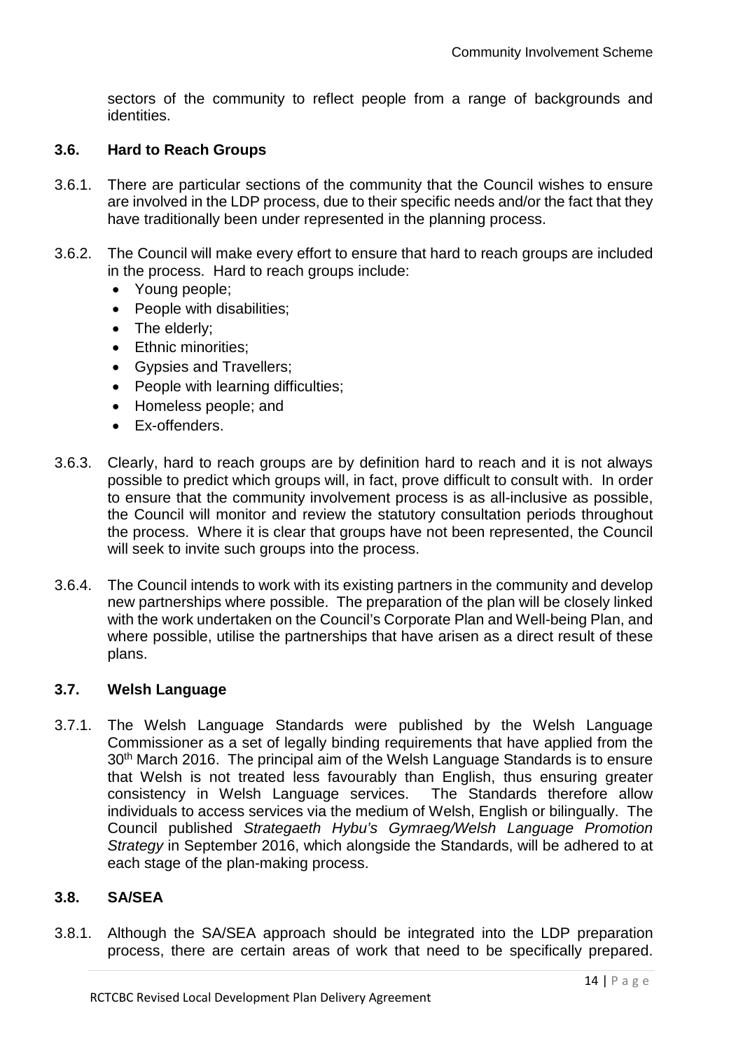sectors of the community to reflect people from a range of backgrounds and identities.

### 3.6. Hard to Reach Groups

3.6.1. There are particular sections of the community that the Council wishes to ensure are involved in the LDP process, due to their specific needs and/or the fact that they have traditionally been under represented in the planning process.

3.6.2. The Council will make every effort to ensure that hard to reach groups are included in the process. Hard to reach groups include:

- Young people;
- People with disabilities;
- The elderly;
- Ethnic minorities;
- Gypsies and Travellers;
- People with learning difficulties;
- Homeless people; and
- Ex-offenders.

3.6.3. Clearly, hard to reach groups are by definition hard to reach and it is not always possible to predict which groups will, in fact, prove difficult to consult with. In order to ensure that the community involvement process is as all-inclusive as possible, the Council will monitor and review the statutory consultation periods throughout the process. Where it is clear that groups have not been represented, the Council will seek to invite such groups into the process.

3.6.4. The Council intends to work with its existing partners in the community and develop new partnerships where possible. The preparation of the plan will be closely linked with the work undertaken on the Council's Corporate Plan and Well-being Plan, and where possible, utilise the partnerships that have arisen as a direct result of these plans.

### 3.7. Welsh Language

3.7.1. The Welsh Language Standards were published by the Welsh Language Commissioner as a set of legally binding requirements that have applied from the 30th March 2016. The principal aim of the Welsh Language Standards is to ensure that Welsh is not treated less favourably than English, thus ensuring greater consistency in Welsh Language services. The Standards therefore allow individuals to access services via the medium of Welsh, English or bilingually. The Council published *Strategaeth Hybu's Gymraeg/Welsh Language Promotion Strategy* in September 2016, which alongside the Standards, will be adhered to at each stage of the plan-making process.

### 3.8. SA/SEA

3.8.1. Although the SA/SEA approach should be integrated into the LDP preparation process, there are certain areas of work that need to be specifically prepared.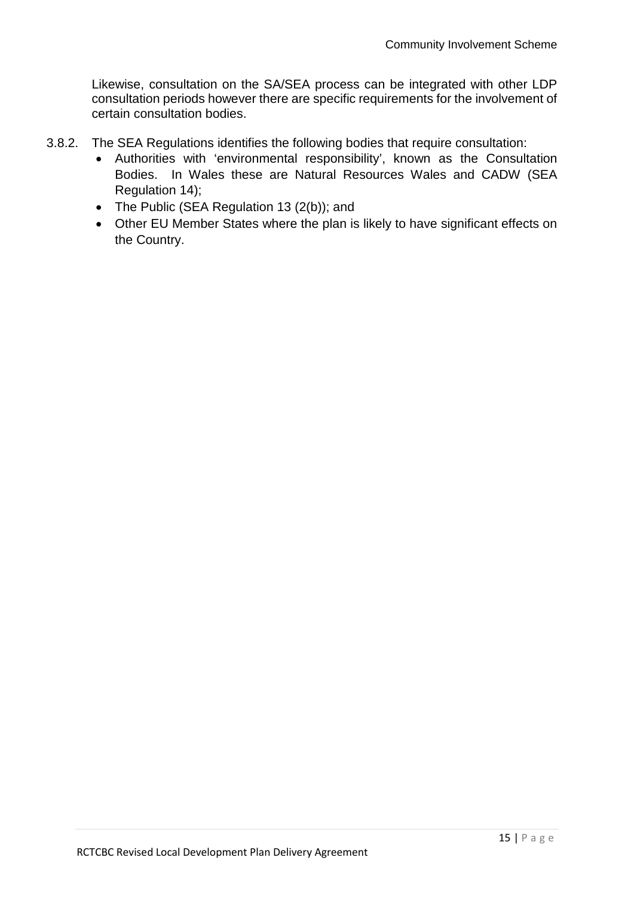Likewise, consultation on the SA/SEA process can be integrated with other LDP consultation periods however there are specific requirements for the involvement of certain consultation bodies.

3.8.2. The SEA Regulations identifies the following bodies that require consultation:

- Authorities with 'environmental responsibility', known as the Consultation Bodies. In Wales these are Natural Resources Wales and CADW (SEA Regulation 14);
- The Public (SEA Regulation 13 (2(b)); and
- Other EU Member States where the plan is likely to have significant effects on the Country.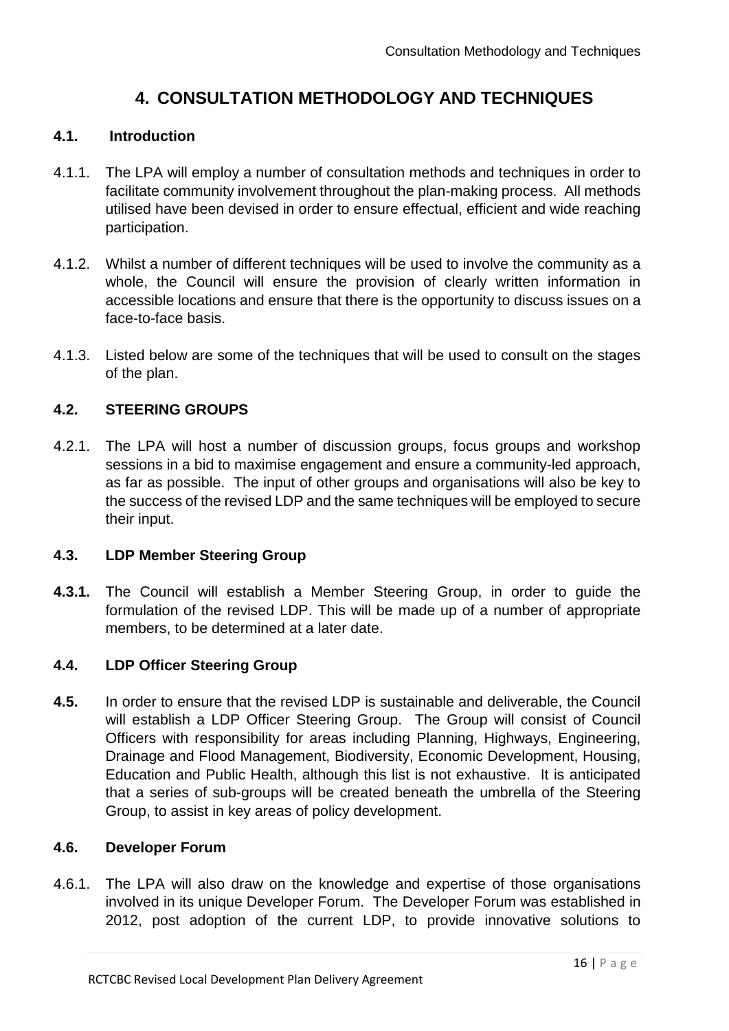# 4. CONSULTATION METHODOLOGY AND TECHNIQUES

## 4.1. Introduction

4.1.1. The LPA will employ a number of consultation methods and techniques in order to facilitate community involvement throughout the plan-making process. All methods utilised have been devised in order to ensure effectual, efficient and wide reaching participation.

4.1.2. Whilst a number of different techniques will be used to involve the community as a whole, the Council will ensure the provision of clearly written information in accessible locations and ensure that there is the opportunity to discuss issues on a face-to-face basis.

4.1.3. Listed below are some of the techniques that will be used to consult on the stages of the plan.

## 4.2. STEERING GROUPS

4.2.1. The LPA will host a number of discussion groups, focus groups and workshop sessions in a bid to maximise engagement and ensure a community-led approach, as far as possible. The input of other groups and organisations will also be key to the success of the revised LDP and the same techniques will be employed to secure their input.

## 4.3. LDP Member Steering Group

**4.3.1.** The Council will establish a Member Steering Group, in order to guide the formulation of the revised LDP. This will be made up of a number of appropriate members, to be determined at a later date.

## 4.4. LDP Officer Steering Group

**4.5.** In order to ensure that the revised LDP is sustainable and deliverable, the Council will establish a LDP Officer Steering Group. The Group will consist of Council Officers with responsibility for areas including Planning, Highways, Engineering, Drainage and Flood Management, Biodiversity, Economic Development, Housing, Education and Public Health, although this list is not exhaustive. It is anticipated that a series of sub-groups will be created beneath the umbrella of the Steering Group, to assist in key areas of policy development.

## 4.6. Developer Forum

4.6.1. The LPA will also draw on the knowledge and expertise of those organisations involved in its unique Developer Forum. The Developer Forum was established in 2012, post adoption of the current LDP, to provide innovative solutions to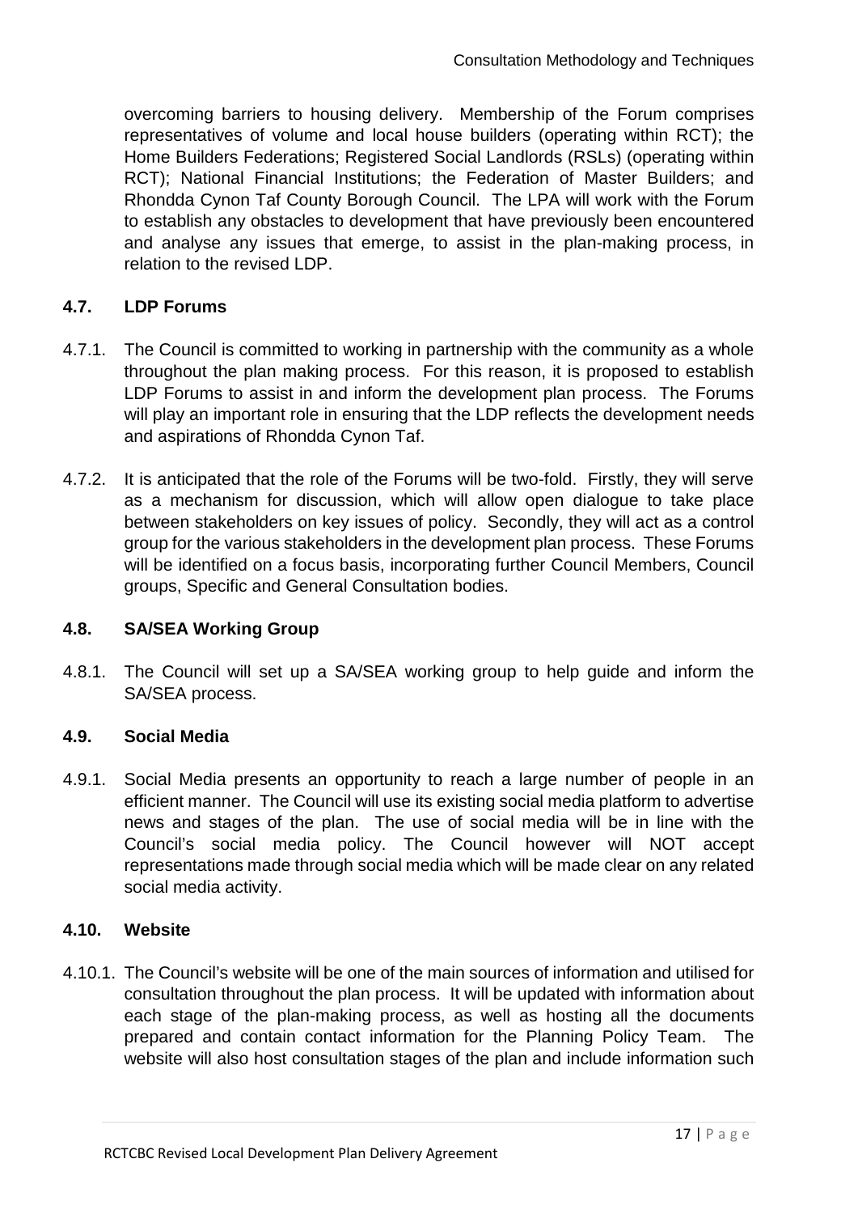overcoming barriers to housing delivery. Membership of the Forum comprises representatives of volume and local house builders (operating within RCT); the Home Builders Federations; Registered Social Landlords (RSLs) (operating within RCT); National Financial Institutions; the Federation of Master Builders; and Rhondda Cynon Taf County Borough Council. The LPA will work with the Forum to establish any obstacles to development that have previously been encountered and analyse any issues that emerge, to assist in the plan-making process, in relation to the revised LDP.

### 4.7. LDP Forums

4.7.1. The Council is committed to working in partnership with the community as a whole throughout the plan making process. For this reason, it is proposed to establish LDP Forums to assist in and inform the development plan process. The Forums will play an important role in ensuring that the LDP reflects the development needs and aspirations of Rhondda Cynon Taf.

4.7.2. It is anticipated that the role of the Forums will be two-fold. Firstly, they will serve as a mechanism for discussion, which will allow open dialogue to take place between stakeholders on key issues of policy. Secondly, they will act as a control group for the various stakeholders in the development plan process. These Forums will be identified on a focus basis, incorporating further Council Members, Council groups, Specific and General Consultation bodies.

### 4.8. SA/SEA Working Group

4.8.1. The Council will set up a SA/SEA working group to help guide and inform the SA/SEA process.

### 4.9. Social Media

4.9.1. Social Media presents an opportunity to reach a large number of people in an efficient manner. The Council will use its existing social media platform to advertise news and stages of the plan. The use of social media will be in line with the Council's social media policy. The Council however will NOT accept representations made through social media which will be made clear on any related social media activity.

### 4.10. Website

4.10.1. The Council's website will be one of the main sources of information and utilised for consultation throughout the plan process. It will be updated with information about each stage of the plan-making process, as well as hosting all the documents prepared and contain contact information for the Planning Policy Team. The website will also host consultation stages of the plan and include information such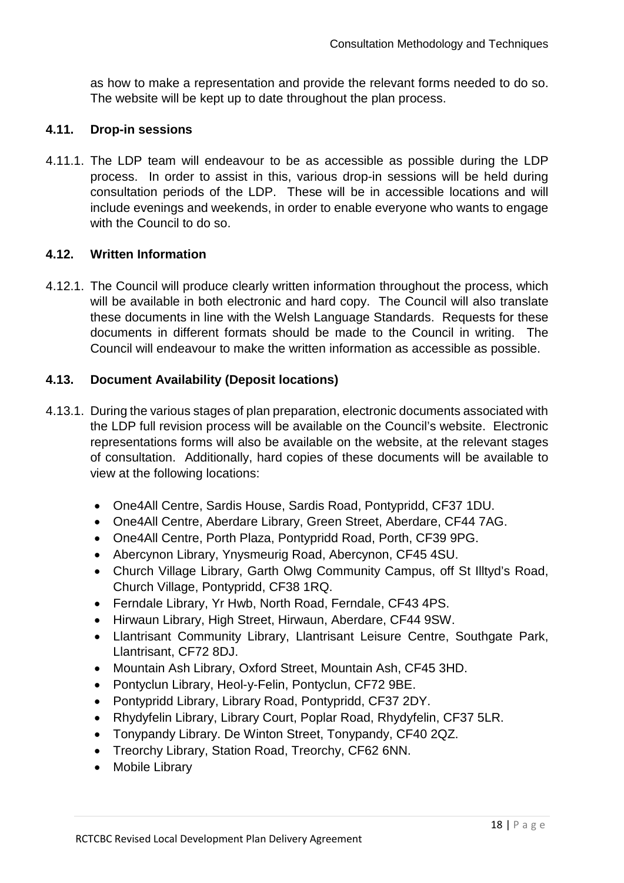as how to make a representation and provide the relevant forms needed to do so. The website will be kept up to date throughout the plan process.

### 4.11. Drop-in sessions

4.11.1. The LDP team will endeavour to be as accessible as possible during the LDP process. In order to assist in this, various drop-in sessions will be held during consultation periods of the LDP. These will be in accessible locations and will include evenings and weekends, in order to enable everyone who wants to engage with the Council to do so.

### 4.12. Written Information

4.12.1. The Council will produce clearly written information throughout the process, which will be available in both electronic and hard copy. The Council will also translate these documents in line with the Welsh Language Standards. Requests for these documents in different formats should be made to the Council in writing. The Council will endeavour to make the written information as accessible as possible.

### 4.13. Document Availability (Deposit locations)

4.13.1. During the various stages of plan preparation, electronic documents associated with the LDP full revision process will be available on the Council's website. Electronic representations forms will also be available on the website, at the relevant stages of consultation. Additionally, hard copies of these documents will be available to view at the following locations:

- One4All Centre, Sardis House, Sardis Road, Pontypridd, CF37 1DU.
- One4All Centre, Aberdare Library, Green Street, Aberdare, CF44 7AG.
- One4All Centre, Porth Plaza, Pontypridd Road, Porth, CF39 9PG.
- Abercynon Library, Ynysmeurig Road, Abercynon, CF45 4SU.
- Church Village Library, Garth Olwg Community Campus, off St Illtyd's Road, Church Village, Pontypridd, CF38 1RQ.
- Ferndale Library, Yr Hwb, North Road, Ferndale, CF43 4PS.
- Hirwaun Library, High Street, Hirwaun, Aberdare, CF44 9SW.
- Llantrisant Community Library, Llantrisant Leisure Centre, Southgate Park, Llantrisant, CF72 8DJ.
- Mountain Ash Library, Oxford Street, Mountain Ash, CF45 3HD.
- Pontyclun Library, Heol-y-Felin, Pontyclun, CF72 9BE.
- Pontypridd Library, Library Road, Pontypridd, CF37 2DY.
- Rhydyfelin Library, Library Court, Poplar Road, Rhydyfelin, CF37 5LR.
- Tonypandy Library. De Winton Street, Tonypandy, CF40 2QZ.
- Treorchy Library, Station Road, Treorchy, CF62 6NN.
- Mobile Library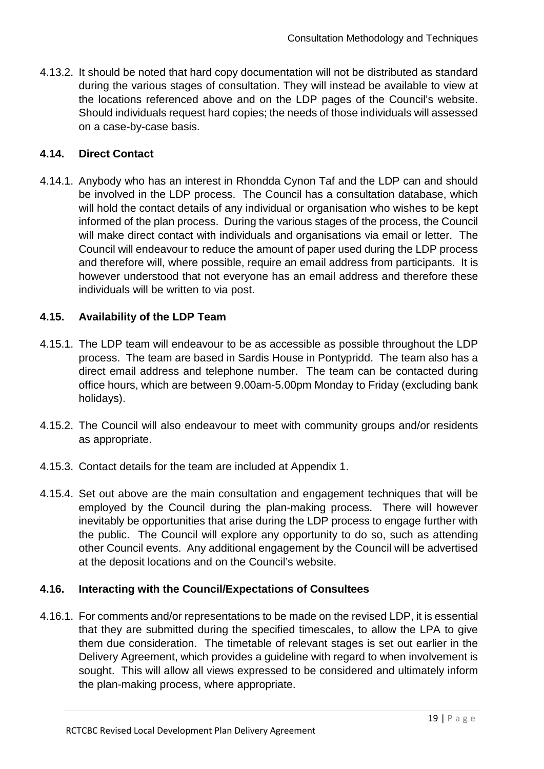4.13.2. It should be noted that hard copy documentation will not be distributed as standard during the various stages of consultation. They will instead be available to view at the locations referenced above and on the LDP pages of the Council's website. Should individuals request hard copies; the needs of those individuals will assessed on a case-by-case basis.

## 4.14. Direct Contact

4.14.1. Anybody who has an interest in Rhondda Cynon Taf and the LDP can and should be involved in the LDP process. The Council has a consultation database, which will hold the contact details of any individual or organisation who wishes to be kept informed of the plan process. During the various stages of the process, the Council will make direct contact with individuals and organisations via email or letter. The Council will endeavour to reduce the amount of paper used during the LDP process and therefore will, where possible, require an email address from participants. It is however understood that not everyone has an email address and therefore these individuals will be written to via post.

## 4.15. Availability of the LDP Team

4.15.1. The LDP team will endeavour to be as accessible as possible throughout the LDP process. The team are based in Sardis House in Pontypridd. The team also has a direct email address and telephone number. The team can be contacted during office hours, which are between 9.00am-5.00pm Monday to Friday (excluding bank holidays).

4.15.2. The Council will also endeavour to meet with community groups and/or residents as appropriate.

4.15.3. Contact details for the team are included at Appendix 1.

4.15.4. Set out above are the main consultation and engagement techniques that will be employed by the Council during the plan-making process. There will however inevitably be opportunities that arise during the LDP process to engage further with the public. The Council will explore any opportunity to do so, such as attending other Council events. Any additional engagement by the Council will be advertised at the deposit locations and on the Council's website.

## 4.16. Interacting with the Council/Expectations of Consultees

4.16.1. For comments and/or representations to be made on the revised LDP, it is essential that they are submitted during the specified timescales, to allow the LPA to give them due consideration. The timetable of relevant stages is set out earlier in the Delivery Agreement, which provides a guideline with regard to when involvement is sought. This will allow all views expressed to be considered and ultimately inform the plan-making process, where appropriate.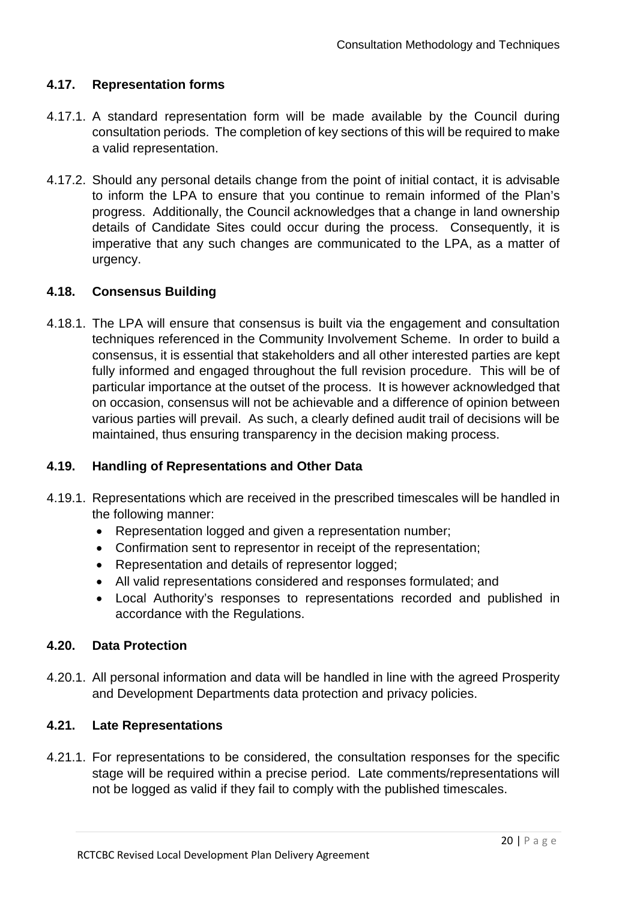### 4.17. Representation forms

4.17.1. A standard representation form will be made available by the Council during consultation periods. The completion of key sections of this will be required to make a valid representation.

4.17.2. Should any personal details change from the point of initial contact, it is advisable to inform the LPA to ensure that you continue to remain informed of the Plan's progress. Additionally, the Council acknowledges that a change in land ownership details of Candidate Sites could occur during the process. Consequently, it is imperative that any such changes are communicated to the LPA, as a matter of urgency.

### 4.18. Consensus Building

4.18.1. The LPA will ensure that consensus is built via the engagement and consultation techniques referenced in the Community Involvement Scheme. In order to build a consensus, it is essential that stakeholders and all other interested parties are kept fully informed and engaged throughout the full revision procedure. This will be of particular importance at the outset of the process. It is however acknowledged that on occasion, consensus will not be achievable and a difference of opinion between various parties will prevail. As such, a clearly defined audit trail of decisions will be maintained, thus ensuring transparency in the decision making process.

### 4.19. Handling of Representations and Other Data

4.19.1. Representations which are received in the prescribed timescales will be handled in the following manner:

- Representation logged and given a representation number;
- Confirmation sent to representor in receipt of the representation;
- Representation and details of representor logged;
- All valid representations considered and responses formulated; and
- Local Authority's responses to representations recorded and published in accordance with the Regulations.

### 4.20. Data Protection

4.20.1. All personal information and data will be handled in line with the agreed Prosperity and Development Departments data protection and privacy policies.

### 4.21. Late Representations

4.21.1. For representations to be considered, the consultation responses for the specific stage will be required within a precise period. Late comments/representations will not be logged as valid if they fail to comply with the published timescales.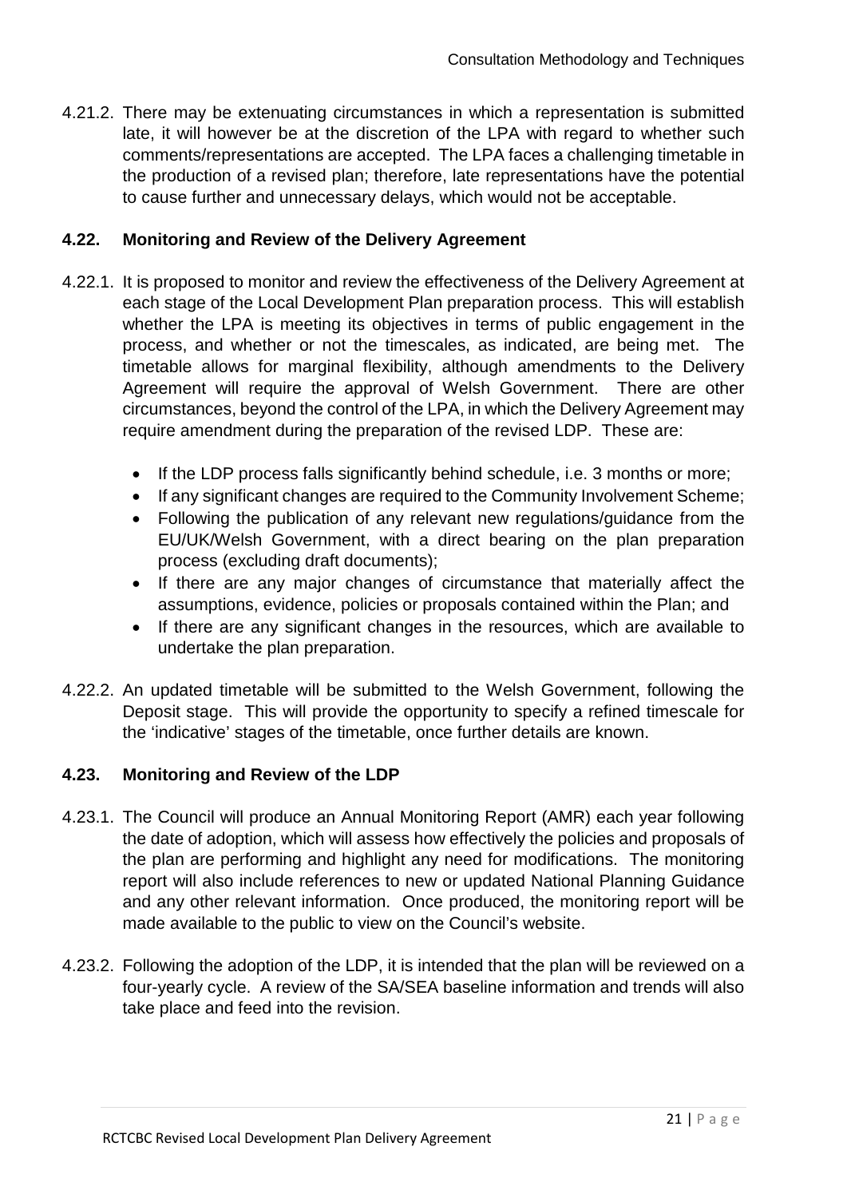4.21.2. There may be extenuating circumstances in which a representation is submitted late, it will however be at the discretion of the LPA with regard to whether such comments/representations are accepted. The LPA faces a challenging timetable in the production of a revised plan; therefore, late representations have the potential to cause further and unnecessary delays, which would not be acceptable.

### 4.22. Monitoring and Review of the Delivery Agreement

4.22.1. It is proposed to monitor and review the effectiveness of the Delivery Agreement at each stage of the Local Development Plan preparation process. This will establish whether the LPA is meeting its objectives in terms of public engagement in the process, and whether or not the timescales, as indicated, are being met. The timetable allows for marginal flexibility, although amendments to the Delivery Agreement will require the approval of Welsh Government. There are other circumstances, beyond the control of the LPA, in which the Delivery Agreement may require amendment during the preparation of the revised LDP. These are:

- If the LDP process falls significantly behind schedule, i.e. 3 months or more;
- If any significant changes are required to the Community Involvement Scheme;
- Following the publication of any relevant new regulations/guidance from the EU/UK/Welsh Government, with a direct bearing on the plan preparation process (excluding draft documents);
- If there are any major changes of circumstance that materially affect the assumptions, evidence, policies or proposals contained within the Plan; and
- If there are any significant changes in the resources, which are available to undertake the plan preparation.

4.22.2. An updated timetable will be submitted to the Welsh Government, following the Deposit stage. This will provide the opportunity to specify a refined timescale for the 'indicative' stages of the timetable, once further details are known.

### 4.23. Monitoring and Review of the LDP

4.23.1. The Council will produce an Annual Monitoring Report (AMR) each year following the date of adoption, which will assess how effectively the policies and proposals of the plan are performing and highlight any need for modifications. The monitoring report will also include references to new or updated National Planning Guidance and any other relevant information. Once produced, the monitoring report will be made available to the public to view on the Council's website.

4.23.2. Following the adoption of the LDP, it is intended that the plan will be reviewed on a four-yearly cycle. A review of the SA/SEA baseline information and trends will also take place and feed into the revision.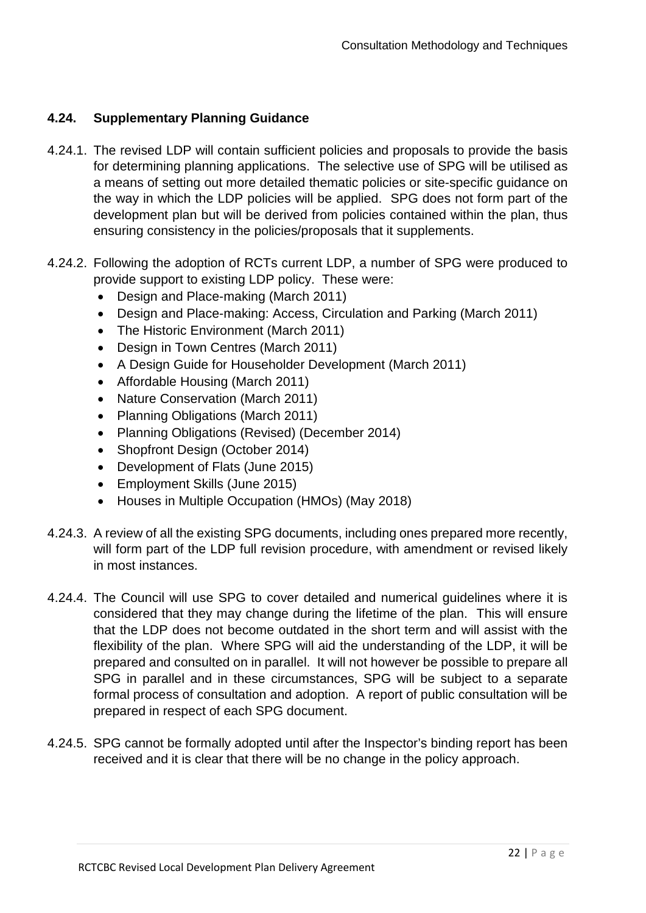### 4.24. Supplementary Planning Guidance

4.24.1. The revised LDP will contain sufficient policies and proposals to provide the basis for determining planning applications. The selective use of SPG will be utilised as a means of setting out more detailed thematic policies or site-specific guidance on the way in which the LDP policies will be applied. SPG does not form part of the development plan but will be derived from policies contained within the plan, thus ensuring consistency in the policies/proposals that it supplements.

4.24.2. Following the adoption of RCTs current LDP, a number of SPG were produced to provide support to existing LDP policy. These were:

- Design and Place-making (March 2011)
- Design and Place-making: Access, Circulation and Parking (March 2011)
- The Historic Environment (March 2011)
- Design in Town Centres (March 2011)
- A Design Guide for Householder Development (March 2011)
- Affordable Housing (March 2011)
- Nature Conservation (March 2011)
- Planning Obligations (March 2011)
- Planning Obligations (Revised) (December 2014)
- Shopfront Design (October 2014)
- Development of Flats (June 2015)
- Employment Skills (June 2015)
- Houses in Multiple Occupation (HMOs) (May 2018)

4.24.3. A review of all the existing SPG documents, including ones prepared more recently, will form part of the LDP full revision procedure, with amendment or revised likely in most instances.

4.24.4. The Council will use SPG to cover detailed and numerical guidelines where it is considered that they may change during the lifetime of the plan. This will ensure that the LDP does not become outdated in the short term and will assist with the flexibility of the plan. Where SPG will aid the understanding of the LDP, it will be prepared and consulted on in parallel. It will not however be possible to prepare all SPG in parallel and in these circumstances, SPG will be subject to a separate formal process of consultation and adoption. A report of public consultation will be prepared in respect of each SPG document.

4.24.5. SPG cannot be formally adopted until after the Inspector's binding report has been received and it is clear that there will be no change in the policy approach.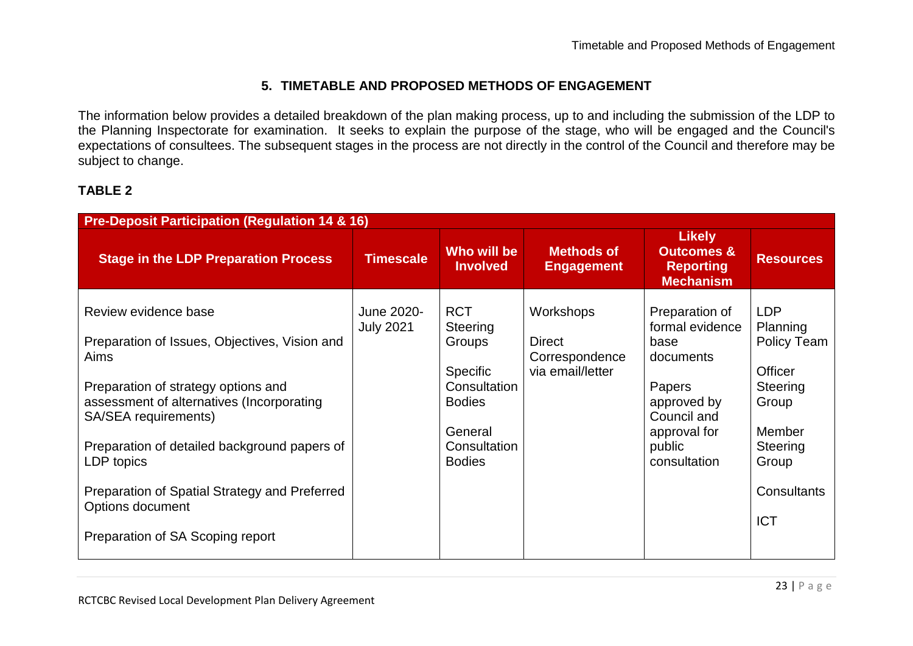## 5. TIMETABLE AND PROPOSED METHODS OF ENGAGEMENT

The information below provides a detailed breakdown of the plan making process, up to and including the submission of the LDP to the Planning Inspectorate for examination. It seeks to explain the purpose of the stage, who will be engaged and the Council's expectations of consultees. The subsequent stages in the process are not directly in the control of the Council and therefore may be subject to change.

**TABLE 2**

| **Pre-Deposit Participation (Regulation 14 & 16)** | | | | | |
|---|---|---|---|---|---|
| **Stage in the LDP Preparation Process** | **Timescale** | **Who will be Involved** | **Methods of Engagement** | **Likely Outcomes & Reporting Mechanism** | **Resources** |
| Review evidence base<br><br>Preparation of Issues, Objectives, Vision and Aims<br><br>Preparation of strategy options and assessment of alternatives (Incorporating SA/SEA requirements)<br><br>Preparation of detailed background papers of LDP topics<br><br>Preparation of Spatial Strategy and Preferred Options document<br><br>Preparation of SA Scoping report | June 2020-July 2021 | RCT Steering Groups<br><br>Specific Consultation Bodies<br><br>General Consultation Bodies | Workshops<br><br>Direct Correspondence via email/letter | Preparation of formal evidence base documents<br><br>Papers approved by Council and approval for public consultation | LDP Planning Policy Team<br><br>Officer Steering Group<br><br>Member Steering Group<br><br>Consultants<br><br>ICT |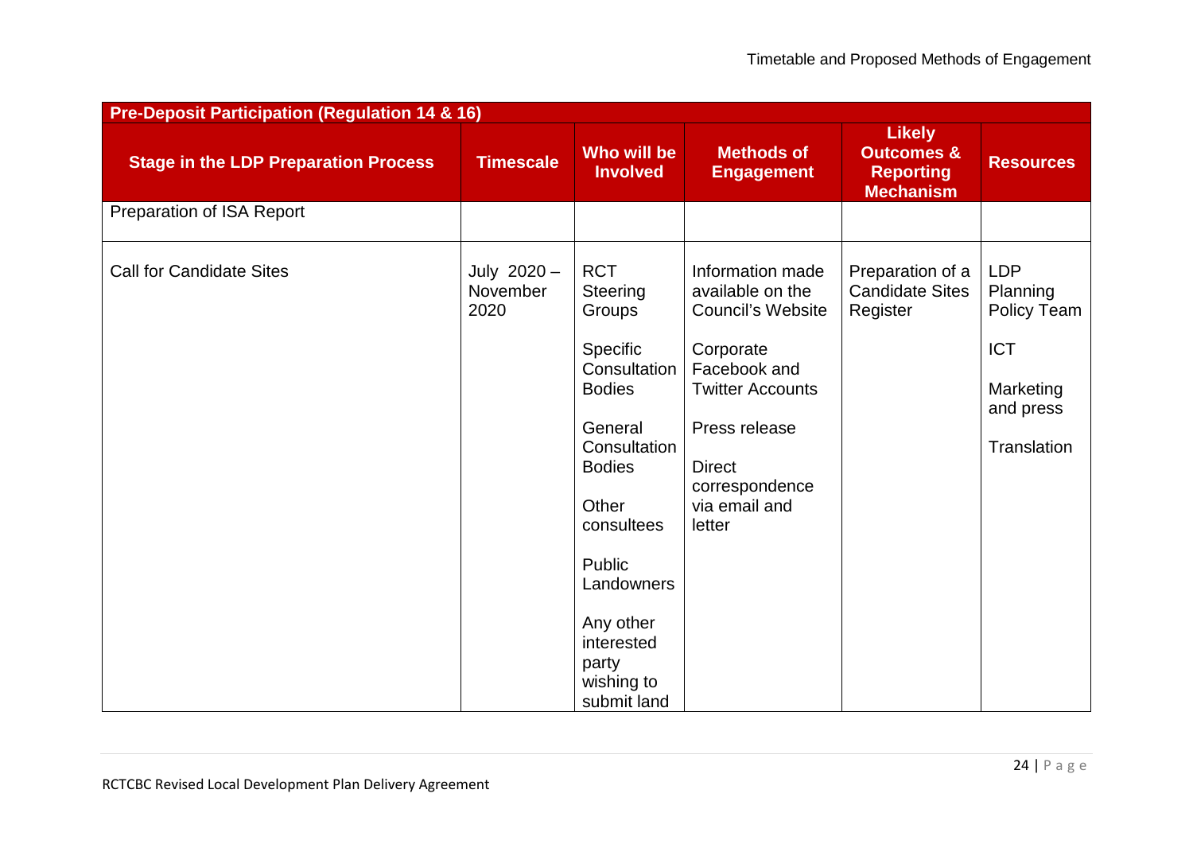| Pre-Deposit Participation (Regulation 14 & 16) | | | | | |
|---|---|---|---|---|---|
| **Stage in the LDP Preparation Process** | **Timescale** | **Who will be Involved** | **Methods of Engagement** | **Likely Outcomes & Reporting Mechanism** | **Resources** |
| Preparation of ISA Report | | | | | |
| Call for Candidate Sites | July 2020 – November 2020 | RCT Steering Groups<br><br>Specific Consultation Bodies<br><br>General Consultation Bodies<br><br>Other consultees<br><br>Public Landowners<br><br>Any other interested party wishing to submit land | Information made available on the Council's Website<br><br>Corporate Facebook and Twitter Accounts<br><br>Press release<br><br>Direct correspondence via email and letter | Preparation of a Candidate Sites Register | LDP Planning Policy Team<br><br>ICT<br><br>Marketing and press<br><br>Translation |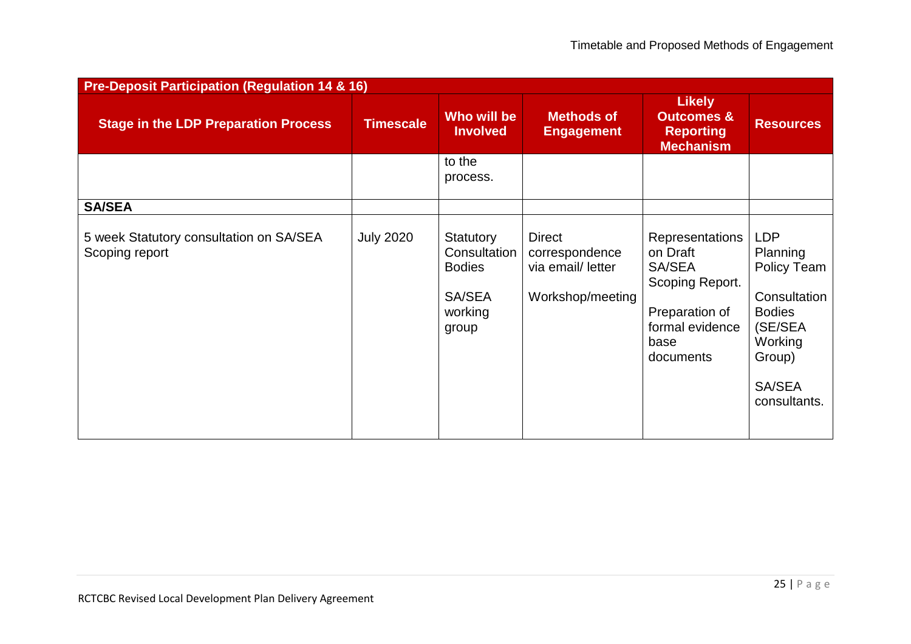| Pre-Deposit Participation (Regulation 14 & 16) | | | | | |
|---|---|---|---|---|---|
| **Stage in the LDP Preparation Process** | **Timescale** | **Who will be Involved** | **Methods of Engagement** | **Likely Outcomes & Reporting Mechanism** | **Resources** |
| | | to the process. | | | |
| **SA/SEA** | | | | | |
| 5 week Statutory consultation on SA/SEA Scoping report | July 2020 | Statutory Consultation Bodies<br><br>SA/SEA working group | Direct correspondence via email/ letter<br><br>Workshop/meeting | Representations on Draft SA/SEA Scoping Report.<br><br>Preparation of formal evidence base documents | LDP Planning Policy Team<br><br>Consultation Bodies (SE/SEA Working Group)<br><br>SA/SEA consultants. |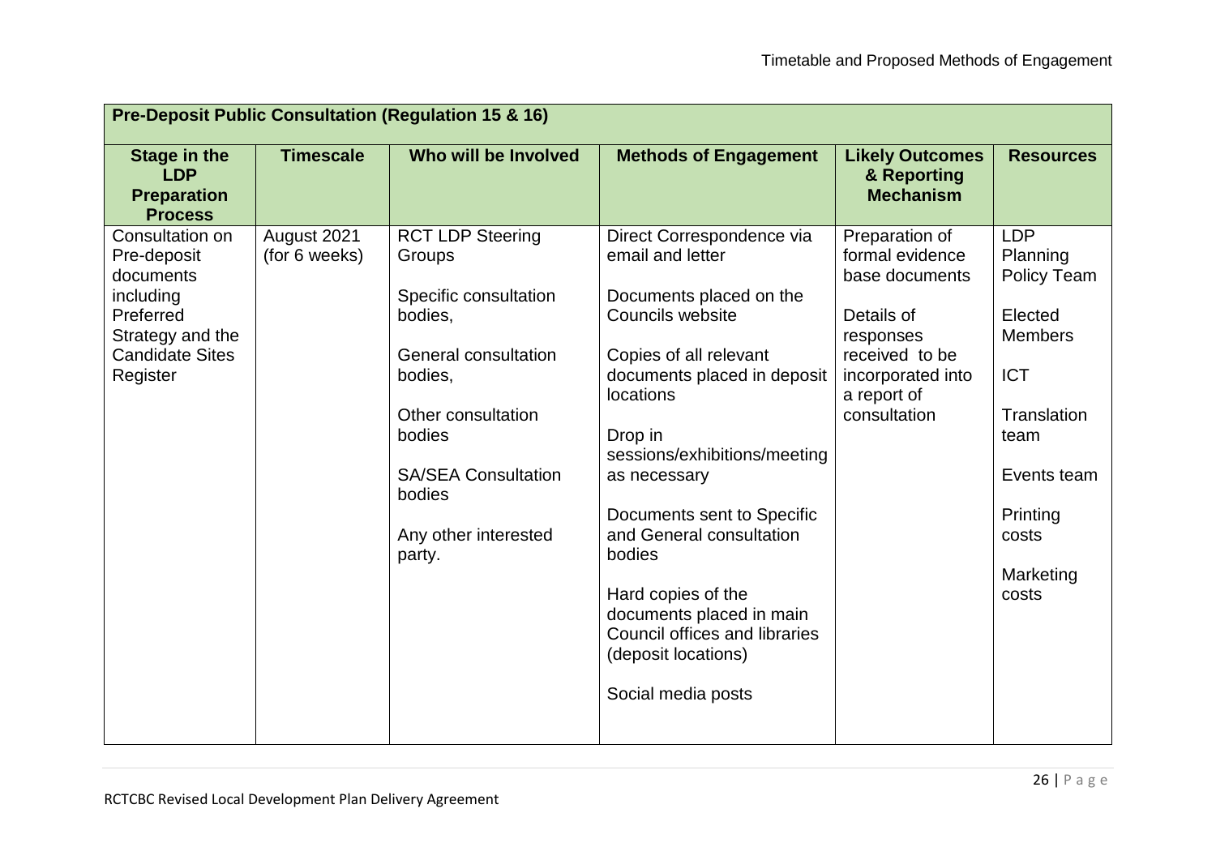| **Pre-Deposit Public Consultation (Regulation 15 & 16)** | | | | | |
|---|---|---|---|---|---|
| **Stage in the LDP Preparation Process** | **Timescale** | **Who will be Involved** | **Methods of Engagement** | **Likely Outcomes & Reporting Mechanism** | **Resources** |
| Consultation on Pre-deposit documents including Preferred Strategy and the Candidate Sites Register | August 2021 (for 6 weeks) | RCT LDP Steering Groups<br><br>Specific consultation bodies,<br><br>General consultation bodies,<br><br>Other consultation bodies<br><br>SA/SEA Consultation bodies<br><br>Any other interested party. | Direct Correspondence via email and letter<br><br>Documents placed on the Councils website<br><br>Copies of all relevant documents placed in deposit locations<br><br>Drop in sessions/exhibitions/meeting as necessary<br><br>Documents sent to Specific and General consultation bodies<br><br>Hard copies of the documents placed in main Council offices and libraries (deposit locations)<br><br>Social media posts | Preparation of formal evidence base documents<br><br>Details of responses received to be incorporated into a report of consultation | LDP Planning Policy Team<br><br>Elected Members<br><br>ICT<br><br>Translation team<br><br>Events team<br><br>Printing costs<br><br>Marketing costs |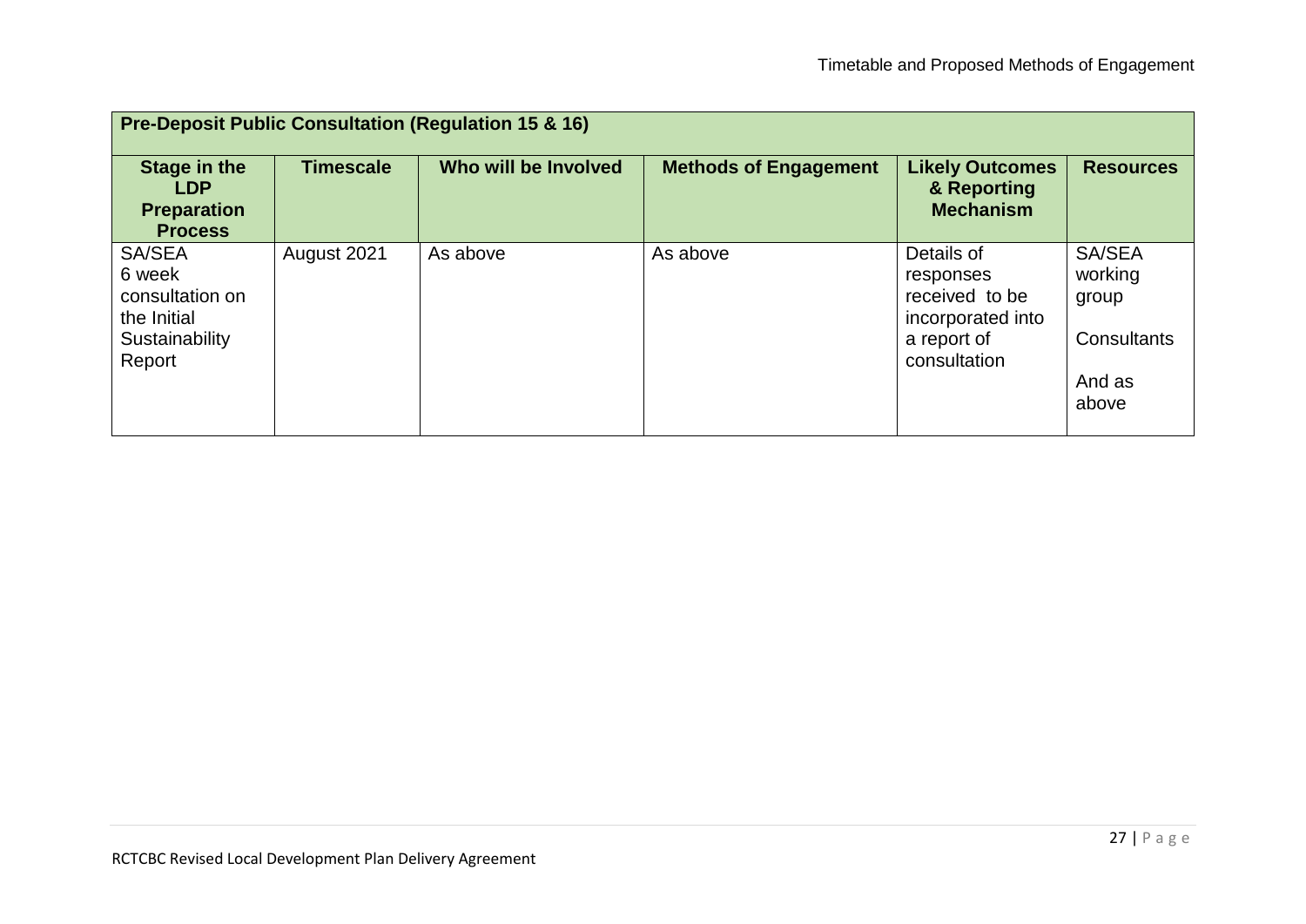| Pre-Deposit Public Consultation (Regulation 15 & 16) | | | | | |
|---|---|---|---|---|---|
| **Stage in the LDP Preparation Process** | **Timescale** | **Who will be Involved** | **Methods of Engagement** | **Likely Outcomes & Reporting Mechanism** | **Resources** |
| SA/SEA 6 week consultation on the Initial Sustainability Report | August 2021 | As above | As above | Details of responses received to be incorporated into a report of consultation | SA/SEA working group<br><br>Consultants<br><br>And as above |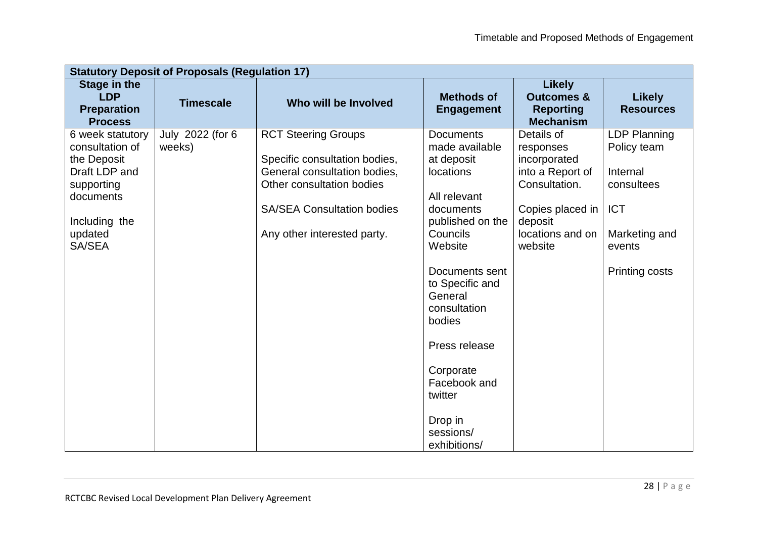| Statutory Deposit of Proposals (Regulation 17) | | | | | |
|---|---|---|---|---|---|
| **Stage in the LDP Preparation Process** | **Timescale** | **Who will be Involved** | **Methods of Engagement** | **Likely Outcomes & Reporting Mechanism** | **Likely Resources** |
| 6 week statutory consultation of the Deposit Draft LDP and supporting documents<br><br>Including the updated SA/SEA | July 2022 (for 6 weeks) | RCT Steering Groups<br><br>Specific consultation bodies, General consultation bodies, Other consultation bodies<br><br>SA/SEA Consultation bodies<br><br>Any other interested party. | Documents made available at deposit locations<br><br>All relevant documents published on the Councils Website<br><br>Documents sent to Specific and General consultation bodies<br><br>Press release<br><br>Corporate Facebook and twitter<br><br>Drop in sessions/ exhibitions/ | Details of responses incorporated into a Report of Consultation.<br><br>Copies placed in deposit locations and on website | LDP Planning Policy team<br><br>Internal consultees<br><br>ICT<br><br>Marketing and events<br><br>Printing costs |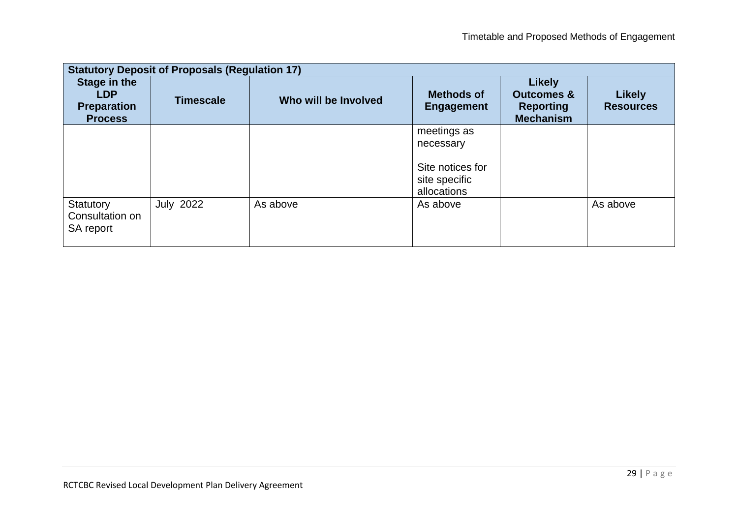| Statutory Deposit of Proposals (Regulation 17) | | | | | |
|---|---|---|---|---|---|
| **Stage in the LDP Preparation Process** | **Timescale** | **Who will be Involved** | **Methods of Engagement** | **Likely Outcomes & Reporting Mechanism** | **Likely Resources** |
| | | | meetings as necessary<br><br>Site notices for site specific allocations | | |
| Statutory Consultation on SA report | July 2022 | As above | As above | | As above |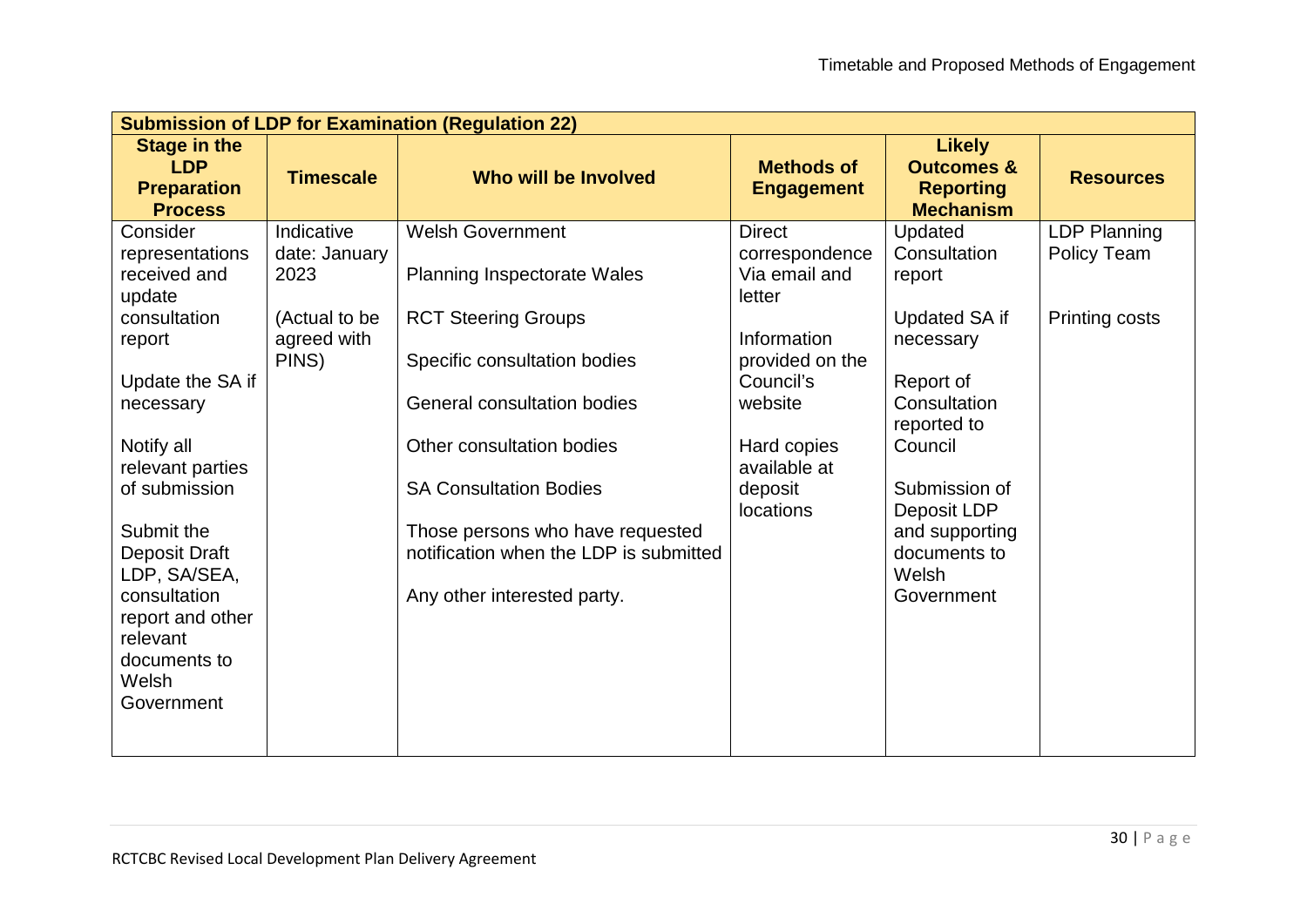| Submission of LDP for Examination (Regulation 22) | | | | | |
|---|---|---|---|---|---|
| **Stage in the LDP Preparation Process** | **Timescale** | **Who will be Involved** | **Methods of Engagement** | **Likely Outcomes & Reporting Mechanism** | **Resources** |
| Consider representations received and update consultation report<br><br>Update the SA if necessary<br><br>Notify all relevant parties of submission<br><br>Submit the Deposit Draft LDP, SA/SEA, consultation report and other relevant documents to Welsh Government | Indicative date: January 2023<br><br>(Actual to be agreed with PINS) | Welsh Government<br><br>Planning Inspectorate Wales<br><br>RCT Steering Groups<br><br>Specific consultation bodies<br><br>General consultation bodies<br><br>Other consultation bodies<br><br>SA Consultation Bodies<br><br>Those persons who have requested notification when the LDP is submitted<br><br>Any other interested party. | Direct correspondence Via email and letter<br><br>Information provided on the Council's website<br><br>Hard copies available at deposit locations | Updated Consultation report<br><br>Updated SA if necessary<br><br>Report of Consultation reported to Council<br><br>Submission of Deposit LDP and supporting documents to Welsh Government | LDP Planning Policy Team<br><br>Printing costs |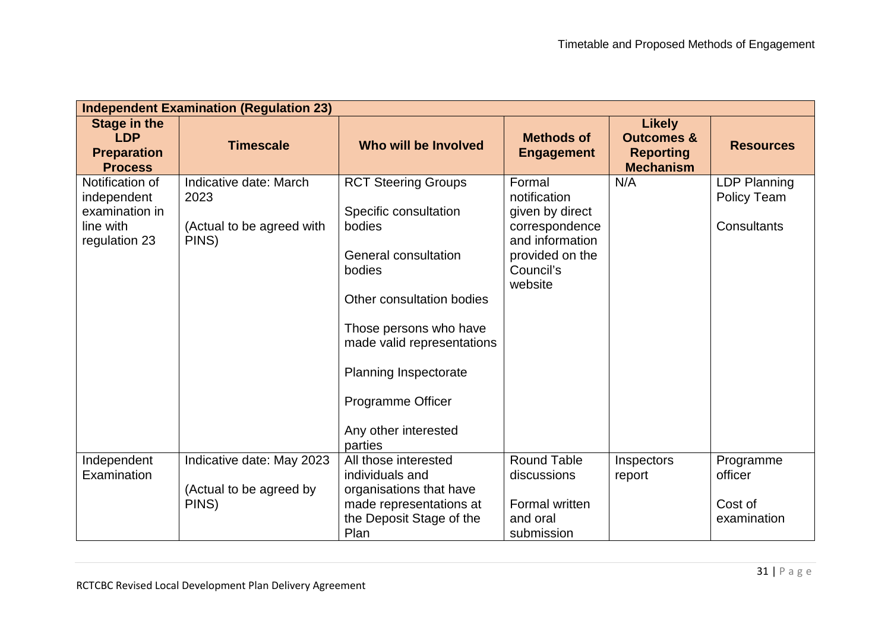| **Independent Examination (Regulation 23)** | | | | | |
|---|---|---|---|---|---|
| **Stage in the LDP Preparation Process** | **Timescale** | **Who will be Involved** | **Methods of Engagement** | **Likely Outcomes & Reporting Mechanism** | **Resources** |
| Notification of independent examination in line with regulation 23 | Indicative date: March 2023<br><br>(Actual to be agreed with PINS) | RCT Steering Groups<br><br>Specific consultation bodies<br><br>General consultation bodies<br><br>Other consultation bodies<br><br>Those persons who have made valid representations<br><br>Planning Inspectorate<br><br>Programme Officer<br><br>Any other interested parties | Formal notification given by direct correspondence and information provided on the Council's website | N/A | LDP Planning Policy Team<br><br>Consultants |
| Independent Examination | Indicative date: May 2023<br><br>(Actual to be agreed by PINS) | All those interested individuals and organisations that have made representations at the Deposit Stage of the Plan | Round Table discussions<br><br>Formal written and oral submission | Inspectors report | Programme officer<br><br>Cost of examination |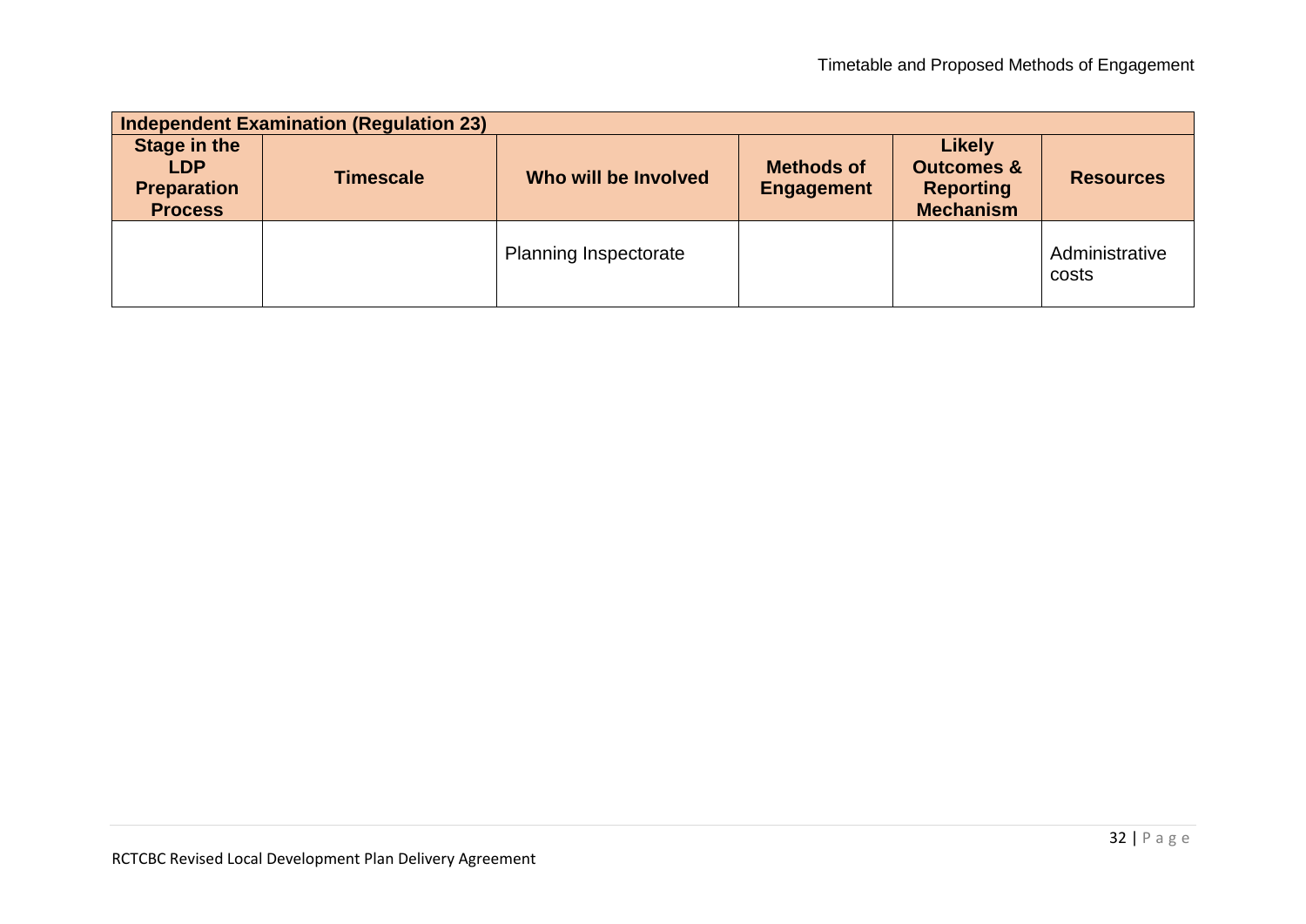| Independent Examination (Regulation 23) | | | | | |
|---|---|---|---|---|---|
| **Stage in the LDP Preparation Process** | **Timescale** | **Who will be Involved** | **Methods of Engagement** | **Likely Outcomes & Reporting Mechanism** | **Resources** |
| | | Planning Inspectorate | | | Administrative costs |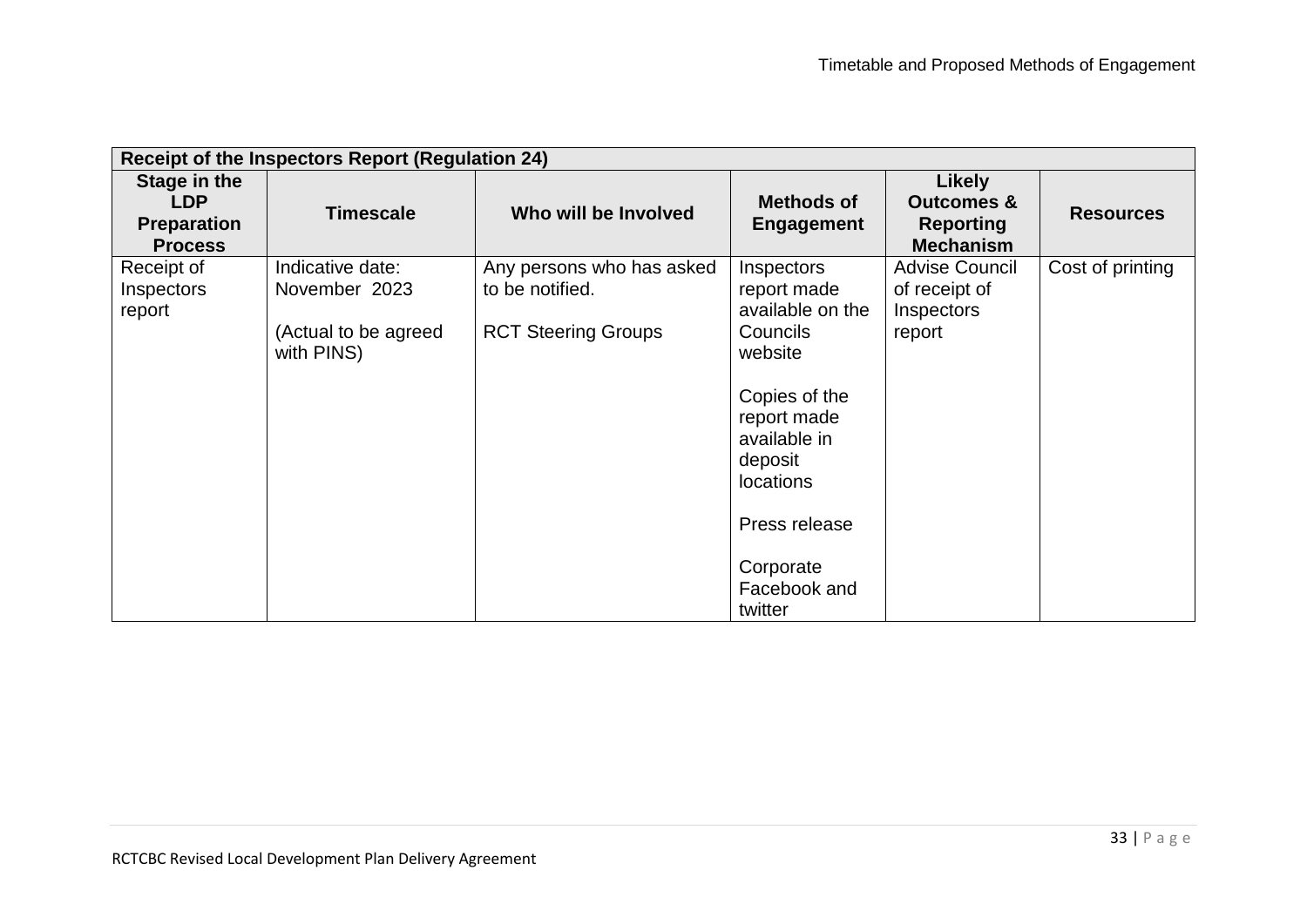| **Receipt of the Inspectors Report (Regulation 24)** | | | | | |
|---|---|---|---|---|---|
| **Stage in the LDP Preparation Process** | **Timescale** | **Who will be Involved** | **Methods of Engagement** | **Likely Outcomes & Reporting Mechanism** | **Resources** |
| Receipt of Inspectors report | Indicative date: November 2023<br><br>(Actual to be agreed with PINS) | Any persons who has asked to be notified.<br><br>RCT Steering Groups | Inspectors report made available on the Councils website<br><br>Copies of the report made available in deposit locations<br><br>Press release<br><br>Corporate Facebook and twitter | Advise Council of receipt of Inspectors report | Cost of printing |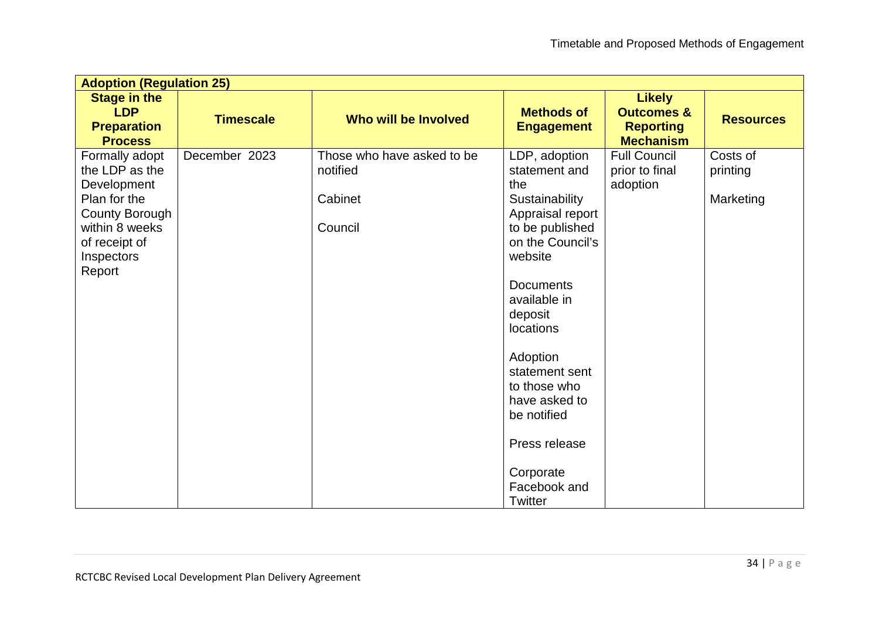| Adoption (Regulation 25) | | | | | |
|---|---|---|---|---|---|
| **Stage in the LDP Preparation Process** | **Timescale** | **Who will be Involved** | **Methods of Engagement** | **Likely Outcomes & Reporting Mechanism** | **Resources** |
| Formally adopt the LDP as the Development Plan for the County Borough within 8 weeks of receipt of Inspectors Report | December 2023 | Those who have asked to be notified<br><br>Cabinet<br><br>Council | LDP, adoption statement and the Sustainability Appraisal report to be published on the Council's website<br><br>Documents available in deposit locations<br><br>Adoption statement sent to those who have asked to be notified<br><br>Press release<br><br>Corporate Facebook and Twitter | Full Council prior to final adoption | Costs of printing<br><br>Marketing |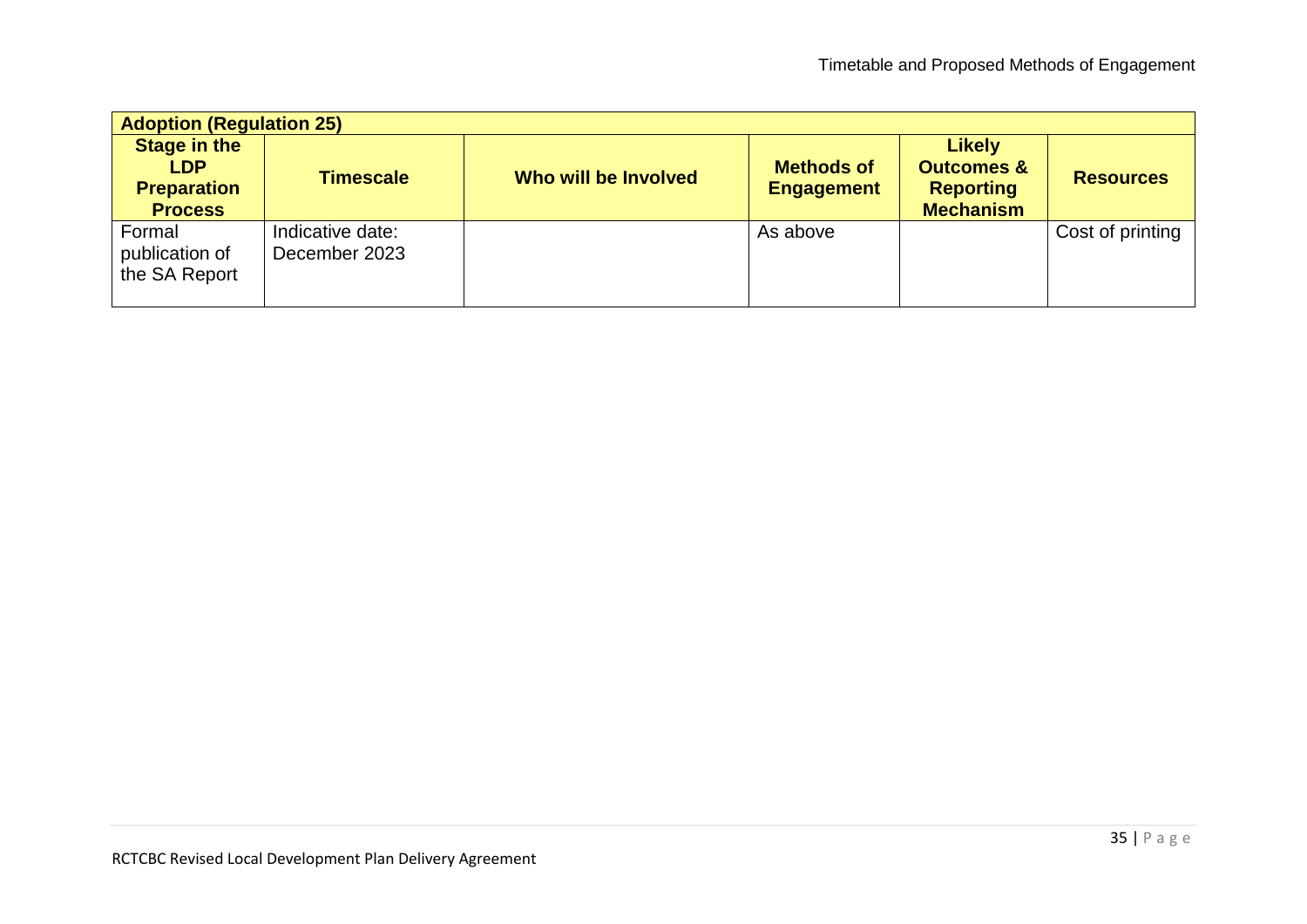| Adoption (Regulation 25) | | | | | |
|---|---|---|---|---|---|
| **Stage in the LDP Preparation Process** | **Timescale** | **Who will be Involved** | **Methods of Engagement** | **Likely Outcomes & Reporting Mechanism** | **Resources** |
| Formal publication of the SA Report | Indicative date: December 2023 | | As above | | Cost of printing |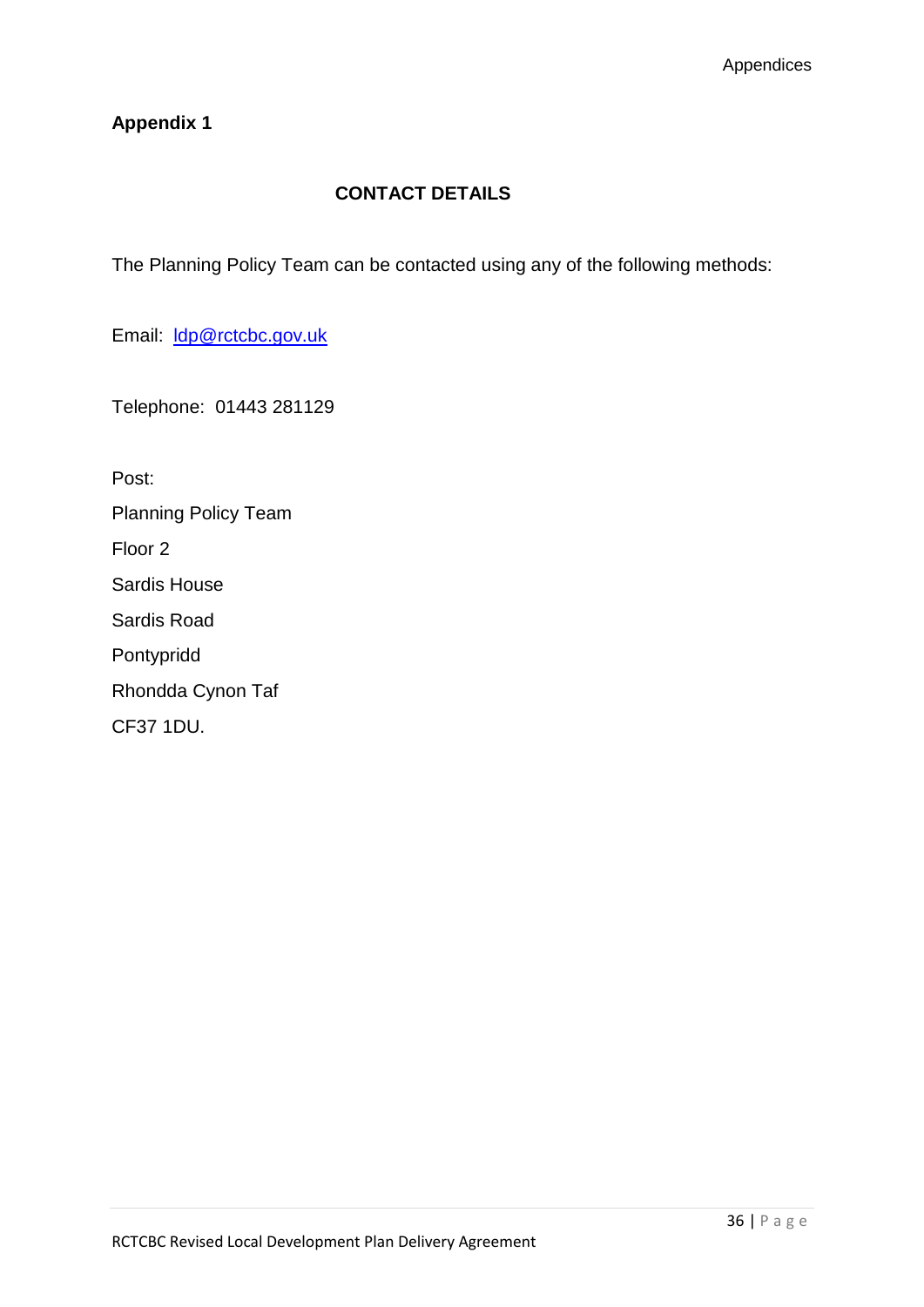## Appendix 1

### CONTACT DETAILS

The Planning Policy Team can be contacted using any of the following methods:

Email: ldp@rctcbc.gov.uk

Telephone: 01443 281129

Post:

Planning Policy Team

Floor 2

Sardis House

Sardis Road

Pontypridd

Rhondda Cynon Taf

CF37 1DU.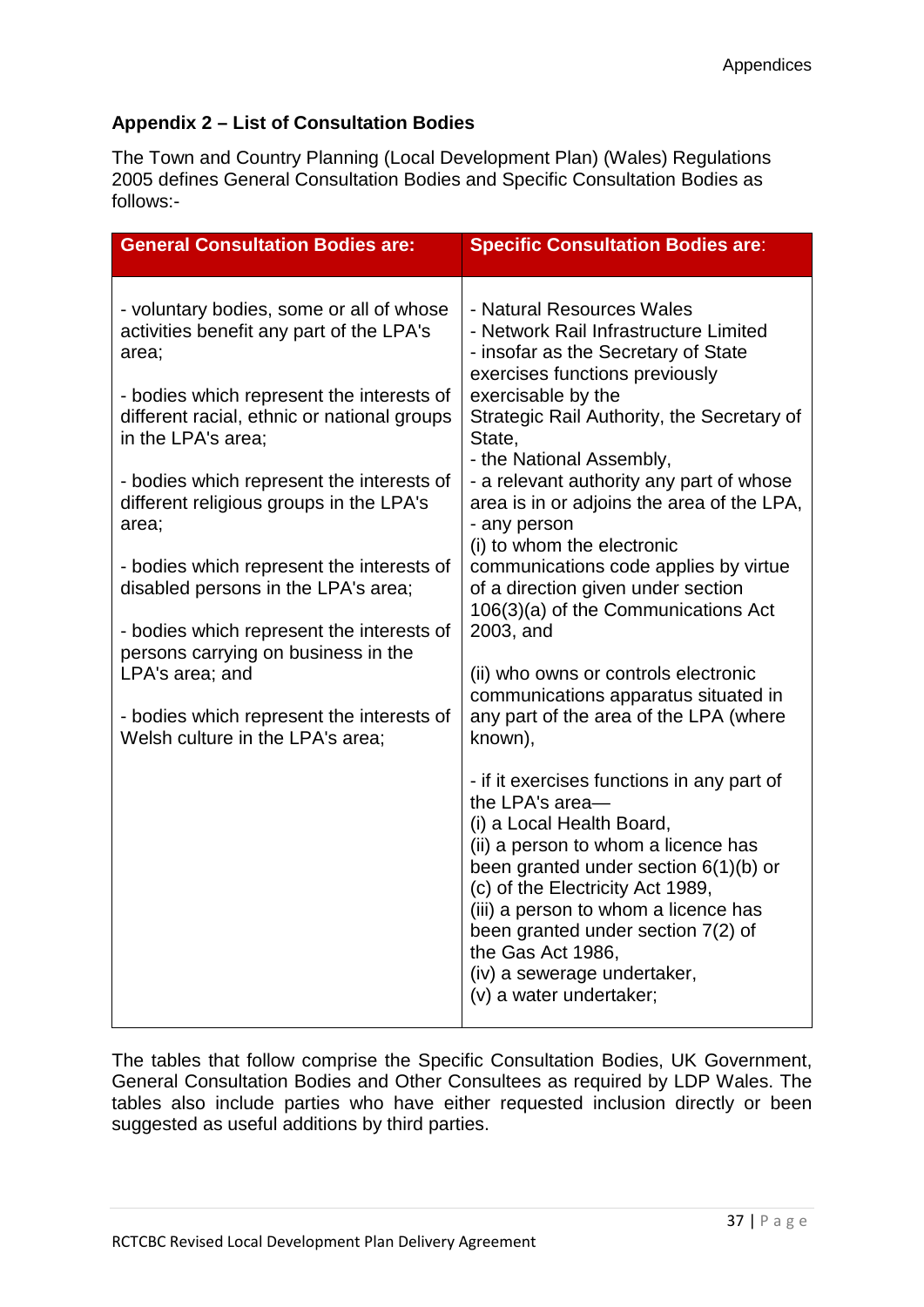## Appendix 2 – List of Consultation Bodies

The Town and Country Planning (Local Development Plan) (Wales) Regulations 2005 defines General Consultation Bodies and Specific Consultation Bodies as follows:-

| General Consultation Bodies are: | Specific Consultation Bodies are: |
|---|---|
| - voluntary bodies, some or all of whose activities benefit any part of the LPA's area;<br><br>- bodies which represent the interests of different racial, ethnic or national groups in the LPA's area;<br><br>- bodies which represent the interests of different religious groups in the LPA's area;<br><br>- bodies which represent the interests of disabled persons in the LPA's area;<br><br>- bodies which represent the interests of persons carrying on business in the LPA's area; and<br><br>- bodies which represent the interests of Welsh culture in the LPA's area; | - Natural Resources Wales<br>- Network Rail Infrastructure Limited<br>- insofar as the Secretary of State exercises functions previously exercisable by the Strategic Rail Authority, the Secretary of State,<br>- the National Assembly,<br>- a relevant authority any part of whose area is in or adjoins the area of the LPA,<br>- any person<br>(i) to whom the electronic communications code applies by virtue of a direction given under section 106(3)(a) of the Communications Act 2003, and<br><br>(ii) who owns or controls electronic communications apparatus situated in any part of the area of the LPA (where known),<br><br>- if it exercises functions in any part of the LPA's area—<br>(i) a Local Health Board,<br>(ii) a person to whom a licence has been granted under section 6(1)(b) or (c) of the Electricity Act 1989,<br>(iii) a person to whom a licence has been granted under section 7(2) of the Gas Act 1986,<br>(iv) a sewerage undertaker,<br>(v) a water undertaker; |

The tables that follow comprise the Specific Consultation Bodies, UK Government, General Consultation Bodies and Other Consultees as required by LDP Wales. The tables also include parties who have either requested inclusion directly or been suggested as useful additions by third parties.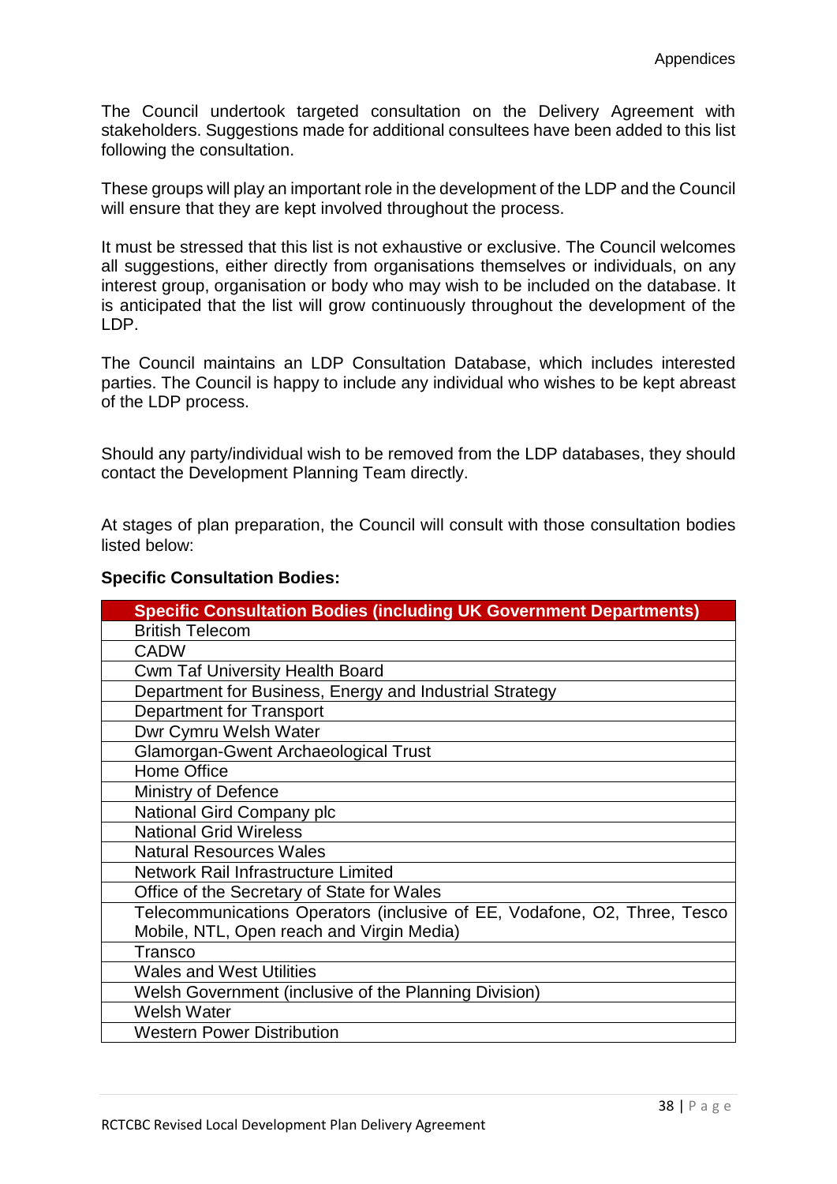The Council undertook targeted consultation on the Delivery Agreement with stakeholders. Suggestions made for additional consultees have been added to this list following the consultation.

These groups will play an important role in the development of the LDP and the Council will ensure that they are kept involved throughout the process.

It must be stressed that this list is not exhaustive or exclusive. The Council welcomes all suggestions, either directly from organisations themselves or individuals, on any interest group, organisation or body who may wish to be included on the database. It is anticipated that the list will grow continuously throughout the development of the LDP.

The Council maintains an LDP Consultation Database, which includes interested parties. The Council is happy to include any individual who wishes to be kept abreast of the LDP process.

Should any party/individual wish to be removed from the LDP databases, they should contact the Development Planning Team directly.

At stages of plan preparation, the Council will consult with those consultation bodies listed below:

**Specific Consultation Bodies:**

| Specific Consultation Bodies (including UK Government Departments) |
|---|
| British Telecom |
| CADW |
| Cwm Taf University Health Board |
| Department for Business, Energy and Industrial Strategy |
| Department for Transport |
| Dwr Cymru Welsh Water |
| Glamorgan-Gwent Archaeological Trust |
| Home Office |
| Ministry of Defence |
| National Gird Company plc |
| National Grid Wireless |
| Natural Resources Wales |
| Network Rail Infrastructure Limited |
| Office of the Secretary of State for Wales |
| Telecommunications Operators (inclusive of EE, Vodafone, O2, Three, Tesco Mobile, NTL, Open reach and Virgin Media) |
| Transco |
| Wales and West Utilities |
| Welsh Government (inclusive of the Planning Division) |
| Welsh Water |
| Western Power Distribution |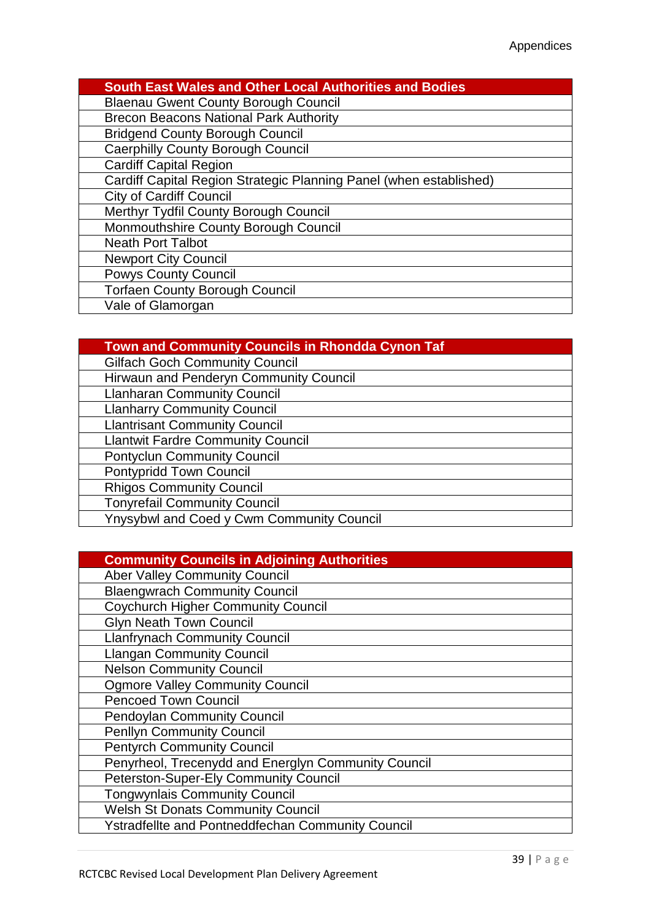| South East Wales and Other Local Authorities and Bodies |
|---|
| Blaenau Gwent County Borough Council |
| Brecon Beacons National Park Authority |
| Bridgend County Borough Council |
| Caerphilly County Borough Council |
| Cardiff Capital Region |
| Cardiff Capital Region Strategic Planning Panel (when established) |
| City of Cardiff Council |
| Merthyr Tydfil County Borough Council |
| Monmouthshire County Borough Council |
| Neath Port Talbot |
| Newport City Council |
| Powys County Council |
| Torfaen County Borough Council |
| Vale of Glamorgan |

| Town and Community Councils in Rhondda Cynon Taf |
|---|
| Gilfach Goch Community Council |
| Hirwaun and Penderyn Community Council |
| Llanharan Community Council |
| Llanharry Community Council |
| Llantrisant Community Council |
| Llantwit Fardre Community Council |
| Pontyclun Community Council |
| Pontypridd Town Council |
| Rhigos Community Council |
| Tonyrefail Community Council |
| Ynysybwl and Coed y Cwm Community Council |

| Community Councils in Adjoining Authorities |
|---|
| Aber Valley Community Council |
| Blaengwrach Community Council |
| Coychurch Higher Community Council |
| Glyn Neath Town Council |
| Llanfrynach Community Council |
| Llangan Community Council |
| Nelson Community Council |
| Ogmore Valley Community Council |
| Pencoed Town Council |
| Pendoylan Community Council |
| Penllyn Community Council |
| Pentyrch Community Council |
| Penyrheol, Trecenydd and Energlyn Community Council |
| Peterston-Super-Ely Community Council |
| Tongwynlais Community Council |
| Welsh St Donats Community Council |
| Ystradfellte and Pontneddfechan Community Council |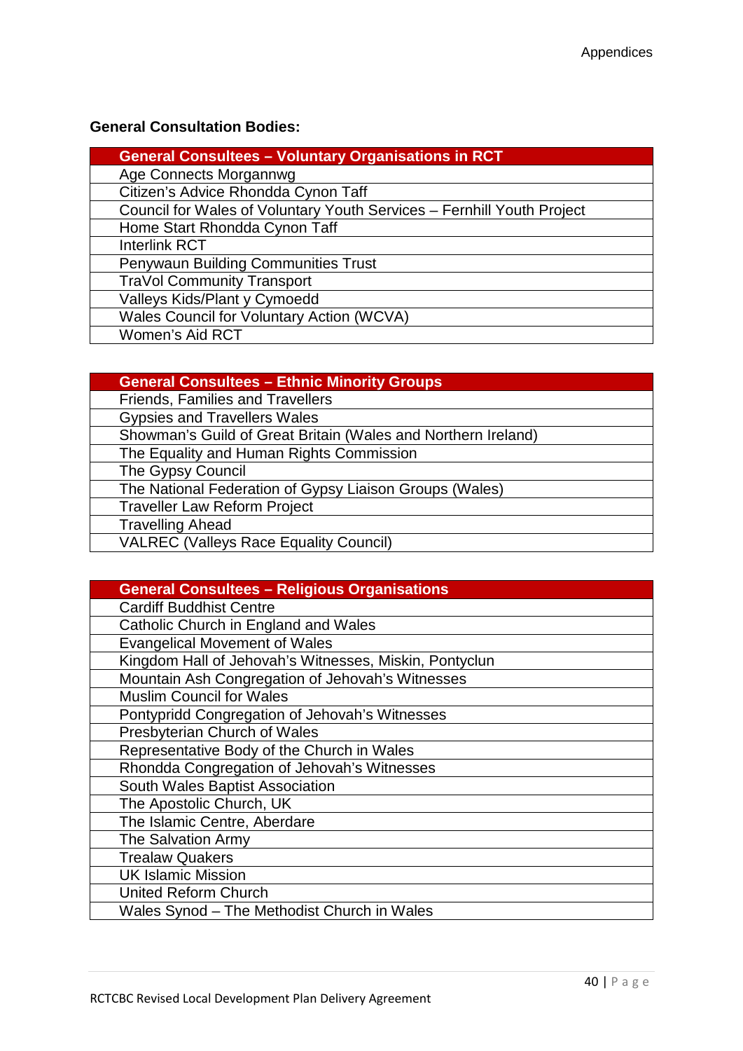**General Consultation Bodies:**

| General Consultees – Voluntary Organisations in RCT |
| --- |
| Age Connects Morgannwg |
| Citizen's Advice Rhondda Cynon Taff |
| Council for Wales of Voluntary Youth Services – Fernhill Youth Project |
| Home Start Rhondda Cynon Taff |
| Interlink RCT |
| Penywaun Building Communities Trust |
| TraVol Community Transport |
| Valleys Kids/Plant y Cymoedd |
| Wales Council for Voluntary Action (WCVA) |
| Women's Aid RCT |

| General Consultees – Ethnic Minority Groups |
| --- |
| Friends, Families and Travellers |
| Gypsies and Travellers Wales |
| Showman's Guild of Great Britain (Wales and Northern Ireland) |
| The Equality and Human Rights Commission |
| The Gypsy Council |
| The National Federation of Gypsy Liaison Groups (Wales) |
| Traveller Law Reform Project |
| Travelling Ahead |
| VALREC (Valleys Race Equality Council) |

| General Consultees – Religious Organisations |
| --- |
| Cardiff Buddhist Centre |
| Catholic Church in England and Wales |
| Evangelical Movement of Wales |
| Kingdom Hall of Jehovah's Witnesses, Miskin, Pontyclun |
| Mountain Ash Congregation of Jehovah's Witnesses |
| Muslim Council for Wales |
| Pontypridd Congregation of Jehovah's Witnesses |
| Presbyterian Church of Wales |
| Representative Body of the Church in Wales |
| Rhondda Congregation of Jehovah's Witnesses |
| South Wales Baptist Association |
| The Apostolic Church, UK |
| The Islamic Centre, Aberdare |
| The Salvation Army |
| Trealaw Quakers |
| UK Islamic Mission |
| United Reform Church |
| Wales Synod – The Methodist Church in Wales |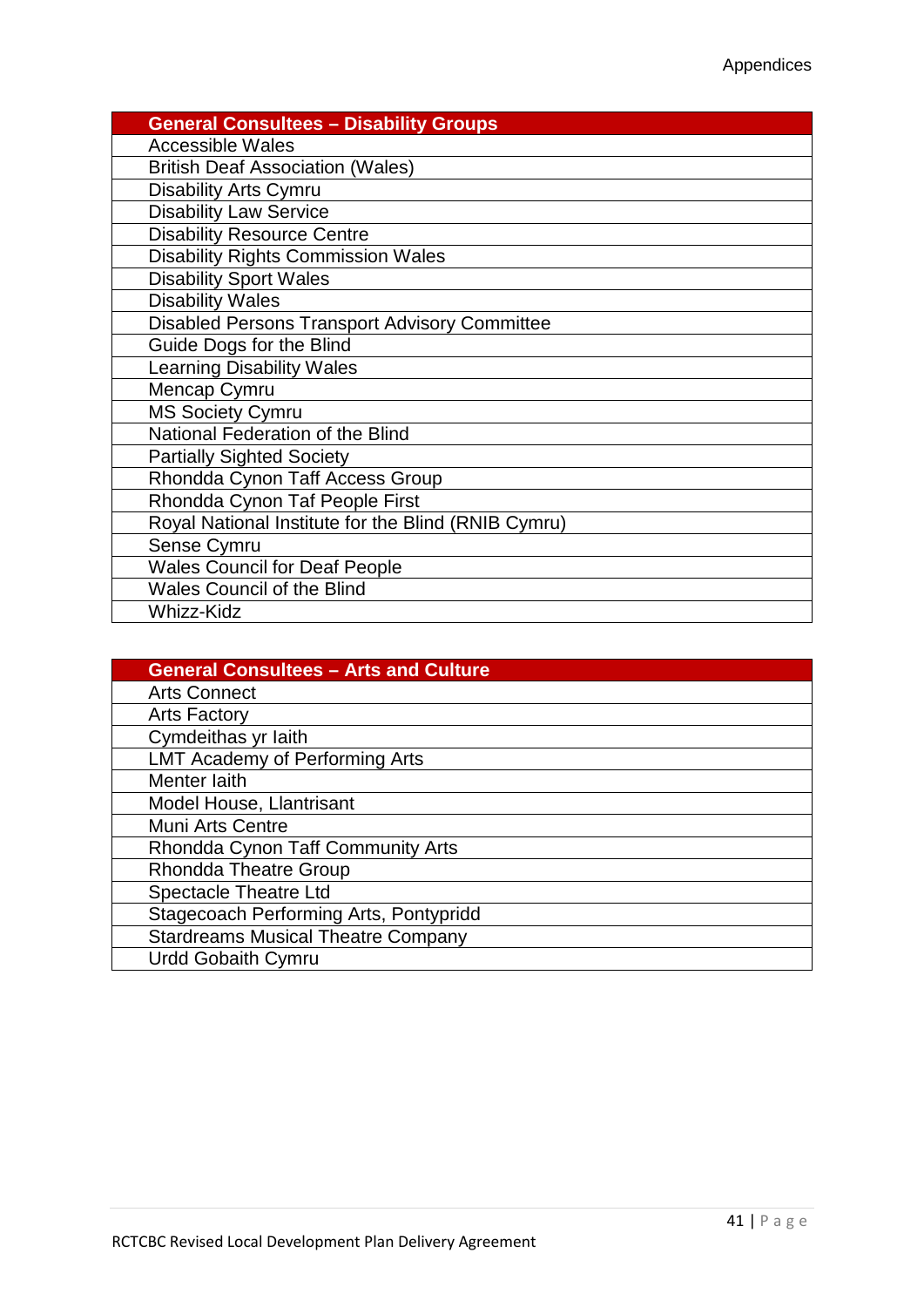| General Consultees – Disability Groups |
|---|
| Accessible Wales |
| British Deaf Association (Wales) |
| Disability Arts Cymru |
| Disability Law Service |
| Disability Resource Centre |
| Disability Rights Commission Wales |
| Disability Sport Wales |
| Disability Wales |
| Disabled Persons Transport Advisory Committee |
| Guide Dogs for the Blind |
| Learning Disability Wales |
| Mencap Cymru |
| MS Society Cymru |
| National Federation of the Blind |
| Partially Sighted Society |
| Rhondda Cynon Taff Access Group |
| Rhondda Cynon Taf People First |
| Royal National Institute for the Blind (RNIB Cymru) |
| Sense Cymru |
| Wales Council for Deaf People |
| Wales Council of the Blind |
| Whizz-Kidz |

| General Consultees – Arts and Culture |
|---|
| Arts Connect |
| Arts Factory |
| Cymdeithas yr Iaith |
| LMT Academy of Performing Arts |
| Menter Iaith |
| Model House, Llantrisant |
| Muni Arts Centre |
| Rhondda Cynon Taff Community Arts |
| Rhondda Theatre Group |
| Spectacle Theatre Ltd |
| Stagecoach Performing Arts, Pontypridd |
| Stardreams Musical Theatre Company |
| Urdd Gobaith Cymru |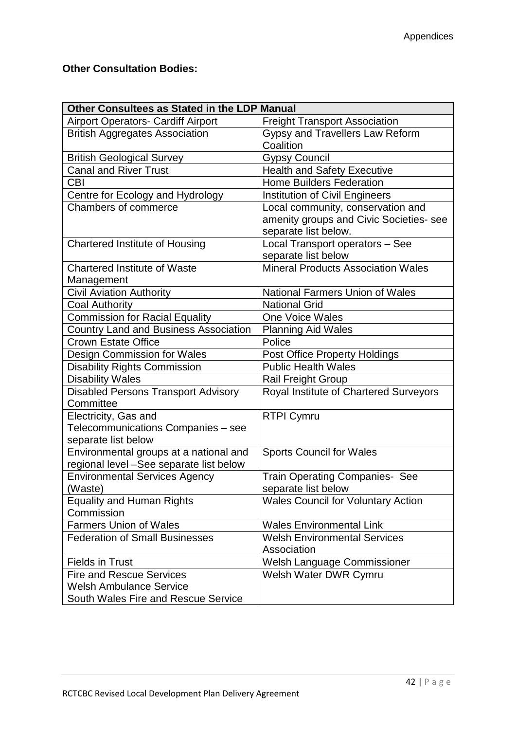**Other Consultation Bodies:**

| Other Consultees as Stated in the LDP Manual | |
|---|---|
| Airport Operators- Cardiff Airport | Freight Transport Association |
| British Aggregates Association | Gypsy and Travellers Law Reform Coalition |
| British Geological Survey | Gypsy Council |
| Canal and River Trust | Health and Safety Executive |
| CBI | Home Builders Federation |
| Centre for Ecology and Hydrology | Institution of Civil Engineers |
| Chambers of commerce | Local community, conservation and amenity groups and Civic Societies- see separate list below. |
| Chartered Institute of Housing | Local Transport operators – See separate list below |
| Chartered Institute of Waste Management | Mineral Products Association Wales |
| Civil Aviation Authority | National Farmers Union of Wales |
| Coal Authority | National Grid |
| Commission for Racial Equality | One Voice Wales |
| Country Land and Business Association | Planning Aid Wales |
| Crown Estate Office | Police |
| Design Commission for Wales | Post Office Property Holdings |
| Disability Rights Commission | Public Health Wales |
| Disability Wales | Rail Freight Group |
| Disabled Persons Transport Advisory Committee | Royal Institute of Chartered Surveyors |
| Electricity, Gas and Telecommunications Companies – see separate list below | RTPI Cymru |
| Environmental groups at a national and regional level –See separate list below | Sports Council for Wales |
| Environmental Services Agency (Waste) | Train Operating Companies- See separate list below |
| Equality and Human Rights Commission | Wales Council for Voluntary Action |
| Farmers Union of Wales | Wales Environmental Link |
| Federation of Small Businesses | Welsh Environmental Services Association |
| Fields in Trust | Welsh Language Commissioner |
| Fire and Rescue Services<br>Welsh Ambulance Service<br>South Wales Fire and Rescue Service | Welsh Water DWR Cymru |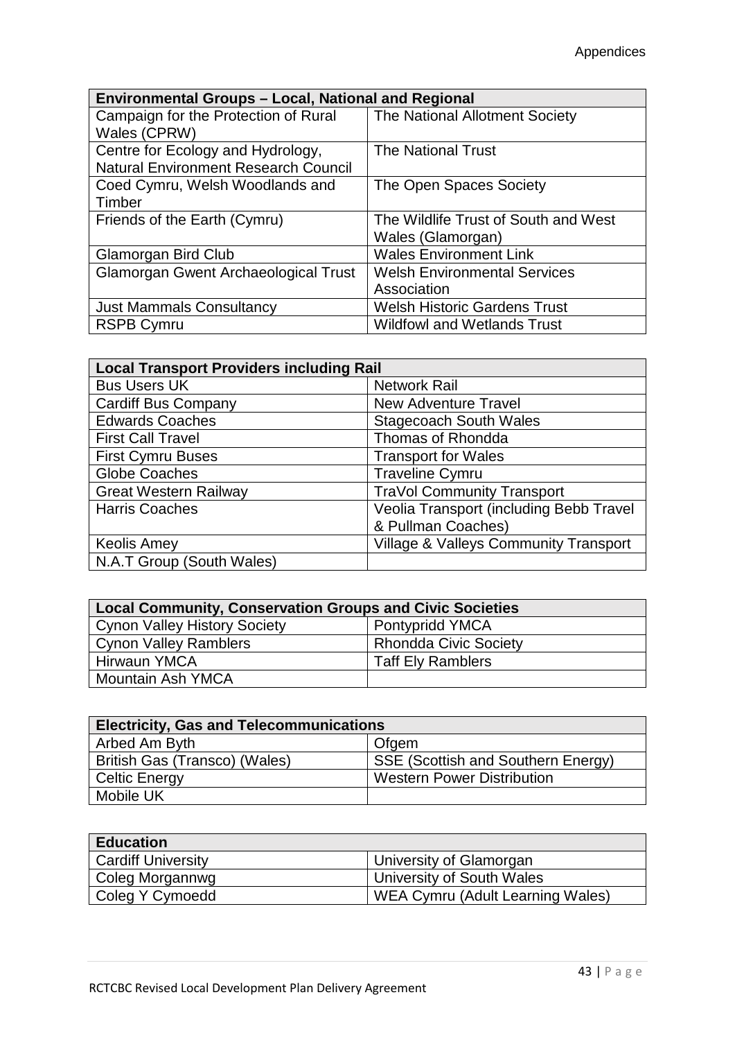| Environmental Groups – Local, National and Regional | |
|---|---|
| Campaign for the Protection of Rural Wales (CPRW) | The National Allotment Society |
| Centre for Ecology and Hydrology, Natural Environment Research Council | The National Trust |
| Coed Cymru, Welsh Woodlands and Timber | The Open Spaces Society |
| Friends of the Earth (Cymru) | The Wildlife Trust of South and West Wales (Glamorgan) |
| Glamorgan Bird Club | Wales Environment Link |
| Glamorgan Gwent Archaeological Trust | Welsh Environmental Services Association |
| Just Mammals Consultancy | Welsh Historic Gardens Trust |
| RSPB Cymru | Wildfowl and Wetlands Trust |

| Local Transport Providers including Rail | |
|---|---|
| Bus Users UK | Network Rail |
| Cardiff Bus Company | New Adventure Travel |
| Edwards Coaches | Stagecoach South Wales |
| First Call Travel | Thomas of Rhondda |
| First Cymru Buses | Transport for Wales |
| Globe Coaches | Traveline Cymru |
| Great Western Railway | TraVol Community Transport |
| Harris Coaches | Veolia Transport (including Bebb Travel & Pullman Coaches) |
| Keolis Amey | Village & Valleys Community Transport |
| N.A.T Group (South Wales) | |

| Local Community, Conservation Groups and Civic Societies | |
|---|---|
| Cynon Valley History Society | Pontypridd YMCA |
| Cynon Valley Ramblers | Rhondda Civic Society |
| Hirwaun YMCA | Taff Ely Ramblers |
| Mountain Ash YMCA | |

| Electricity, Gas and Telecommunications | |
|---|---|
| Arbed Am Byth | Ofgem |
| British Gas (Transco) (Wales) | SSE (Scottish and Southern Energy) |
| Celtic Energy | Western Power Distribution |
| Mobile UK | |

| Education | |
|---|---|
| Cardiff University | University of Glamorgan |
| Coleg Morgannwg | University of South Wales |
| Coleg Y Cymoedd | WEA Cymru (Adult Learning Wales) |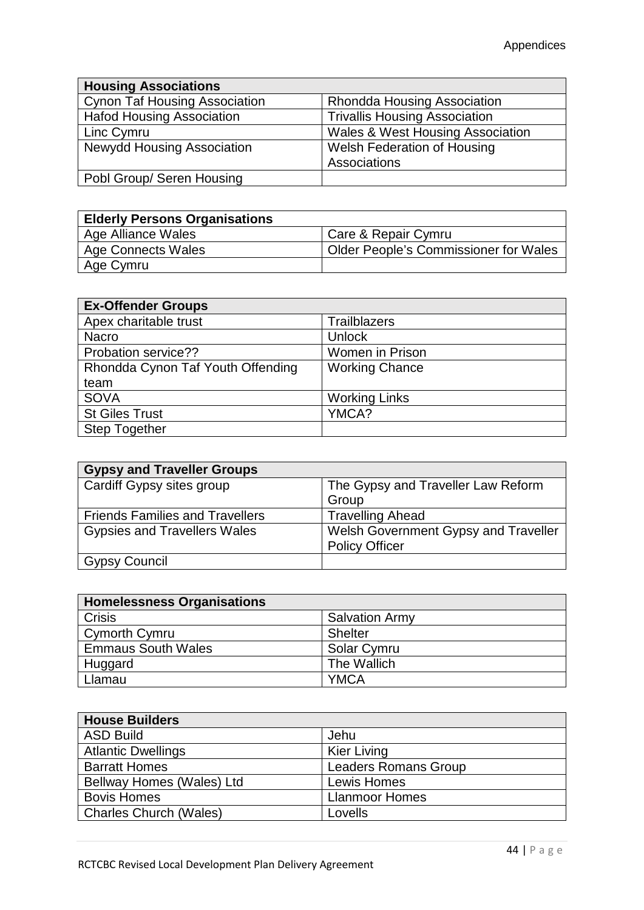| Housing Associations | |
|---|---|
| Cynon Taf Housing Association | Rhondda Housing Association |
| Hafod Housing Association | Trivallis Housing Association |
| Linc Cymru | Wales & West Housing Association |
| Newydd Housing Association | Welsh Federation of Housing Associations |
| Pobl Group/ Seren Housing | |

| Elderly Persons Organisations | |
|---|---|
| Age Alliance Wales | Care & Repair Cymru |
| Age Connects Wales | Older People's Commissioner for Wales |
| Age Cymru | |

| Ex-Offender Groups | |
|---|---|
| Apex charitable trust | Trailblazers |
| Nacro | Unlock |
| Probation service?? | Women in Prison |
| Rhondda Cynon Taf Youth Offending team | Working Chance |
| SOVA | Working Links |
| St Giles Trust | YMCA? |
| Step Together | |

| Gypsy and Traveller Groups | |
|---|---|
| Cardiff Gypsy sites group | The Gypsy and Traveller Law Reform Group |
| Friends Families and Travellers | Travelling Ahead |
| Gypsies and Travellers Wales | Welsh Government Gypsy and Traveller Policy Officer |
| Gypsy Council | |

| Homelessness Organisations | |
|---|---|
| Crisis | Salvation Army |
| Cymorth Cymru | Shelter |
| Emmaus South Wales | Solar Cymru |
| Huggard | The Wallich |
| Llamau | YMCA |

| House Builders | |
|---|---|
| ASD Build | Jehu |
| Atlantic Dwellings | Kier Living |
| Barratt Homes | Leaders Romans Group |
| Bellway Homes (Wales) Ltd | Lewis Homes |
| Bovis Homes | Llanmoor Homes |
| Charles Church (Wales) | Lovells |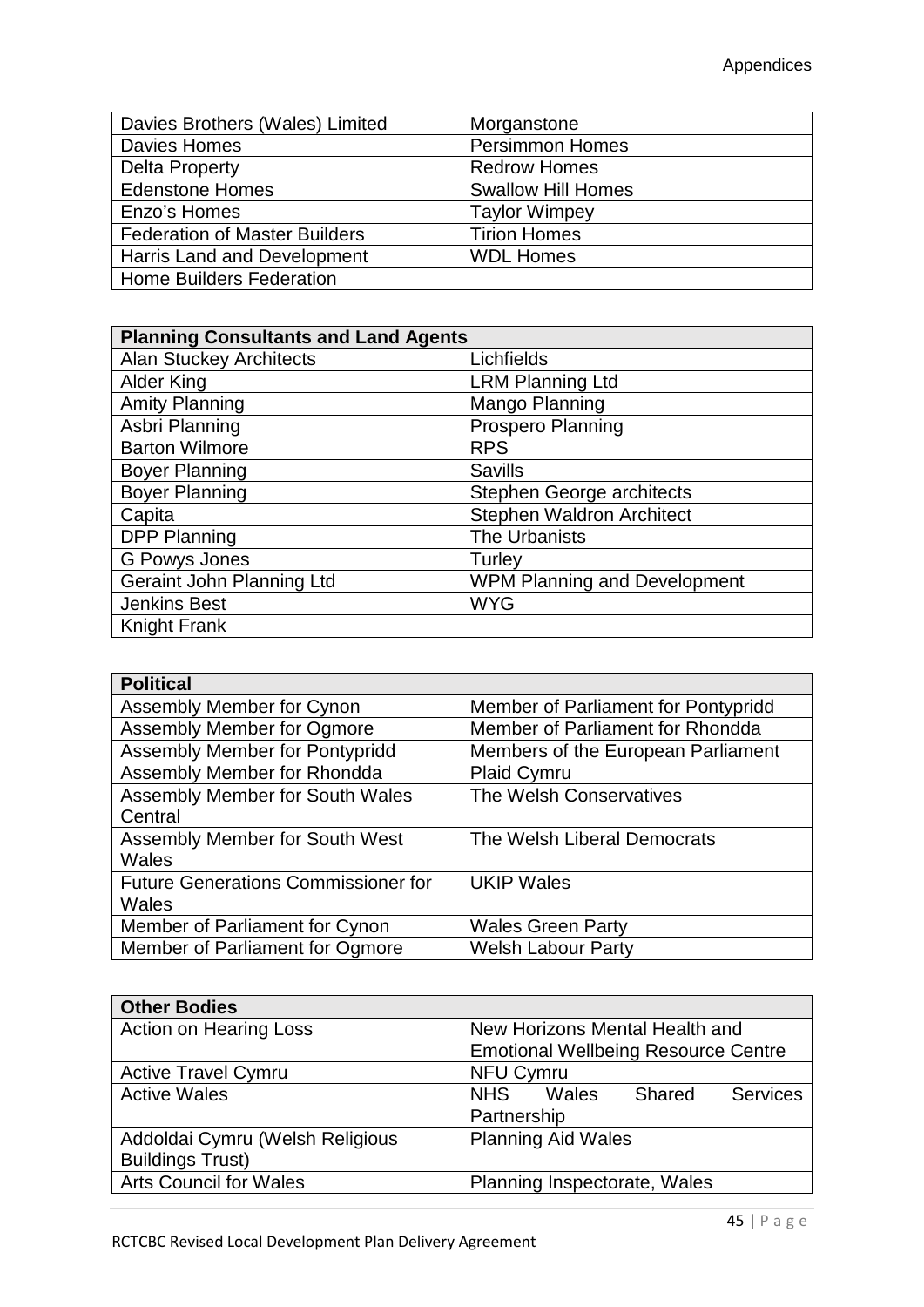| Davies Brothers (Wales) Limited | Morganstone |
|---|---|
| Davies Homes | Persimmon Homes |
| Delta Property | Redrow Homes |
| Edenstone Homes | Swallow Hill Homes |
| Enzo's Homes | Taylor Wimpey |
| Federation of Master Builders | Tirion Homes |
| Harris Land and Development | WDL Homes |
| Home Builders Federation | |

| **Planning Consultants and Land Agents** | |
|---|---|
| Alan Stuckey Architects | Lichfields |
| Alder King | LRM Planning Ltd |
| Amity Planning | Mango Planning |
| Asbri Planning | Prospero Planning |
| Barton Wilmore | RPS |
| Boyer Planning | Savills |
| Boyer Planning | Stephen George architects |
| Capita | Stephen Waldron Architect |
| DPP Planning | The Urbanists |
| G Powys Jones | Turley |
| Geraint John Planning Ltd | WPM Planning and Development |
| Jenkins Best | WYG |
| Knight Frank | |

| **Political** | |
|---|---|
| Assembly Member for Cynon | Member of Parliament for Pontypridd |
| Assembly Member for Ogmore | Member of Parliament for Rhondda |
| Assembly Member for Pontypridd | Members of the European Parliament |
| Assembly Member for Rhondda | Plaid Cymru |
| Assembly Member for South Wales Central | The Welsh Conservatives |
| Assembly Member for South West Wales | The Welsh Liberal Democrats |
| Future Generations Commissioner for Wales | UKIP Wales |
| Member of Parliament for Cynon | Wales Green Party |
| Member of Parliament for Ogmore | Welsh Labour Party |

| **Other Bodies** | |
|---|---|
| Action on Hearing Loss | New Horizons Mental Health and Emotional Wellbeing Resource Centre |
| Active Travel Cymru | NFU Cymru |
| Active Wales | NHS Wales Shared Services Partnership |
| Addoldai Cymru (Welsh Religious Buildings Trust) | Planning Aid Wales |
| Arts Council for Wales | Planning Inspectorate, Wales |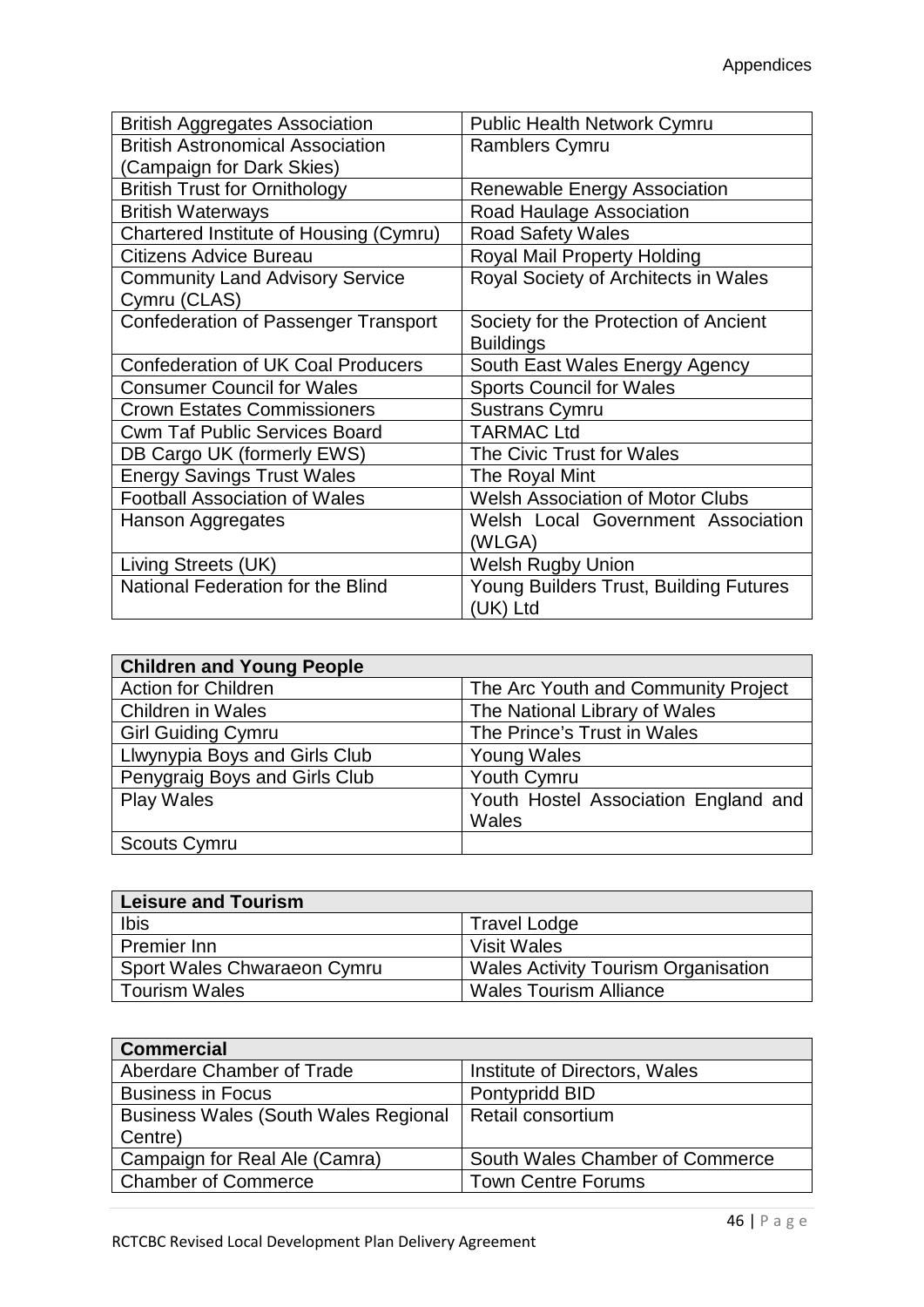| | |
|---|---|
| British Aggregates Association | Public Health Network Cymru |
| British Astronomical Association (Campaign for Dark Skies) | Ramblers Cymru |
| British Trust for Ornithology | Renewable Energy Association |
| British Waterways | Road Haulage Association |
| Chartered Institute of Housing (Cymru) | Road Safety Wales |
| Citizens Advice Bureau | Royal Mail Property Holding |
| Community Land Advisory Service Cymru (CLAS) | Royal Society of Architects in Wales |
| Confederation of Passenger Transport | Society for the Protection of Ancient Buildings |
| Confederation of UK Coal Producers | South East Wales Energy Agency |
| Consumer Council for Wales | Sports Council for Wales |
| Crown Estates Commissioners | Sustrans Cymru |
| Cwm Taf Public Services Board | TARMAC Ltd |
| DB Cargo UK (formerly EWS) | The Civic Trust for Wales |
| Energy Savings Trust Wales | The Royal Mint |
| Football Association of Wales | Welsh Association of Motor Clubs |
| Hanson Aggregates | Welsh Local Government Association (WLGA) |
| Living Streets (UK) | Welsh Rugby Union |
| National Federation for the Blind | Young Builders Trust, Building Futures (UK) Ltd |

| **Children and Young People** | |
|---|---|
| Action for Children | The Arc Youth and Community Project |
| Children in Wales | The National Library of Wales |
| Girl Guiding Cymru | The Prince's Trust in Wales |
| Llwynypia Boys and Girls Club | Young Wales |
| Penygraig Boys and Girls Club | Youth Cymru |
| Play Wales | Youth Hostel Association England and Wales |
| Scouts Cymru | |

| **Leisure and Tourism** | |
|---|---|
| Ibis | Travel Lodge |
| Premier Inn | Visit Wales |
| Sport Wales Chwaraeon Cymru | Wales Activity Tourism Organisation |
| Tourism Wales | Wales Tourism Alliance |

| **Commercial** | |
|---|---|
| Aberdare Chamber of Trade | Institute of Directors, Wales |
| Business in Focus | Pontypridd BID |
| Business Wales (South Wales Regional Centre) | Retail consortium |
| Campaign for Real Ale (Camra) | South Wales Chamber of Commerce |
| Chamber of Commerce | Town Centre Forums |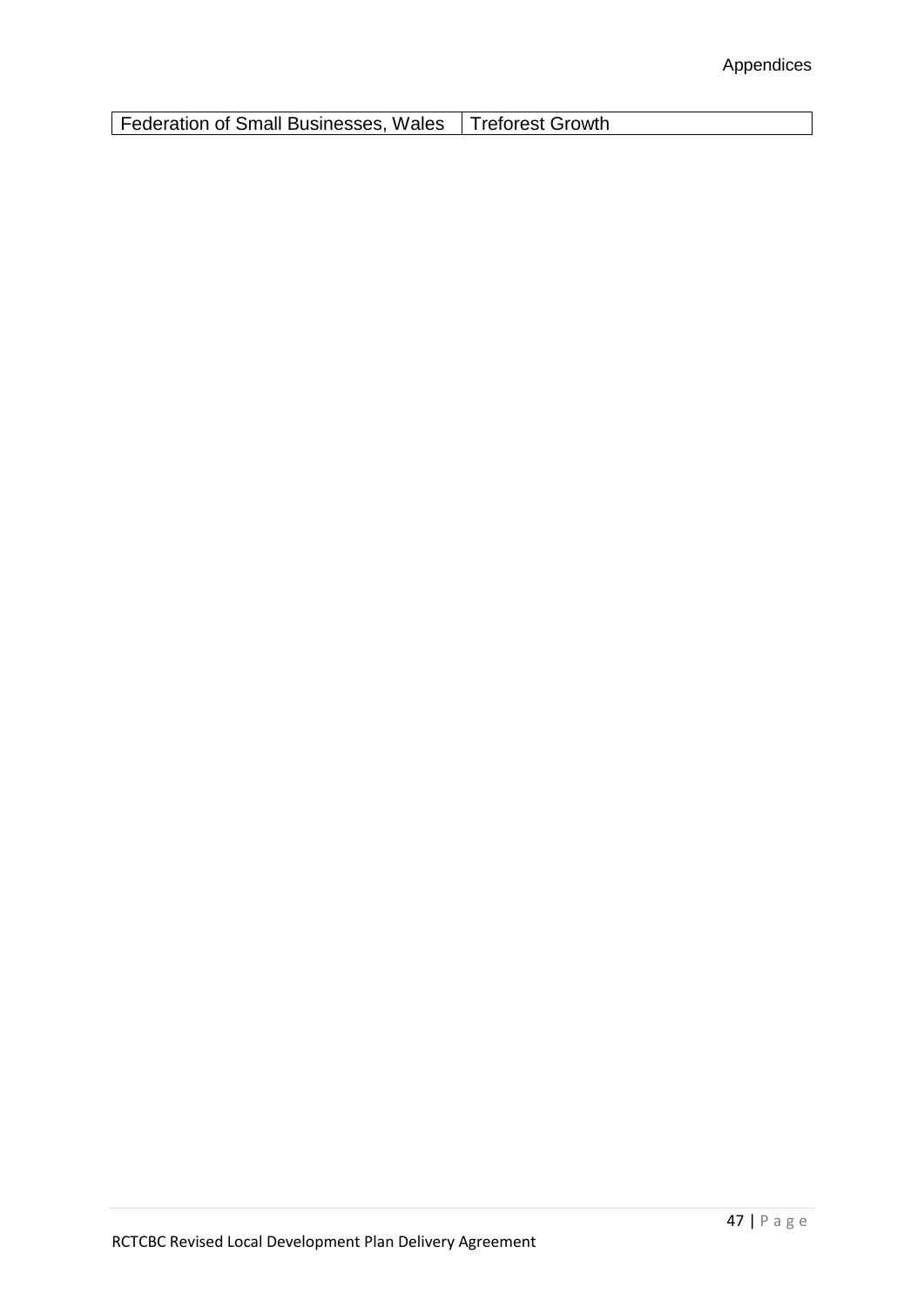| Federation of Small Businesses, Wales | Treforest Growth |
|---|---|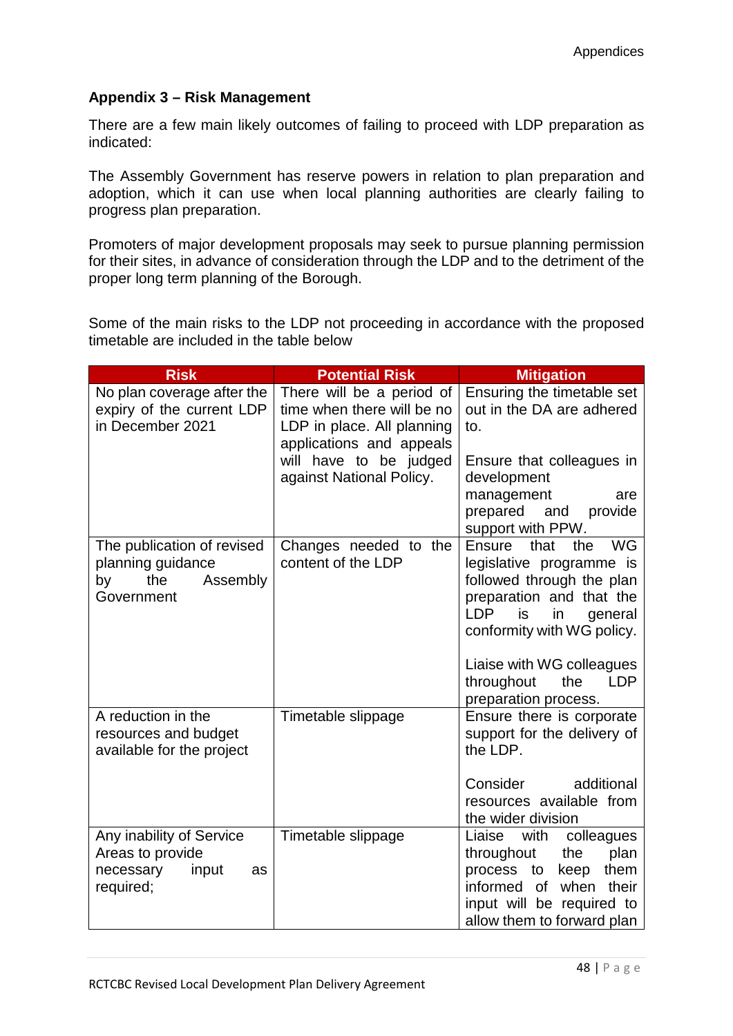## Appendix 3 – Risk Management

There are a few main likely outcomes of failing to proceed with LDP preparation as indicated:

The Assembly Government has reserve powers in relation to plan preparation and adoption, which it can use when local planning authorities are clearly failing to progress plan preparation.

Promoters of major development proposals may seek to pursue planning permission for their sites, in advance of consideration through the LDP and to the detriment of the proper long term planning of the Borough.

Some of the main risks to the LDP not proceeding in accordance with the proposed timetable are included in the table below

| Risk | Potential Risk | Mitigation |
|---|---|---|
| No plan coverage after the expiry of the current LDP in December 2021 | There will be a period of time when there will be no LDP in place. All planning applications and appeals will have to be judged against National Policy. | Ensuring the timetable set out in the DA are adhered to.<br><br>Ensure that colleagues in development management are prepared and provide support with PPW. |
| The publication of revised planning guidance by the Assembly Government | Changes needed to the content of the LDP | Ensure that the WG legislative programme is followed through the plan preparation and that the LDP is in general conformity with WG policy.<br><br>Liaise with WG colleagues throughout the LDP preparation process. |
| A reduction in the resources and budget available for the project | Timetable slippage | Ensure there is corporate support for the delivery of the LDP.<br><br>Consider additional resources available from the wider division |
| Any inability of Service Areas to provide necessary input as required; | Timetable slippage | Liaise with colleagues throughout the plan process to keep them informed of when their input will be required to allow them to forward plan |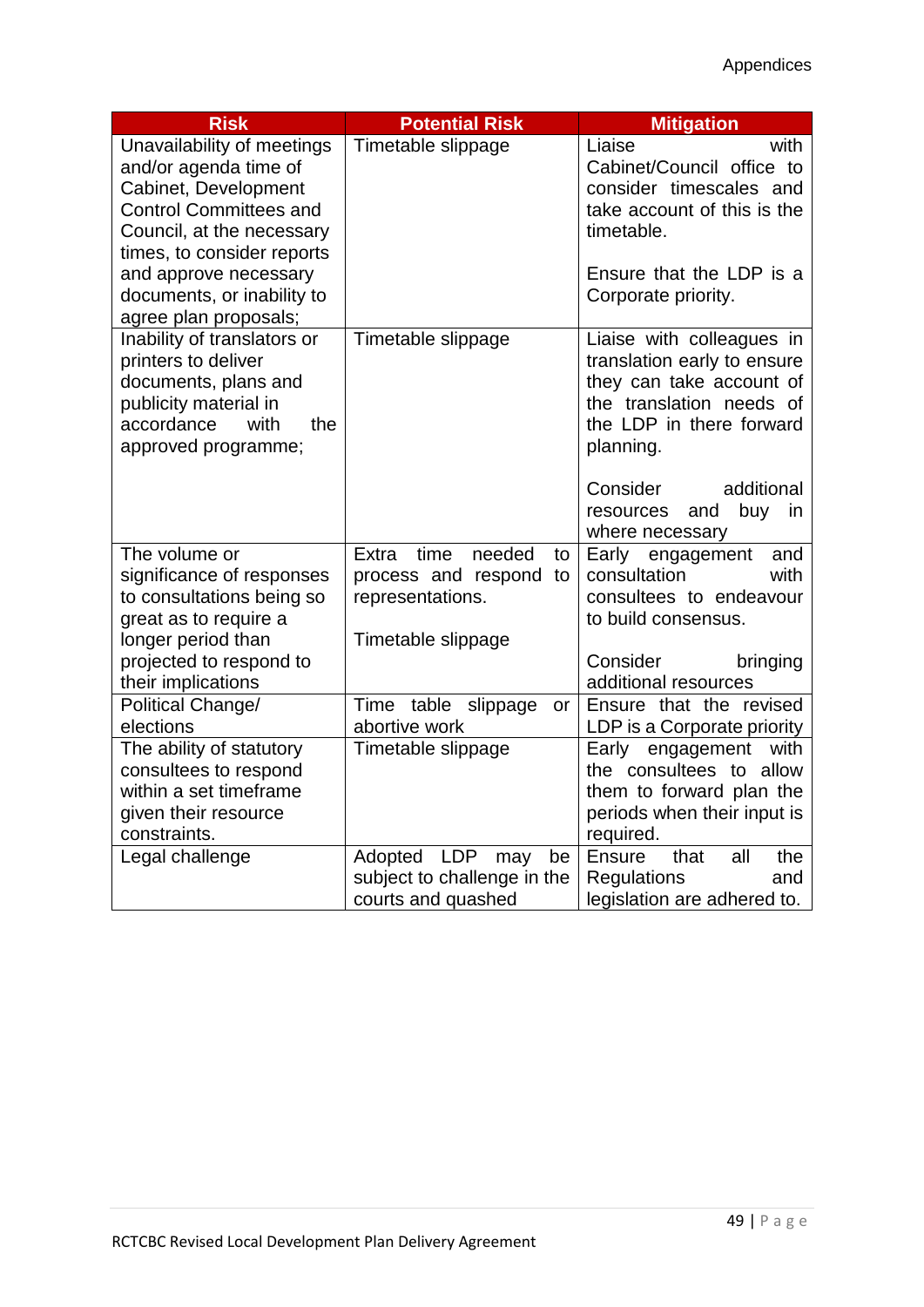| Risk | Potential Risk | Mitigation |
|---|---|---|
| Unavailability of meetings and/or agenda time of Cabinet, Development Control Committees and Council, at the necessary times, to consider reports and approve necessary documents, or inability to agree plan proposals; | Timetable slippage | Liaise with Cabinet/Council office to consider timescales and take account of this is the timetable.<br><br>Ensure that the LDP is a Corporate priority. |
| Inability of translators or printers to deliver documents, plans and publicity material in accordance with the approved programme; | Timetable slippage | Liaise with colleagues in translation early to ensure they can take account of the translation needs of the LDP in there forward planning.<br><br>Consider additional resources and buy in where necessary |
| The volume or significance of responses to consultations being so great as to require a longer period than projected to respond to their implications | Extra time needed to process and respond to representations.<br><br>Timetable slippage | Early engagement and consultation with consultees to endeavour to build consensus.<br><br>Consider bringing additional resources |
| Political Change/ elections | Time table slippage or abortive work | Ensure that the revised LDP is a Corporate priority |
| The ability of statutory consultees to respond within a set timeframe given their resource constraints. | Timetable slippage | Early engagement with the consultees to allow them to forward plan the periods when their input is required. |
| Legal challenge | Adopted LDP may be subject to challenge in the courts and quashed | Ensure that all the Regulations and legislation are adhered to. |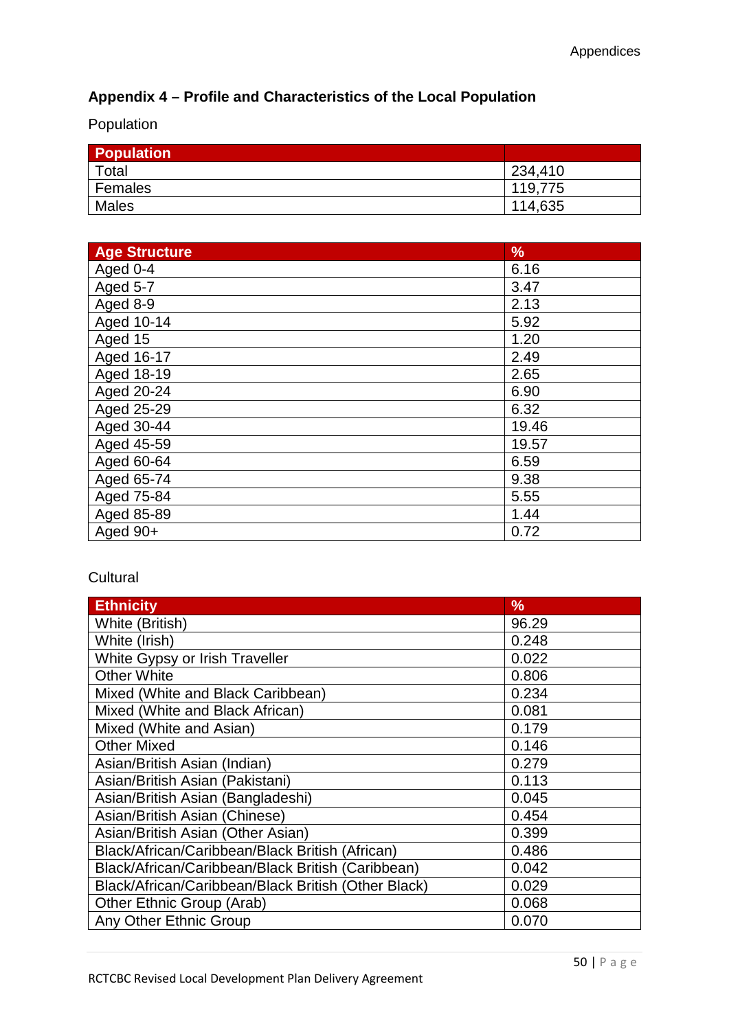## Appendix 4 – Profile and Characteristics of the Local Population

Population

| Population | |
|---|---|
| Total | 234,410 |
| Females | 119,775 |
| Males | 114,635 |

| Age Structure | % |
|---|---|
| Aged 0-4 | 6.16 |
| Aged 5-7 | 3.47 |
| Aged 8-9 | 2.13 |
| Aged 10-14 | 5.92 |
| Aged 15 | 1.20 |
| Aged 16-17 | 2.49 |
| Aged 18-19 | 2.65 |
| Aged 20-24 | 6.90 |
| Aged 25-29 | 6.32 |
| Aged 30-44 | 19.46 |
| Aged 45-59 | 19.57 |
| Aged 60-64 | 6.59 |
| Aged 65-74 | 9.38 |
| Aged 75-84 | 5.55 |
| Aged 85-89 | 1.44 |
| Aged 90+ | 0.72 |

Cultural

| Ethnicity | % |
|---|---|
| White (British) | 96.29 |
| White (Irish) | 0.248 |
| White Gypsy or Irish Traveller | 0.022 |
| Other White | 0.806 |
| Mixed (White and Black Caribbean) | 0.234 |
| Mixed (White and Black African) | 0.081 |
| Mixed (White and Asian) | 0.179 |
| Other Mixed | 0.146 |
| Asian/British Asian (Indian) | 0.279 |
| Asian/British Asian (Pakistani) | 0.113 |
| Asian/British Asian (Bangladeshi) | 0.045 |
| Asian/British Asian (Chinese) | 0.454 |
| Asian/British Asian (Other Asian) | 0.399 |
| Black/African/Caribbean/Black British (African) | 0.486 |
| Black/African/Caribbean/Black British (Caribbean) | 0.042 |
| Black/African/Caribbean/Black British (Other Black) | 0.029 |
| Other Ethnic Group (Arab) | 0.068 |
| Any Other Ethnic Group | 0.070 |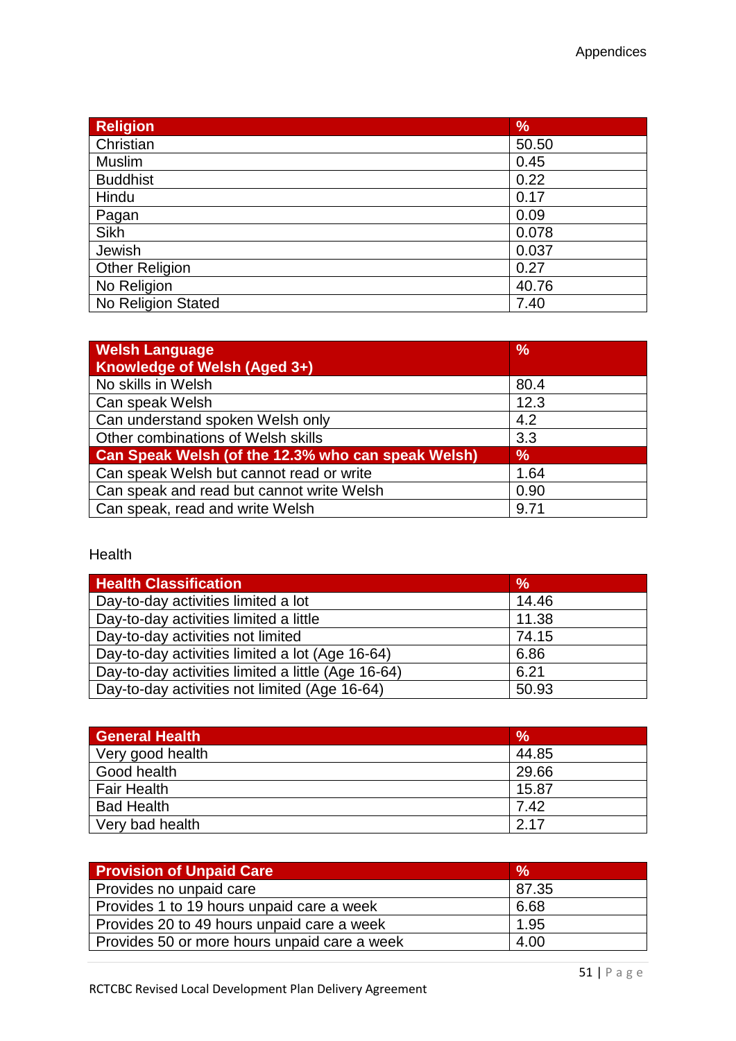| Religion | % |
|---|---|
| Christian | 50.50 |
| Muslim | 0.45 |
| Buddhist | 0.22 |
| Hindu | 0.17 |
| Pagan | 0.09 |
| Sikh | 0.078 |
| Jewish | 0.037 |
| Other Religion | 0.27 |
| No Religion | 40.76 |
| No Religion Stated | 7.40 |

| Welsh Language<br>Knowledge of Welsh (Aged 3+) | % |
|---|---|
| No skills in Welsh | 80.4 |
| Can speak Welsh | 12.3 |
| Can understand spoken Welsh only | 4.2 |
| Other combinations of Welsh skills | 3.3 |
| **Can Speak Welsh (of the 12.3% who can speak Welsh)** | **%** |
| Can speak Welsh but cannot read or write | 1.64 |
| Can speak and read but cannot write Welsh | 0.90 |
| Can speak, read and write Welsh | 9.71 |

Health

| Health Classification | % |
|---|---|
| Day-to-day activities limited a lot | 14.46 |
| Day-to-day activities limited a little | 11.38 |
| Day-to-day activities not limited | 74.15 |
| Day-to-day activities limited a lot (Age 16-64) | 6.86 |
| Day-to-day activities limited a little (Age 16-64) | 6.21 |
| Day-to-day activities not limited (Age 16-64) | 50.93 |

| General Health | % |
|---|---|
| Very good health | 44.85 |
| Good health | 29.66 |
| Fair Health | 15.87 |
| Bad Health | 7.42 |
| Very bad health | 2.17 |

| Provision of Unpaid Care | % |
|---|---|
| Provides no unpaid care | 87.35 |
| Provides 1 to 19 hours unpaid care a week | 6.68 |
| Provides 20 to 49 hours unpaid care a week | 1.95 |
| Provides 50 or more hours unpaid care a week | 4.00 |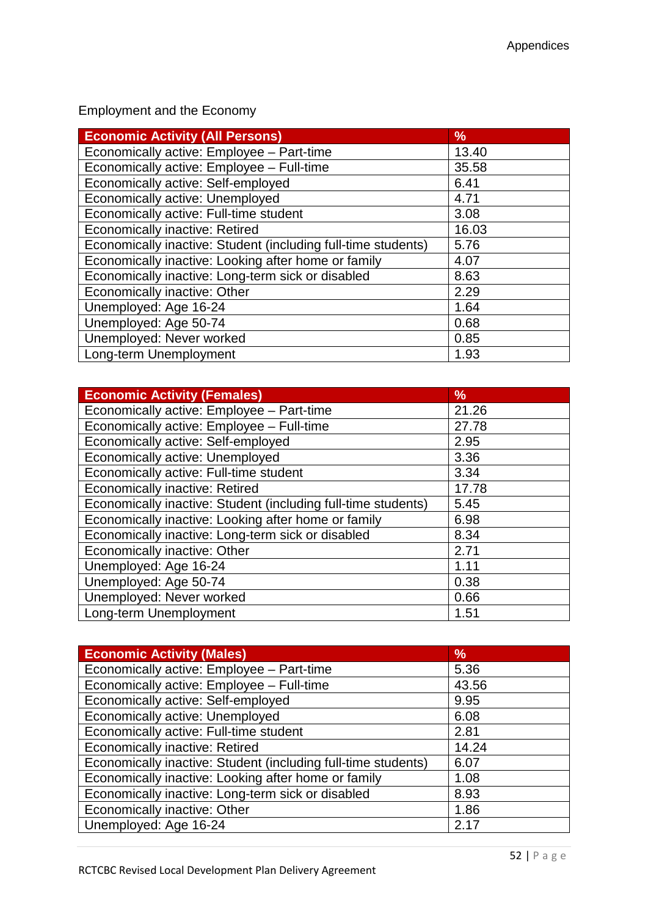Employment and the Economy

| Economic Activity (All Persons) | % |
|---|---|
| Economically active: Employee – Part-time | 13.40 |
| Economically active: Employee – Full-time | 35.58 |
| Economically active: Self-employed | 6.41 |
| Economically active: Unemployed | 4.71 |
| Economically active: Full-time student | 3.08 |
| Economically inactive: Retired | 16.03 |
| Economically inactive: Student (including full-time students) | 5.76 |
| Economically inactive: Looking after home or family | 4.07 |
| Economically inactive: Long-term sick or disabled | 8.63 |
| Economically inactive: Other | 2.29 |
| Unemployed: Age 16-24 | 1.64 |
| Unemployed: Age 50-74 | 0.68 |
| Unemployed: Never worked | 0.85 |
| Long-term Unemployment | 1.93 |

| Economic Activity (Females) | % |
|---|---|
| Economically active: Employee – Part-time | 21.26 |
| Economically active: Employee – Full-time | 27.78 |
| Economically active: Self-employed | 2.95 |
| Economically active: Unemployed | 3.36 |
| Economically active: Full-time student | 3.34 |
| Economically inactive: Retired | 17.78 |
| Economically inactive: Student (including full-time students) | 5.45 |
| Economically inactive: Looking after home or family | 6.98 |
| Economically inactive: Long-term sick or disabled | 8.34 |
| Economically inactive: Other | 2.71 |
| Unemployed: Age 16-24 | 1.11 |
| Unemployed: Age 50-74 | 0.38 |
| Unemployed: Never worked | 0.66 |
| Long-term Unemployment | 1.51 |

| Economic Activity (Males) | % |
|---|---|
| Economically active: Employee – Part-time | 5.36 |
| Economically active: Employee – Full-time | 43.56 |
| Economically active: Self-employed | 9.95 |
| Economically active: Unemployed | 6.08 |
| Economically active: Full-time student | 2.81 |
| Economically inactive: Retired | 14.24 |
| Economically inactive: Student (including full-time students) | 6.07 |
| Economically inactive: Looking after home or family | 1.08 |
| Economically inactive: Long-term sick or disabled | 8.93 |
| Economically inactive: Other | 1.86 |
| Unemployed: Age 16-24 | 2.17 |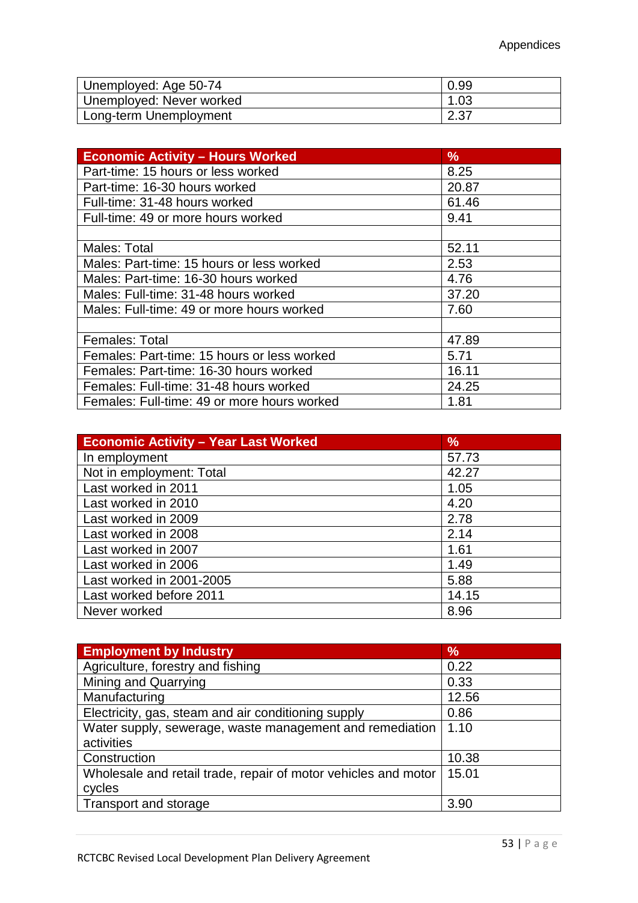| | |
|---|---|
| Unemployed: Age 50-74 | 0.99 |
| Unemployed: Never worked | 1.03 |
| Long-term Unemployment | 2.37 |

| Economic Activity – Hours Worked | % |
|---|---|
| Part-time: 15 hours or less worked | 8.25 |
| Part-time: 16-30 hours worked | 20.87 |
| Full-time: 31-48 hours worked | 61.46 |
| Full-time: 49 or more hours worked | 9.41 |
| | |
| Males: Total | 52.11 |
| Males: Part-time: 15 hours or less worked | 2.53 |
| Males: Part-time: 16-30 hours worked | 4.76 |
| Males: Full-time: 31-48 hours worked | 37.20 |
| Males: Full-time: 49 or more hours worked | 7.60 |
| | |
| Females: Total | 47.89 |
| Females: Part-time: 15 hours or less worked | 5.71 |
| Females: Part-time: 16-30 hours worked | 16.11 |
| Females: Full-time: 31-48 hours worked | 24.25 |
| Females: Full-time: 49 or more hours worked | 1.81 |

| Economic Activity – Year Last Worked | % |
|---|---|
| In employment | 57.73 |
| Not in employment: Total | 42.27 |
| Last worked in 2011 | 1.05 |
| Last worked in 2010 | 4.20 |
| Last worked in 2009 | 2.78 |
| Last worked in 2008 | 2.14 |
| Last worked in 2007 | 1.61 |
| Last worked in 2006 | 1.49 |
| Last worked in 2001-2005 | 5.88 |
| Last worked before 2011 | 14.15 |
| Never worked | 8.96 |

| Employment by Industry | % |
|---|---|
| Agriculture, forestry and fishing | 0.22 |
| Mining and Quarrying | 0.33 |
| Manufacturing | 12.56 |
| Electricity, gas, steam and air conditioning supply | 0.86 |
| Water supply, sewerage, waste management and remediation activities | 1.10 |
| Construction | 10.38 |
| Wholesale and retail trade, repair of motor vehicles and motor cycles | 15.01 |
| Transport and storage | 3.90 |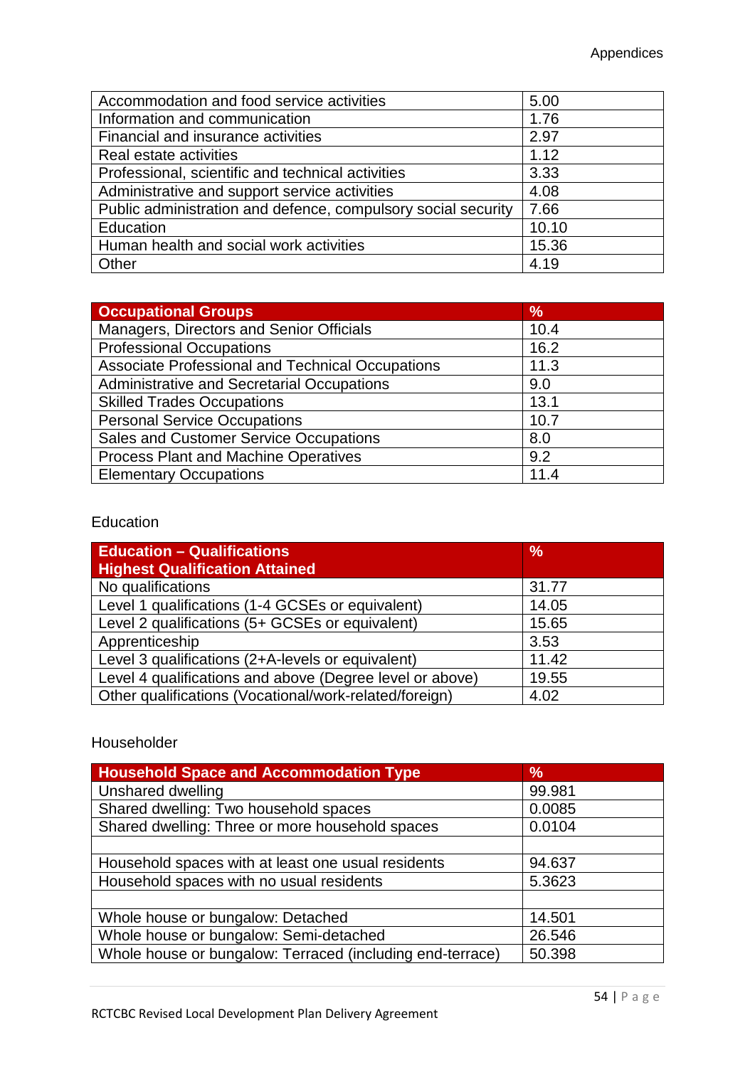| | |
|---|---|
| Accommodation and food service activities | 5.00 |
| Information and communication | 1.76 |
| Financial and insurance activities | 2.97 |
| Real estate activities | 1.12 |
| Professional, scientific and technical activities | 3.33 |
| Administrative and support service activities | 4.08 |
| Public administration and defence, compulsory social security | 7.66 |
| Education | 10.10 |
| Human health and social work activities | 15.36 |
| Other | 4.19 |

| Occupational Groups | % |
|---|---|
| Managers, Directors and Senior Officials | 10.4 |
| Professional Occupations | 16.2 |
| Associate Professional and Technical Occupations | 11.3 |
| Administrative and Secretarial Occupations | 9.0 |
| Skilled Trades Occupations | 13.1 |
| Personal Service Occupations | 10.7 |
| Sales and Customer Service Occupations | 8.0 |
| Process Plant and Machine Operatives | 9.2 |
| Elementary Occupations | 11.4 |

Education

| Education – Qualifications Highest Qualification Attained | % |
|---|---|
| No qualifications | 31.77 |
| Level 1 qualifications (1-4 GCSEs or equivalent) | 14.05 |
| Level 2 qualifications (5+ GCSEs or equivalent) | 15.65 |
| Apprenticeship | 3.53 |
| Level 3 qualifications (2+A-levels or equivalent) | 11.42 |
| Level 4 qualifications and above (Degree level or above) | 19.55 |
| Other qualifications (Vocational/work-related/foreign) | 4.02 |

Householder

| Household Space and Accommodation Type | % |
|---|---|
| Unshared dwelling | 99.981 |
| Shared dwelling: Two household spaces | 0.0085 |
| Shared dwelling: Three or more household spaces | 0.0104 |
| | |
| Household spaces with at least one usual residents | 94.637 |
| Household spaces with no usual residents | 5.3623 |
| | |
| Whole house or bungalow: Detached | 14.501 |
| Whole house or bungalow: Semi-detached | 26.546 |
| Whole house or bungalow: Terraced (including end-terrace) | 50.398 |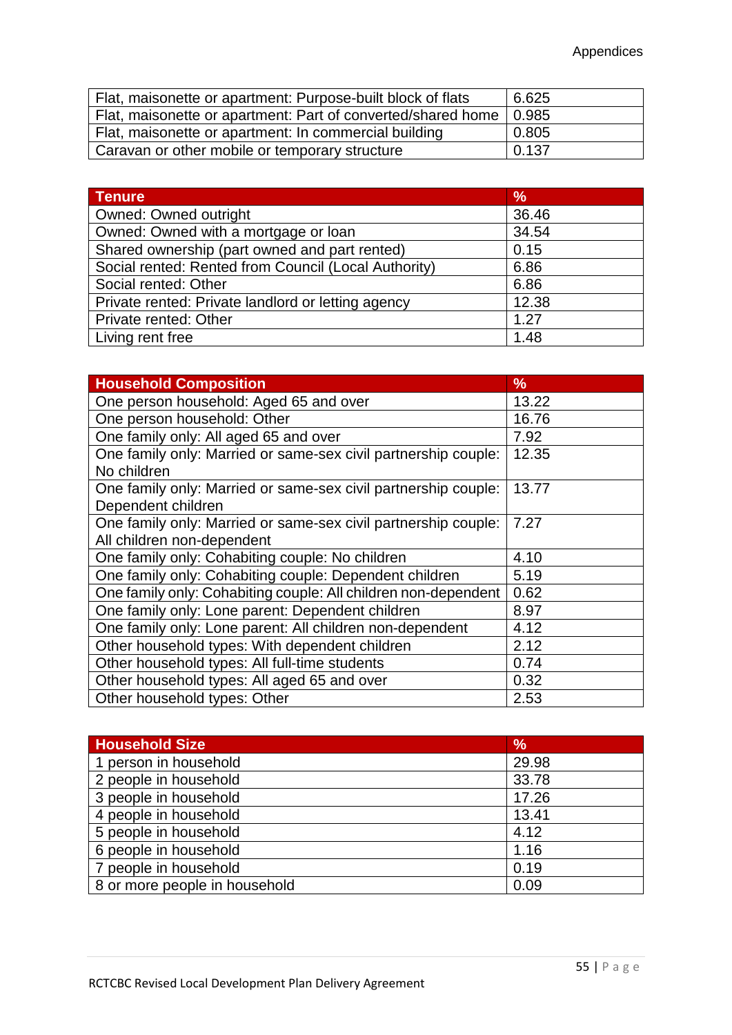| | |
|---|---|
| Flat, maisonette or apartment: Purpose-built block of flats | 6.625 |
| Flat, maisonette or apartment: Part of converted/shared home | 0.985 |
| Flat, maisonette or apartment: In commercial building | 0.805 |
| Caravan or other mobile or temporary structure | 0.137 |

| Tenure | % |
|---|---|
| Owned: Owned outright | 36.46 |
| Owned: Owned with a mortgage or loan | 34.54 |
| Shared ownership (part owned and part rented) | 0.15 |
| Social rented: Rented from Council (Local Authority) | 6.86 |
| Social rented: Other | 6.86 |
| Private rented: Private landlord or letting agency | 12.38 |
| Private rented: Other | 1.27 |
| Living rent free | 1.48 |

| Household Composition | % |
|---|---|
| One person household: Aged 65 and over | 13.22 |
| One person household: Other | 16.76 |
| One family only: All aged 65 and over | 7.92 |
| One family only: Married or same-sex civil partnership couple: No children | 12.35 |
| One family only: Married or same-sex civil partnership couple: Dependent children | 13.77 |
| One family only: Married or same-sex civil partnership couple: All children non-dependent | 7.27 |
| One family only: Cohabiting couple: No children | 4.10 |
| One family only: Cohabiting couple: Dependent children | 5.19 |
| One family only: Cohabiting couple: All children non-dependent | 0.62 |
| One family only: Lone parent: Dependent children | 8.97 |
| One family only: Lone parent: All children non-dependent | 4.12 |
| Other household types: With dependent children | 2.12 |
| Other household types: All full-time students | 0.74 |
| Other household types: All aged 65 and over | 0.32 |
| Other household types: Other | 2.53 |

| Household Size | % |
|---|---|
| 1 person in household | 29.98 |
| 2 people in household | 33.78 |
| 3 people in household | 17.26 |
| 4 people in household | 13.41 |
| 5 people in household | 4.12 |
| 6 people in household | 1.16 |
| 7 people in household | 0.19 |
| 8 or more people in household | 0.09 |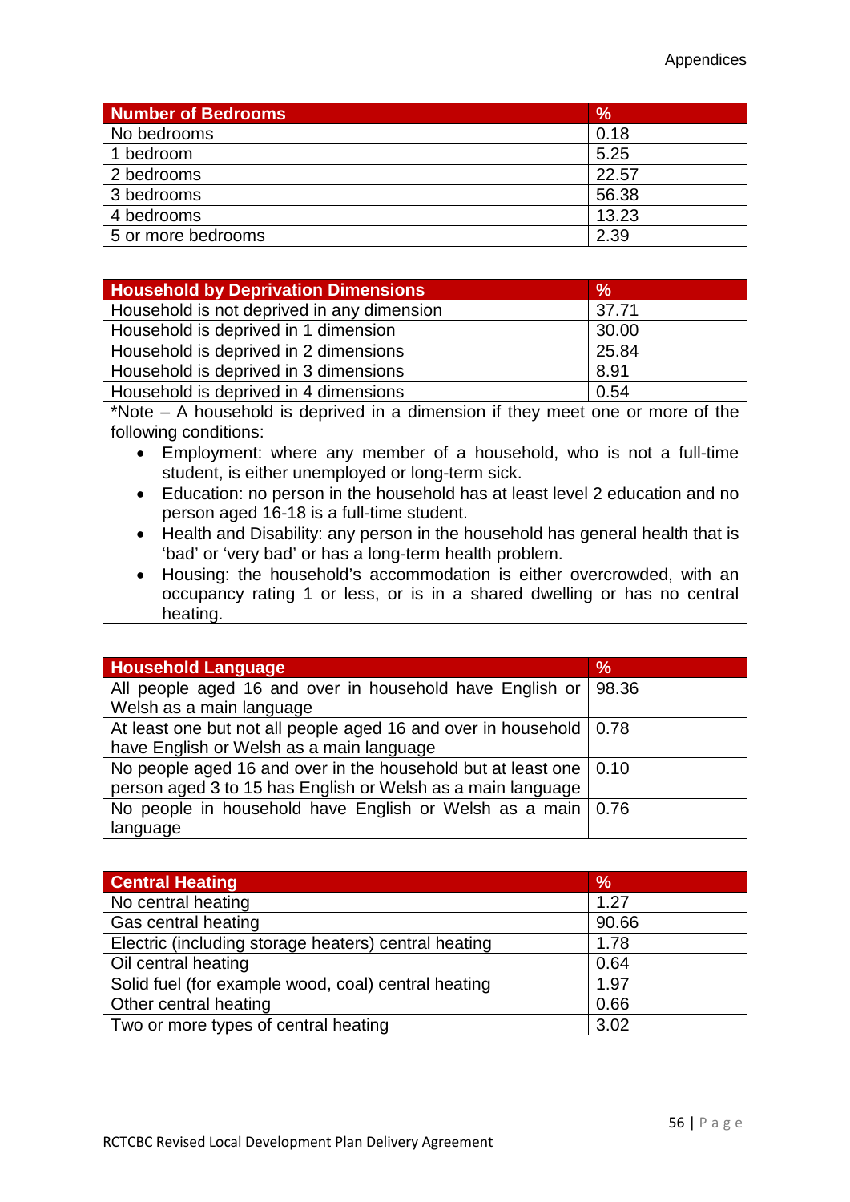| Number of Bedrooms | % |
|---|---|
| No bedrooms | 0.18 |
| 1 bedroom | 5.25 |
| 2 bedrooms | 22.57 |
| 3 bedrooms | 56.38 |
| 4 bedrooms | 13.23 |
| 5 or more bedrooms | 2.39 |

| Household by Deprivation Dimensions | % |
|---|---|
| Household is not deprived in any dimension | 37.71 |
| Household is deprived in 1 dimension | 30.00 |
| Household is deprived in 2 dimensions | 25.84 |
| Household is deprived in 3 dimensions | 8.91 |
| Household is deprived in 4 dimensions | 0.54 |

*Note – A household is deprived in a dimension if they meet one or more of the following conditions:

- Employment: where any member of a household, who is not a full-time student, is either unemployed or long-term sick.
- Education: no person in the household has at least level 2 education and no person aged 16-18 is a full-time student.
- Health and Disability: any person in the household has general health that is 'bad' or 'very bad' or has a long-term health problem.
- Housing: the household's accommodation is either overcrowded, with an occupancy rating 1 or less, or is in a shared dwelling or has no central heating.

| Household Language | % |
|---|---|
| All people aged 16 and over in household have English or Welsh as a main language | 98.36 |
| At least one but not all people aged 16 and over in household have English or Welsh as a main language | 0.78 |
| No people aged 16 and over in the household but at least one person aged 3 to 15 has English or Welsh as a main language | 0.10 |
| No people in household have English or Welsh as a main language | 0.76 |

| Central Heating | % |
|---|---|
| No central heating | 1.27 |
| Gas central heating | 90.66 |
| Electric (including storage heaters) central heating | 1.78 |
| Oil central heating | 0.64 |
| Solid fuel (for example wood, coal) central heating | 1.97 |
| Other central heating | 0.66 |
| Two or more types of central heating | 3.02 |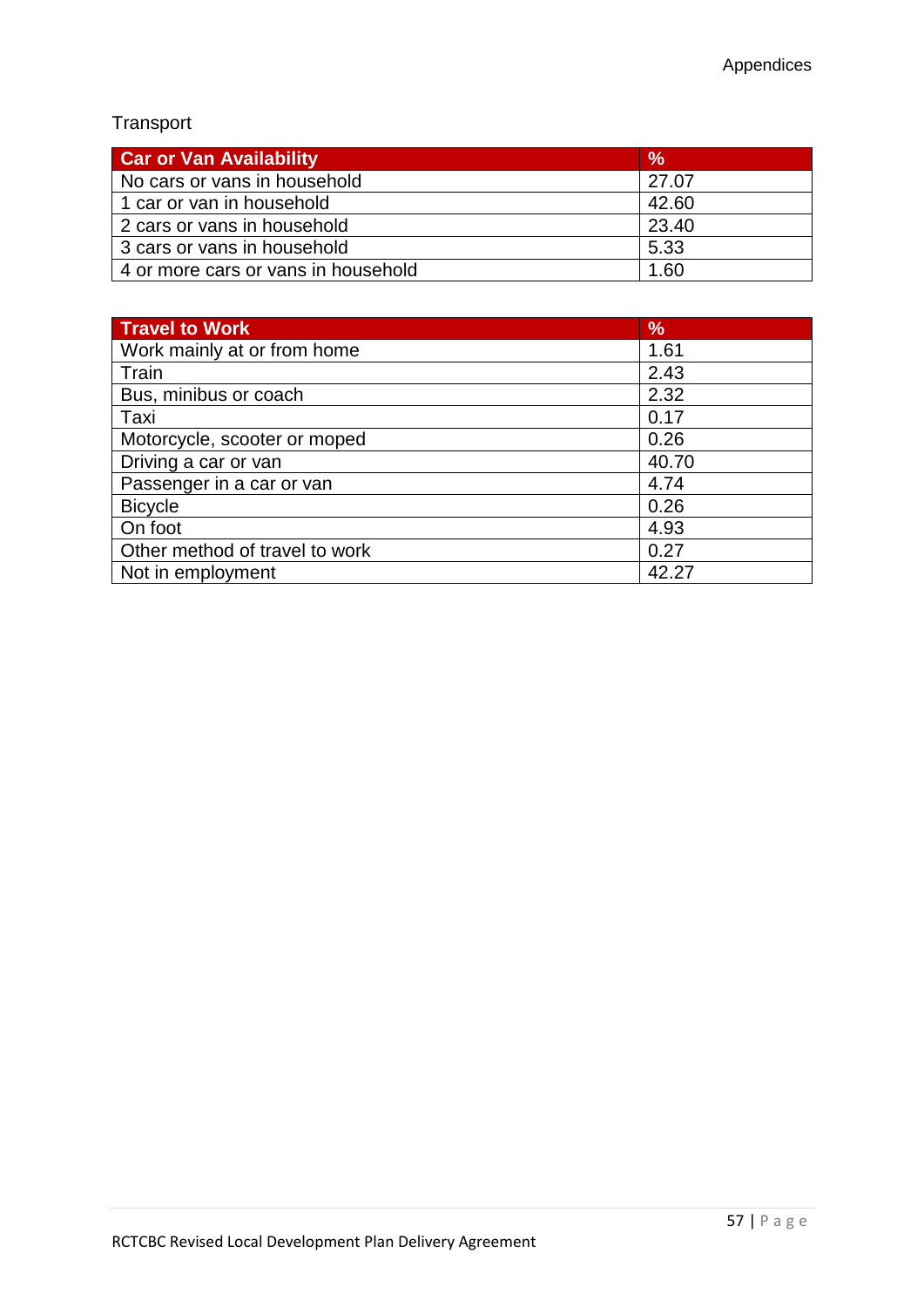Transport

| Car or Van Availability | % |
|---|---|
| No cars or vans in household | 27.07 |
| 1 car or van in household | 42.60 |
| 2 cars or vans in household | 23.40 |
| 3 cars or vans in household | 5.33 |
| 4 or more cars or vans in household | 1.60 |

| Travel to Work | % |
|---|---|
| Work mainly at or from home | 1.61 |
| Train | 2.43 |
| Bus, minibus or coach | 2.32 |
| Taxi | 0.17 |
| Motorcycle, scooter or moped | 0.26 |
| Driving a car or van | 40.70 |
| Passenger in a car or van | 4.74 |
| Bicycle | 0.26 |
| On foot | 4.93 |
| Other method of travel to work | 0.27 |
| Not in employment | 42.27 |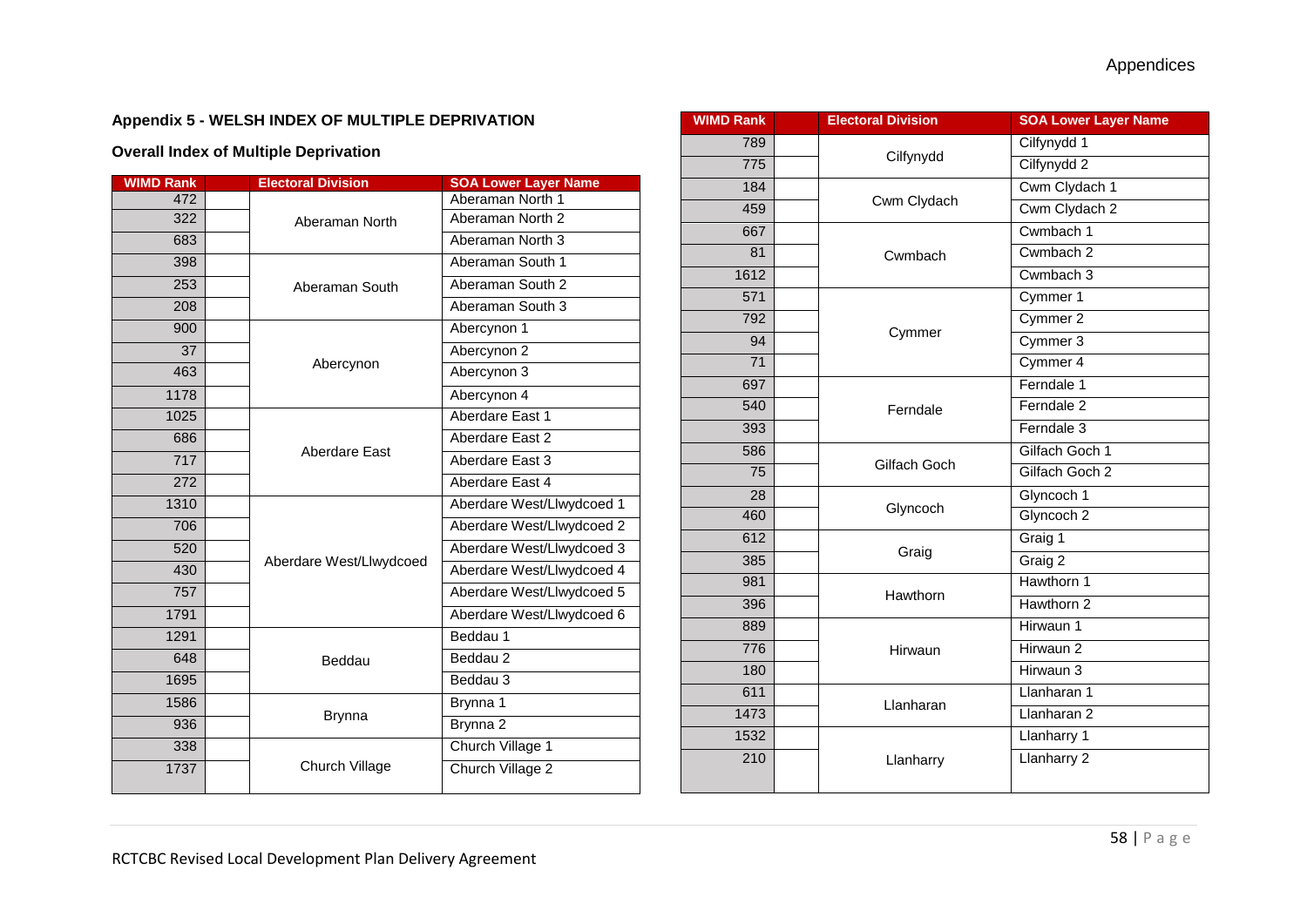## Appendix 5 - WELSH INDEX OF MULTIPLE DEPRIVATION

### Overall Index of Multiple Deprivation

| WIMD Rank | Electoral Division | SOA Lower Layer Name |
|---|---|---|
| 472 | Aberaman North | Aberaman North 1 |
| 322 | | Aberaman North 2 |
| 683 | | Aberaman North 3 |
| 398 | Aberaman South | Aberaman South 1 |
| 253 | | Aberaman South 2 |
| 208 | | Aberaman South 3 |
| 900 | Abercynon | Abercynon 1 |
| 37 | | Abercynon 2 |
| 463 | | Abercynon 3 |
| 1178 | | Abercynon 4 |
| 1025 | Aberdare East | Aberdare East 1 |
| 686 | | Aberdare East 2 |
| 717 | | Aberdare East 3 |
| 272 | | Aberdare East 4 |
| 1310 | Aberdare West/Llwydcoed | Aberdare West/Llwydcoed 1 |
| 706 | | Aberdare West/Llwydcoed 2 |
| 520 | | Aberdare West/Llwydcoed 3 |
| 430 | | Aberdare West/Llwydcoed 4 |
| 757 | | Aberdare West/Llwydcoed 5 |
| 1791 | | Aberdare West/Llwydcoed 6 |
| 1291 | Beddau | Beddau 1 |
| 648 | | Beddau 2 |
| 1695 | | Beddau 3 |
| 1586 | Brynna | Brynna 1 |
| 936 | | Brynna 2 |
| 338 | Church Village | Church Village 1 |
| 1737 | | Church Village 2 |
| 789 | Cilfynydd | Cilfynydd 1 |
| 775 | | Cilfynydd 2 |
| 184 | Cwm Clydach | Cwm Clydach 1 |
| 459 | | Cwm Clydach 2 |
| 667 | Cwmbach | Cwmbach 1 |
| 81 | | Cwmbach 2 |
| 1612 | | Cwmbach 3 |
| 571 | Cymmer | Cymmer 1 |
| 792 | | Cymmer 2 |
| 94 | | Cymmer 3 |
| 71 | | Cymmer 4 |
| 697 | Ferndale | Ferndale 1 |
| 540 | | Ferndale 2 |
| 393 | | Ferndale 3 |
| 586 | Gilfach Goch | Gilfach Goch 1 |
| 75 | | Gilfach Goch 2 |
| 28 | Glyncoch | Glyncoch 1 |
| 460 | | Glyncoch 2 |
| 612 | Graig | Graig 1 |
| 385 | | Graig 2 |
| 981 | Hawthorn | Hawthorn 1 |
| 396 | | Hawthorn 2 |
| 889 | Hirwaun | Hirwaun 1 |
| 776 | | Hirwaun 2 |
| 180 | | Hirwaun 3 |
| 611 | Llanharan | Llanharan 1 |
| 1473 | | Llanharan 2 |
| 1532 | Llanharry | Llanharry 1 |
| 210 | | Llanharry 2 |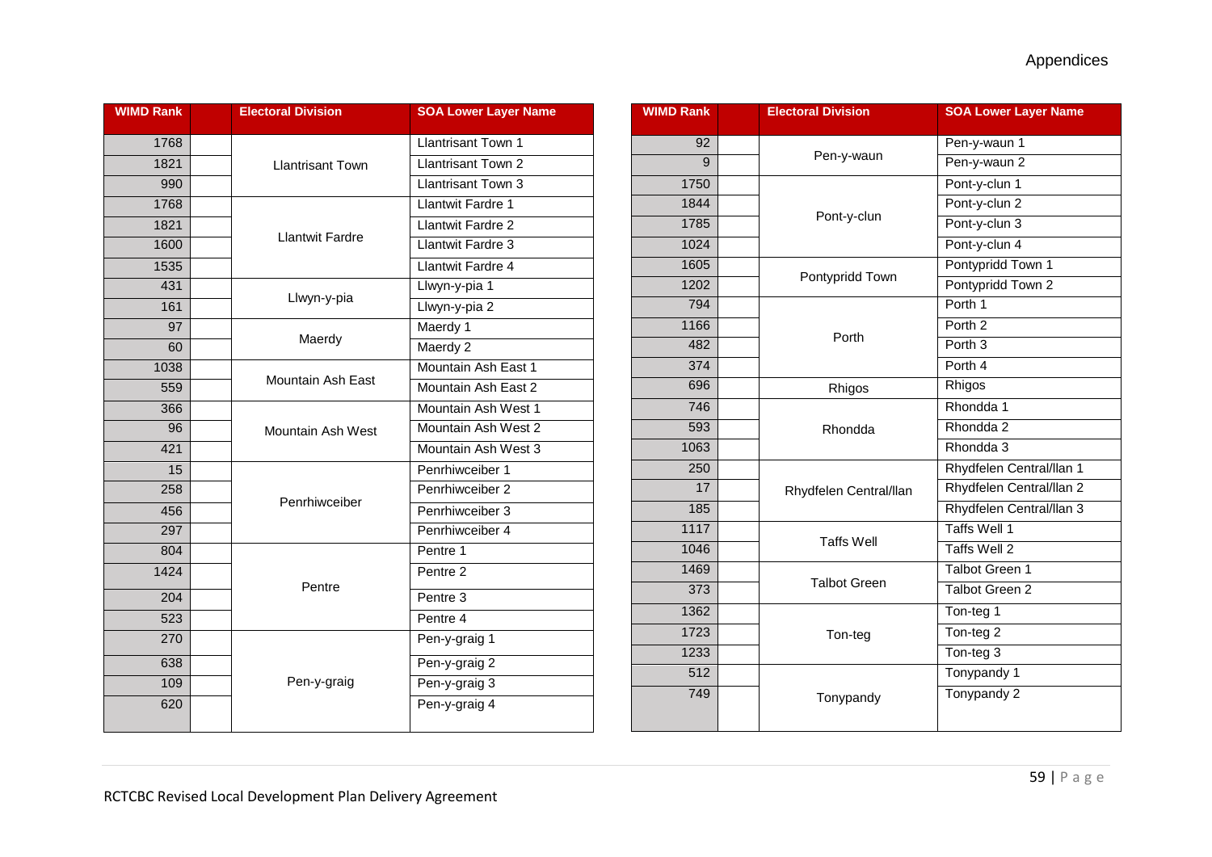| WIMD Rank | | Electoral Division | SOA Lower Layer Name |
|---|---|---|---|
| 1768 | | Llantrisant Town | Llantrisant Town 1 |
| 1821 | | | Llantrisant Town 2 |
| 990 | | | Llantrisant Town 3 |
| 1768 | | Llantwit Fardre | Llantwit Fardre 1 |
| 1821 | | | Llantwit Fardre 2 |
| 1600 | | | Llantwit Fardre 3 |
| 1535 | | | Llantwit Fardre 4 |
| 431 | | Llwyn-y-pia | Llwyn-y-pia 1 |
| 161 | | | Llwyn-y-pia 2 |
| 97 | | Maerdy | Maerdy 1 |
| 60 | | | Maerdy 2 |
| 1038 | | Mountain Ash East | Mountain Ash East 1 |
| 559 | | | Mountain Ash East 2 |
| 366 | | Mountain Ash West | Mountain Ash West 1 |
| 96 | | | Mountain Ash West 2 |
| 421 | | | Mountain Ash West 3 |
| 15 | | Penrhiwceiber | Penrhiwceiber 1 |
| 258 | | | Penrhiwceiber 2 |
| 456 | | | Penrhiwceiber 3 |
| 297 | | | Penrhiwceiber 4 |
| 804 | | Pentre | Pentre 1 |
| 1424 | | | Pentre 2 |
| 204 | | | Pentre 3 |
| 523 | | | Pentre 4 |
| 270 | | Pen-y-graig | Pen-y-graig 1 |
| 638 | | | Pen-y-graig 2 |
| 109 | | | Pen-y-graig 3 |
| 620 | | | Pen-y-graig 4 |

| WIMD Rank | | Electoral Division | SOA Lower Layer Name |
|---|---|---|---|
| 92 | | Pen-y-waun | Pen-y-waun 1 |
| 9 | | | Pen-y-waun 2 |
| 1750 | | Pont-y-clun | Pont-y-clun 1 |
| 1844 | | | Pont-y-clun 2 |
| 1785 | | | Pont-y-clun 3 |
| 1024 | | | Pont-y-clun 4 |
| 1605 | | Pontypridd Town | Pontypridd Town 1 |
| 1202 | | | Pontypridd Town 2 |
| 794 | | Porth | Porth 1 |
| 1166 | | | Porth 2 |
| 482 | | | Porth 3 |
| 374 | | | Porth 4 |
| 696 | | Rhigos | Rhigos |
| 746 | | Rhondda | Rhondda 1 |
| 593 | | | Rhondda 2 |
| 1063 | | | Rhondda 3 |
| 250 | | Rhydfelen Central/llan | Rhydfelen Central/llan 1 |
| 17 | | | Rhydfelen Central/llan 2 |
| 185 | | | Rhydfelen Central/llan 3 |
| 1117 | | Taffs Well | Taffs Well 1 |
| 1046 | | | Taffs Well 2 |
| 1469 | | Talbot Green | Talbot Green 1 |
| 373 | | | Talbot Green 2 |
| 1362 | | Ton-teg | Ton-teg 1 |
| 1723 | | | Ton-teg 2 |
| 1233 | | | Ton-teg 3 |
| 512 | | Tonypandy | Tonypandy 1 |
| 749 | | | Tonypandy 2 |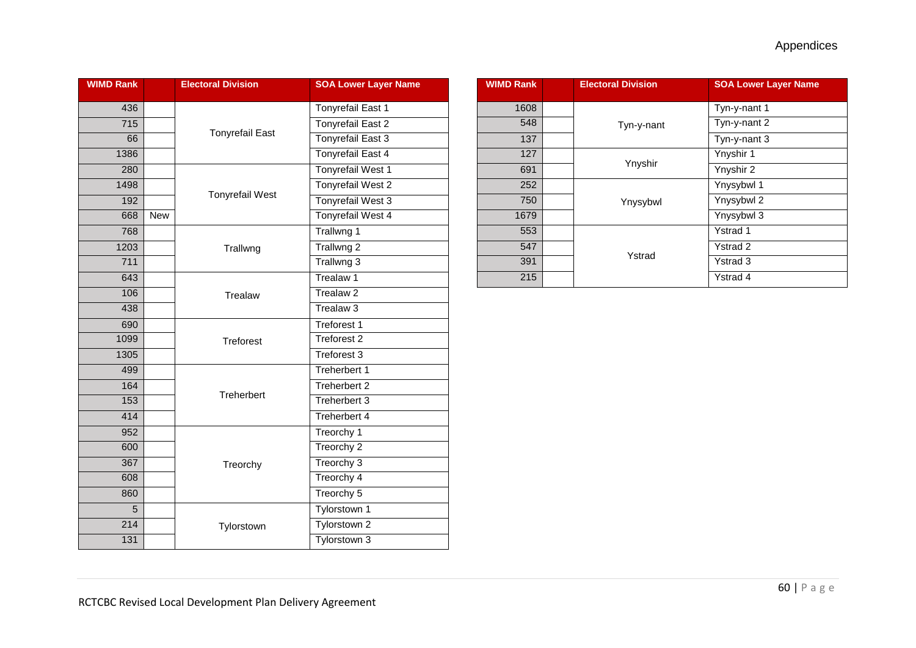| WIMD Rank | | Electoral Division | SOA Lower Layer Name |
|---|---|---|---|
| 436 | | Tonyrefail East | Tonyrefail East 1 |
| 715 | | | Tonyrefail East 2 |
| 66 | | | Tonyrefail East 3 |
| 1386 | | | Tonyrefail East 4 |
| 280 | | Tonyrefail West | Tonyrefail West 1 |
| 1498 | | | Tonyrefail West 2 |
| 192 | | | Tonyrefail West 3 |
| 668 | New | | Tonyrefail West 4 |
| 768 | | Trallwng | Trallwng 1 |
| 1203 | | | Trallwng 2 |
| 711 | | | Trallwng 3 |
| 643 | | Trealaw | Trealaw 1 |
| 106 | | | Trealaw 2 |
| 438 | | | Trealaw 3 |
| 690 | | Treforest | Treforest 1 |
| 1099 | | | Treforest 2 |
| 1305 | | | Treforest 3 |
| 499 | | Treherbert | Treherbert 1 |
| 164 | | | Treherbert 2 |
| 153 | | | Treherbert 3 |
| 414 | | | Treherbert 4 |
| 952 | | Treorchy | Treorchy 1 |
| 600 | | | Treorchy 2 |
| 367 | | | Treorchy 3 |
| 608 | | | Treorchy 4 |
| 860 | | | Treorchy 5 |
| 5 | | Tylorstown | Tylorstown 1 |
| 214 | | | Tylorstown 2 |
| 131 | | | Tylorstown 3 |
| 1608 | | Tyn-y-nant | Tyn-y-nant 1 |
| 548 | | | Tyn-y-nant 2 |
| 137 | | | Tyn-y-nant 3 |
| 127 | | Ynyshir | Ynyshir 1 |
| 691 | | | Ynyshir 2 |
| 252 | | Ynysybwl | Ynysybwl 1 |
| 750 | | | Ynysybwl 2 |
| 1679 | | | Ynysybwl 3 |
| 553 | | Ystrad | Ystrad 1 |
| 547 | | | Ystrad 2 |
| 391 | | | Ystrad 3 |
| 215 | | | Ystrad 4 |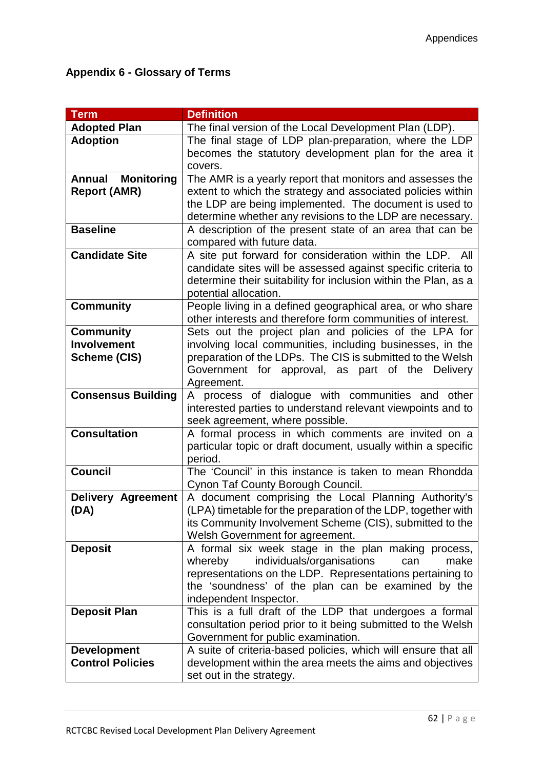## Appendix 6 - Glossary of Terms

| Term | Definition |
|---|---|
| **Adopted Plan** | The final version of the Local Development Plan (LDP). |
| **Adoption** | The final stage of LDP plan-preparation, where the LDP becomes the statutory development plan for the area it covers. |
| **Annual Monitoring Report (AMR)** | The AMR is a yearly report that monitors and assesses the extent to which the strategy and associated policies within the LDP are being implemented. The document is used to determine whether any revisions to the LDP are necessary. |
| **Baseline** | A description of the present state of an area that can be compared with future data. |
| **Candidate Site** | A site put forward for consideration within the LDP. All candidate sites will be assessed against specific criteria to determine their suitability for inclusion within the Plan, as a potential allocation. |
| **Community** | People living in a defined geographical area, or who share other interests and therefore form communities of interest. |
| **Community Involvement Scheme (CIS)** | Sets out the project plan and policies of the LPA for involving local communities, including businesses, in the preparation of the LDPs. The CIS is submitted to the Welsh Government for approval, as part of the Delivery Agreement. |
| **Consensus Building** | A process of dialogue with communities and other interested parties to understand relevant viewpoints and to seek agreement, where possible. |
| **Consultation** | A formal process in which comments are invited on a particular topic or draft document, usually within a specific period. |
| **Council** | The 'Council' in this instance is taken to mean Rhondda Cynon Taf County Borough Council. |
| **Delivery Agreement (DA)** | A document comprising the Local Planning Authority's (LPA) timetable for the preparation of the LDP, together with its Community Involvement Scheme (CIS), submitted to the Welsh Government for agreement. |
| **Deposit** | A formal six week stage in the plan making process, whereby individuals/organisations can make representations on the LDP. Representations pertaining to the 'soundness' of the plan can be examined by the independent Inspector. |
| **Deposit Plan** | This is a full draft of the LDP that undergoes a formal consultation period prior to it being submitted to the Welsh Government for public examination. |
| **Development Control Policies** | A suite of criteria-based policies, which will ensure that all development within the area meets the aims and objectives set out in the strategy. |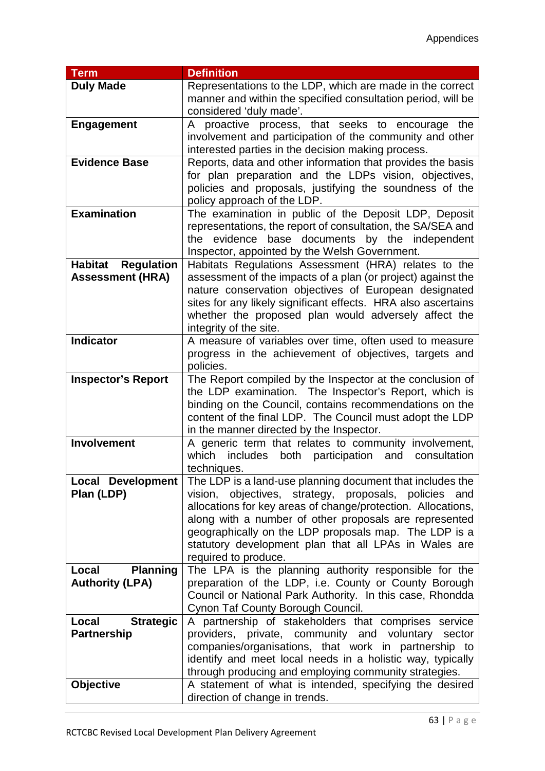| Term | Definition |
|---|---|
| **Duly Made** | Representations to the LDP, which are made in the correct manner and within the specified consultation period, will be considered 'duly made'. |
| **Engagement** | A proactive process, that seeks to encourage the involvement and participation of the community and other interested parties in the decision making process. |
| **Evidence Base** | Reports, data and other information that provides the basis for plan preparation and the LDPs vision, objectives, policies and proposals, justifying the soundness of the policy approach of the LDP. |
| **Examination** | The examination in public of the Deposit LDP, Deposit representations, the report of consultation, the SA/SEA and the evidence base documents by the independent Inspector, appointed by the Welsh Government. |
| **Habitat Regulation Assessment (HRA)** | Habitats Regulations Assessment (HRA) relates to the assessment of the impacts of a plan (or project) against the nature conservation objectives of European designated sites for any likely significant effects. HRA also ascertains whether the proposed plan would adversely affect the integrity of the site. |
| **Indicator** | A measure of variables over time, often used to measure progress in the achievement of objectives, targets and policies. |
| **Inspector's Report** | The Report compiled by the Inspector at the conclusion of the LDP examination. The Inspector's Report, which is binding on the Council, contains recommendations on the content of the final LDP. The Council must adopt the LDP in the manner directed by the Inspector. |
| **Involvement** | A generic term that relates to community involvement, which includes both participation and consultation techniques. |
| **Local Development Plan (LDP)** | The LDP is a land-use planning document that includes the vision, objectives, strategy, proposals, policies and allocations for key areas of change/protection. Allocations, along with a number of other proposals are represented geographically on the LDP proposals map. The LDP is a statutory development plan that all LPAs in Wales are required to produce. |
| **Local Planning Authority (LPA)** | The LPA is the planning authority responsible for the preparation of the LDP, i.e. County or County Borough Council or National Park Authority. In this case, Rhondda Cynon Taf County Borough Council. |
| **Local Strategic Partnership** | A partnership of stakeholders that comprises service providers, private, community and voluntary sector companies/organisations, that work in partnership to identify and meet local needs in a holistic way, typically through producing and employing community strategies. |
| **Objective** | A statement of what is intended, specifying the desired direction of change in trends. |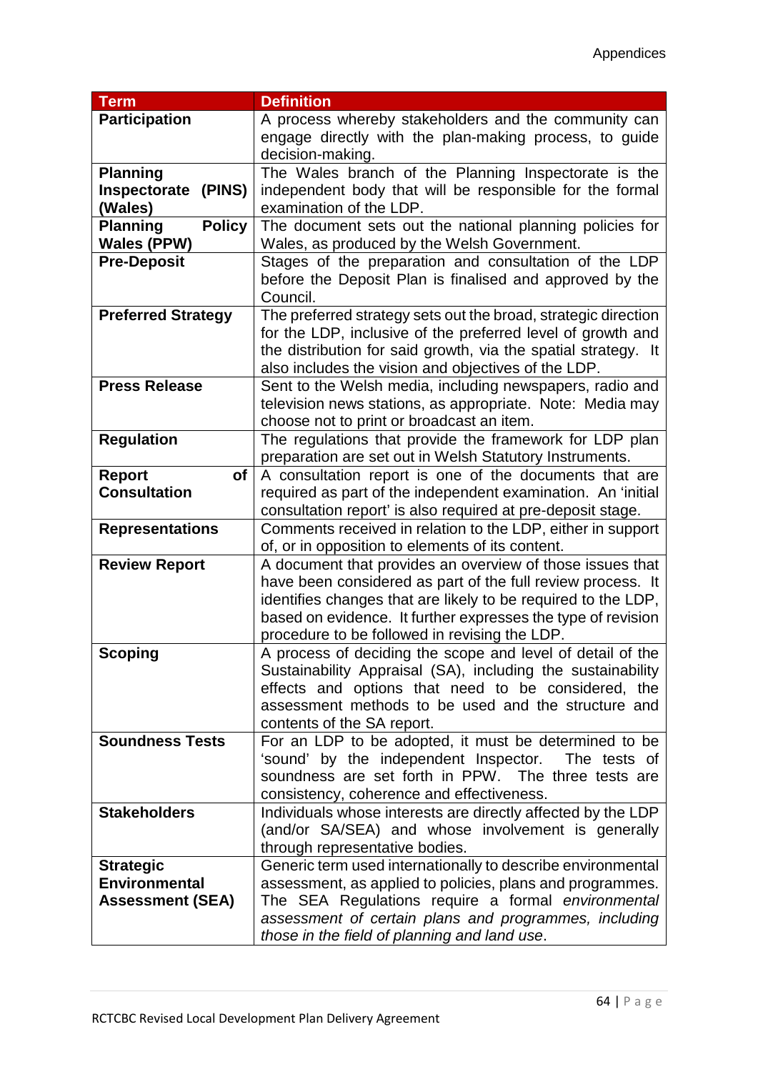| Term | Definition |
| --- | --- |
| **Participation** | A process whereby stakeholders and the community can engage directly with the plan-making process, to guide decision-making. |
| **Planning Inspectorate (PINS) (Wales)** | The Wales branch of the Planning Inspectorate is the independent body that will be responsible for the formal examination of the LDP. |
| **Planning Policy Wales (PPW)** | The document sets out the national planning policies for Wales, as produced by the Welsh Government. |
| **Pre-Deposit** | Stages of the preparation and consultation of the LDP before the Deposit Plan is finalised and approved by the Council. |
| **Preferred Strategy** | The preferred strategy sets out the broad, strategic direction for the LDP, inclusive of the preferred level of growth and the distribution for said growth, via the spatial strategy. It also includes the vision and objectives of the LDP. |
| **Press Release** | Sent to the Welsh media, including newspapers, radio and television news stations, as appropriate. Note: Media may choose not to print or broadcast an item. |
| **Regulation** | The regulations that provide the framework for LDP plan preparation are set out in Welsh Statutory Instruments. |
| **Report of Consultation** | A consultation report is one of the documents that are required as part of the independent examination. An 'initial consultation report' is also required at pre-deposit stage. |
| **Representations** | Comments received in relation to the LDP, either in support of, or in opposition to elements of its content. |
| **Review Report** | A document that provides an overview of those issues that have been considered as part of the full review process. It identifies changes that are likely to be required to the LDP, based on evidence. It further expresses the type of revision procedure to be followed in revising the LDP. |
| **Scoping** | A process of deciding the scope and level of detail of the Sustainability Appraisal (SA), including the sustainability effects and options that need to be considered, the assessment methods to be used and the structure and contents of the SA report. |
| **Soundness Tests** | For an LDP to be adopted, it must be determined to be 'sound' by the independent Inspector. The tests of soundness are set forth in PPW. The three tests are consistency, coherence and effectiveness. |
| **Stakeholders** | Individuals whose interests are directly affected by the LDP (and/or SA/SEA) and whose involvement is generally through representative bodies. |
| **Strategic Environmental Assessment (SEA)** | Generic term used internationally to describe environmental assessment, as applied to policies, plans and programmes. The SEA Regulations require a formal *environmental assessment of certain plans and programmes, including those in the field of planning and land use*. |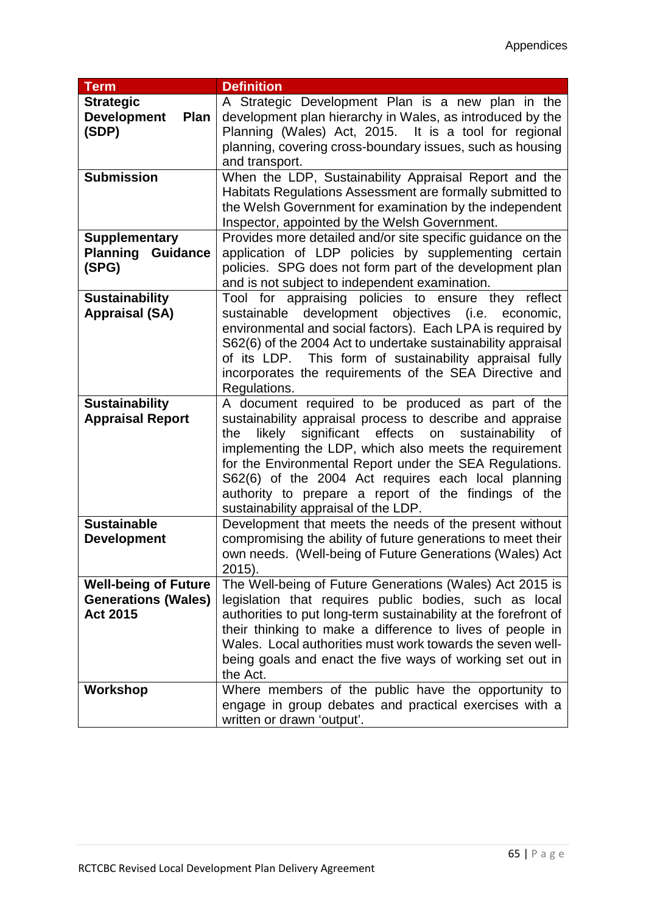| Term | Definition |
|---|---|
| **Strategic Development Plan (SDP)** | A Strategic Development Plan is a new plan in the development plan hierarchy in Wales, as introduced by the Planning (Wales) Act, 2015. It is a tool for regional planning, covering cross-boundary issues, such as housing and transport. |
| **Submission** | When the LDP, Sustainability Appraisal Report and the Habitats Regulations Assessment are formally submitted to the Welsh Government for examination by the independent Inspector, appointed by the Welsh Government. |
| **Supplementary Planning Guidance (SPG)** | Provides more detailed and/or site specific guidance on the application of LDP policies by supplementing certain policies. SPG does not form part of the development plan and is not subject to independent examination. |
| **Sustainability Appraisal (SA)** | Tool for appraising policies to ensure they reflect sustainable development objectives (i.e. economic, environmental and social factors). Each LPA is required by S62(6) of the 2004 Act to undertake sustainability appraisal of its LDP. This form of sustainability appraisal fully incorporates the requirements of the SEA Directive and Regulations. |
| **Sustainability Appraisal Report** | A document required to be produced as part of the sustainability appraisal process to describe and appraise the likely significant effects on sustainability of implementing the LDP, which also meets the requirement for the Environmental Report under the SEA Regulations. S62(6) of the 2004 Act requires each local planning authority to prepare a report of the findings of the sustainability appraisal of the LDP. |
| **Sustainable Development** | Development that meets the needs of the present without compromising the ability of future generations to meet their own needs. (Well-being of Future Generations (Wales) Act 2015). |
| **Well-being of Future Generations (Wales) Act 2015** | The Well-being of Future Generations (Wales) Act 2015 is legislation that requires public bodies, such as local authorities to put long-term sustainability at the forefront of their thinking to make a difference to lives of people in Wales. Local authorities must work towards the seven well-being goals and enact the five ways of working set out in the Act. |
| **Workshop** | Where members of the public have the opportunity to engage in group debates and practical exercises with a written or drawn 'output'. |